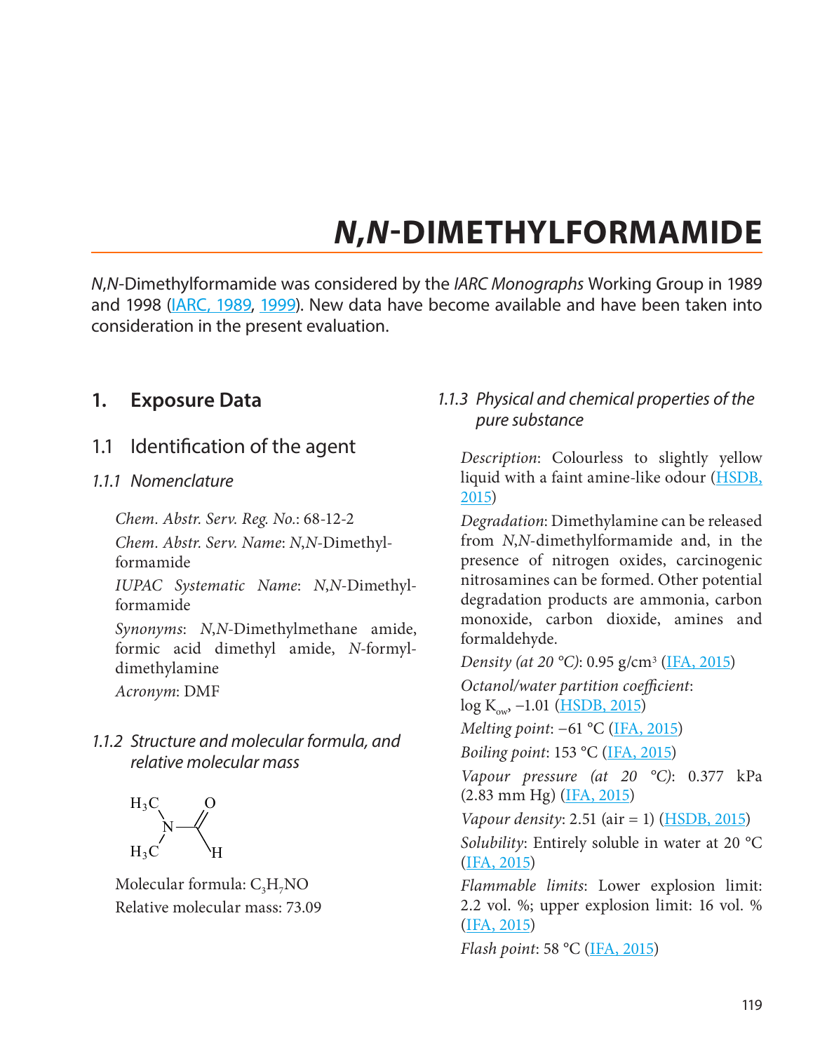# *N*,*N*-DIMETHYLFORMAMIDE

*N*,*N*-Dimethylformamide was considered by the *IARC Monographs* Working Group in 1989 and 1998 (IARC, 1989, 1999). New data have become available and have been taken into consideration in the present evaluation.

## 1. Exposure Data

### 1.1 Identification of the agent

#### 1.1.1 Nomenclature

*Chem. Abstr. Serv. Reg. No.*: 68-12-2

*Chem. Abstr. Serv. Name*: *N*,*N*-Dimethylformamide

*IUPAC Systematic Name*: *N*,*N*-Dimethylformamide

*Synonyms*: *N*,*N*-Dimethylmethane amide, formic acid dimethyl amide, *N*-formyldimethylamine

*Acronym*: DMF

#### 1.1.2 Structure and molecular formula, and relative molecular mass

Molecular formula: $C_3H_7NO$

Relative molecular mass: 73.09

#### 1.1.3 Physical and chemical properties of the pure substance

*Description*: Colourless to slightly yellow liquid with a faint amine-like odour (HSDB, 2015)

*Degradation*: Dimethylamine can be released from *N*,*N*-dimethylformamide and, in the presence of nitrogen oxides, carcinogenic nitrosamines can be formed. Other potential degradation products are ammonia, carbon monoxide, carbon dioxide, amines and formaldehyde.

*Density (at 20 °C)*: 0.95 g/cm³ (IFA, 2015)

*Octanol/water partition coefficient*: log $K_{ow}$, −1.01 (HSDB, 2015)

*Melting point*: −61 °C (IFA, 2015)

*Boiling point*: 153 °C (IFA, 2015)

*Vapour pressure (at 20 °C)*: 0.377 kPa (2.83 mm Hg) (IFA, 2015)

*Vapour density*: 2.51 (air = 1) (HSDB, 2015)

*Solubility*: Entirely soluble in water at 20 °C (IFA, 2015)

*Flammable limits*: Lower explosion limit: 2.2 vol. %; upper explosion limit: 16 vol. % (IFA, 2015)

*Flash point*: 58 °C (IFA, 2015)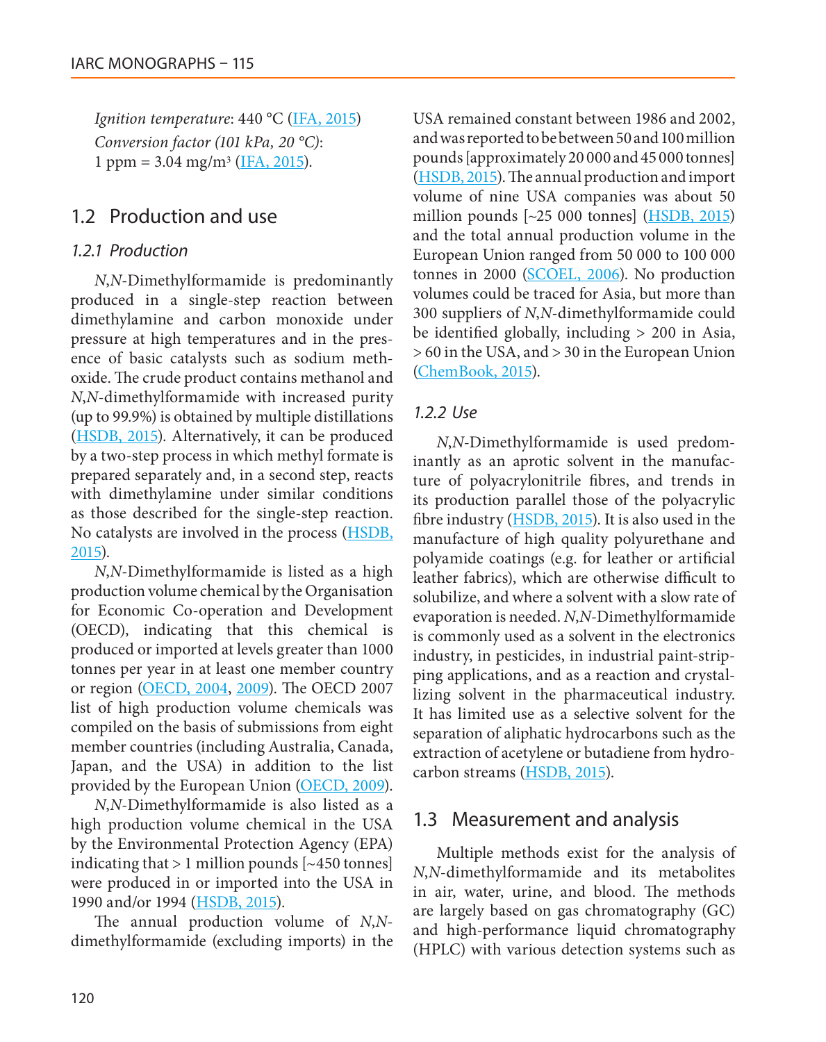*Ignition temperature*: 440 °C (IFA, 2015)

*Conversion factor (101 kPa, 20 °C)*: 1 ppm = 3.04 mg/m$^3$ (IFA, 2015).

## 1.2 Production and use

### 1.2.1 Production

*N*,*N*-Dimethylformamide is predominantly produced in a single-step reaction between dimethylamine and carbon monoxide under pressure at high temperatures and in the presence of basic catalysts such as sodium methoxide. The crude product contains methanol and *N*,*N*-dimethylformamide with increased purity (up to 99.9%) is obtained by multiple distillations (HSDB, 2015). Alternatively, it can be produced by a two-step process in which methyl formate is prepared separately and, in a second step, reacts with dimethylamine under similar conditions as those described for the single-step reaction. No catalysts are involved in the process (HSDB, 2015).

*N*,*N*-Dimethylformamide is listed as a high production volume chemical by the Organisation for Economic Co-operation and Development (OECD), indicating that this chemical is produced or imported at levels greater than 1000 tonnes per year in at least one member country or region (OECD, 2004, 2009). The OECD 2007 list of high production volume chemicals was compiled on the basis of submissions from eight member countries (including Australia, Canada, Japan, and the USA) in addition to the list provided by the European Union (OECD, 2009).

*N*,*N*-Dimethylformamide is also listed as a high production volume chemical in the USA by the Environmental Protection Agency (EPA) indicating that > 1 million pounds [~450 tonnes] were produced in or imported into the USA in 1990 and/or 1994 (HSDB, 2015).

The annual production volume of *N*,*N*-dimethylformamide (excluding imports) in the USA remained constant between 1986 and 2002, and was reported to be between 50 and 100 million pounds [approximately 20 000 and 45 000 tonnes] (HSDB, 2015). The annual production and import volume of nine USA companies was about 50 million pounds [~25 000 tonnes] (HSDB, 2015) and the total annual production volume in the European Union ranged from 50 000 to 100 000 tonnes in 2000 (SCOEL, 2006). No production volumes could be traced for Asia, but more than 300 suppliers of *N*,*N*-dimethylformamide could be identified globally, including > 200 in Asia, > 60 in the USA, and > 30 in the European Union (ChemBook, 2015).

### 1.2.2 Use

*N*,*N*-Dimethylformamide is used predominantly as an aprotic solvent in the manufacture of polyacrylonitrile fibres, and trends in its production parallel those of the polyacrylic fibre industry (HSDB, 2015). It is also used in the manufacture of high quality polyurethane and polyamide coatings (e.g. for leather or artificial leather fabrics), which are otherwise difficult to solubilize, and where a solvent with a slow rate of evaporation is needed. *N*,*N*-Dimethylformamide is commonly used as a solvent in the electronics industry, in pesticides, in industrial paint-stripping applications, and as a reaction and crystallizing solvent in the pharmaceutical industry. It has limited use as a selective solvent for the separation of aliphatic hydrocarbons such as the extraction of acetylene or butadiene from hydrocarbon streams (HSDB, 2015).

## 1.3 Measurement and analysis

Multiple methods exist for the analysis of *N*,*N*-dimethylformamide and its metabolites in air, water, urine, and blood. The methods are largely based on gas chromatography (GC) and high-performance liquid chromatography (HPLC) with various detection systems such as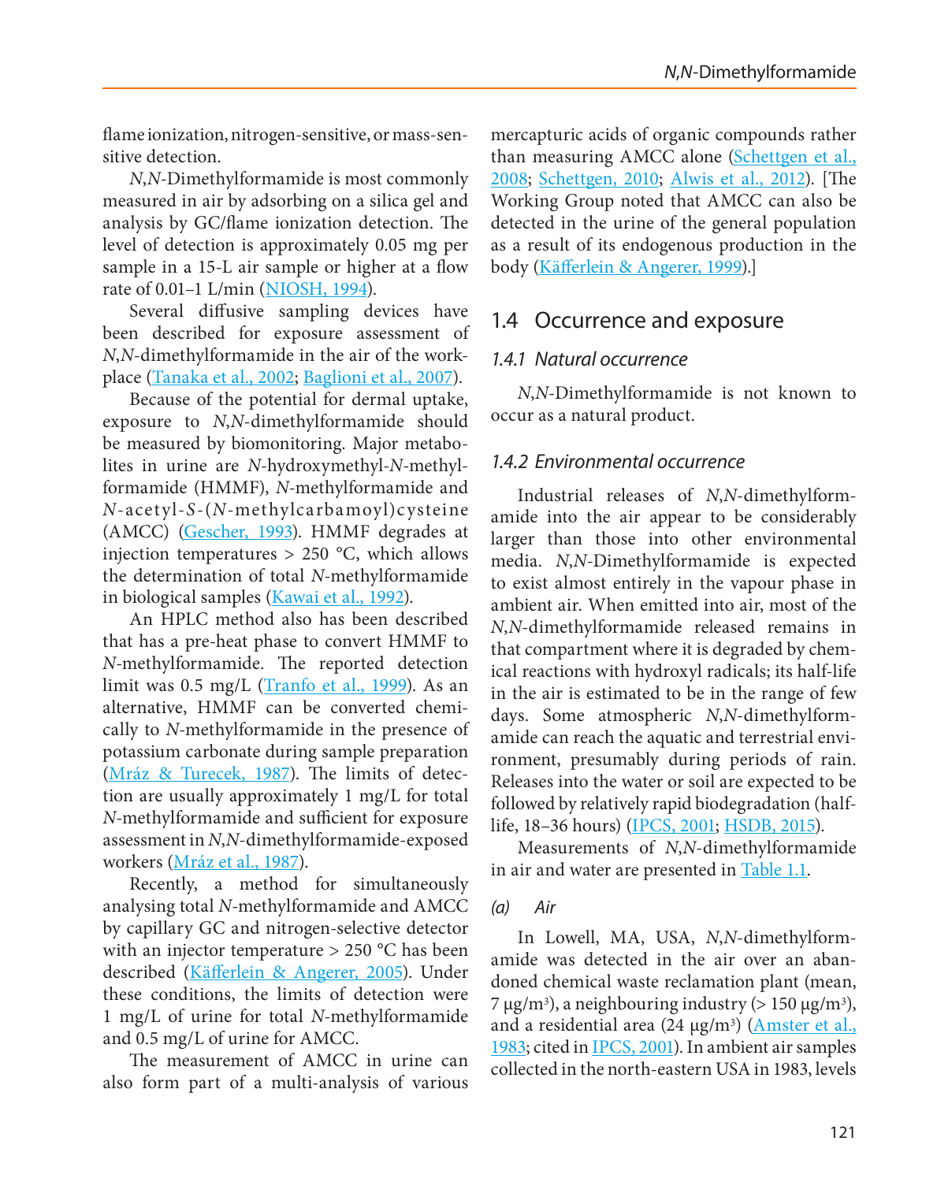flame ionization, nitrogen-sensitive, or mass-sensitive detection.

*N*,*N*-Dimethylformamide is most commonly measured in air by adsorbing on a silica gel and analysis by GC/flame ionization detection. The level of detection is approximately 0.05 mg per sample in a 15-L air sample or higher at a flow rate of 0.01–1 L/min (NIOSH, 1994).

Several diffusive sampling devices have been described for exposure assessment of *N*,*N*-dimethylformamide in the air of the workplace (Tanaka et al., 2002; Baglioni et al., 2007).

Because of the potential for dermal uptake, exposure to *N*,*N*-dimethylformamide should be measured by biomonitoring. Major metabolites in urine are *N*-hydroxymethyl-*N*-methylformamide (HMMF), *N*-methylformamide and *N*-acetyl-*S*-(*N*-methylcarbamoyl)cysteine (AMCC) (Gescher, 1993). HMMF degrades at injection temperatures > 250 °C, which allows the determination of total *N*-methylformamide in biological samples (Kawai et al., 1992).

An HPLC method also has been described that has a pre-heat phase to convert HMMF to *N*-methylformamide. The reported detection limit was 0.5 mg/L (Tranfo et al., 1999). As an alternative, HMMF can be converted chemically to *N*-methylformamide in the presence of potassium carbonate during sample preparation (Mráz & Turecek, 1987). The limits of detection are usually approximately 1 mg/L for total *N*-methylformamide and sufficient for exposure assessment in *N*,*N*-dimethylformamide-exposed workers (Mráz et al., 1987).

Recently, a method for simultaneously analysing total *N*-methylformamide and AMCC by capillary GC and nitrogen-selective detector with an injector temperature > 250 °C has been described (Käfferlein & Angerer, 2005). Under these conditions, the limits of detection were 1 mg/L of urine for total *N*-methylformamide and 0.5 mg/L of urine for AMCC.

The measurement of AMCC in urine can also form part of a multi-analysis of various mercapturic acids of organic compounds rather than measuring AMCC alone (Schettgen et al., 2008; Schettgen, 2010; Alwis et al., 2012). [The Working Group noted that AMCC can also be detected in the urine of the general population as a result of its endogenous production in the body (Käfferlein & Angerer, 1999).]

## 1.4 Occurrence and exposure

### *1.4.1 Natural occurrence*

*N*,*N*-Dimethylformamide is not known to occur as a natural product.

### *1.4.2 Environmental occurrence*

Industrial releases of *N*,*N*-dimethylformamide into the air appear to be considerably larger than those into other environmental media. *N*,*N*-Dimethylformamide is expected to exist almost entirely in the vapour phase in ambient air. When emitted into air, most of the *N*,*N*-dimethylformamide released remains in that compartment where it is degraded by chemical reactions with hydroxyl radicals; its half-life in the air is estimated to be in the range of few days. Some atmospheric *N*,*N*-dimethylformamide can reach the aquatic and terrestrial environment, presumably during periods of rain. Releases into the water or soil are expected to be followed by relatively rapid biodegradation (half-life, 18–36 hours) (IPCS, 2001; HSDB, 2015).

Measurements of *N*,*N*-dimethylformamide in air and water are presented in Table 1.1.

#### *(a) Air*

In Lowell, MA, USA, *N*,*N*-dimethylformamide was detected in the air over an abandoned chemical waste reclamation plant (mean, 7 μg/m$^3$), a neighbouring industry (> 150 μg/m$^3$), and a residential area (24 μg/m$^3$) (Amster et al., 1983; cited in IPCS, 2001). In ambient air samples collected in the north-eastern USA in 1983, levels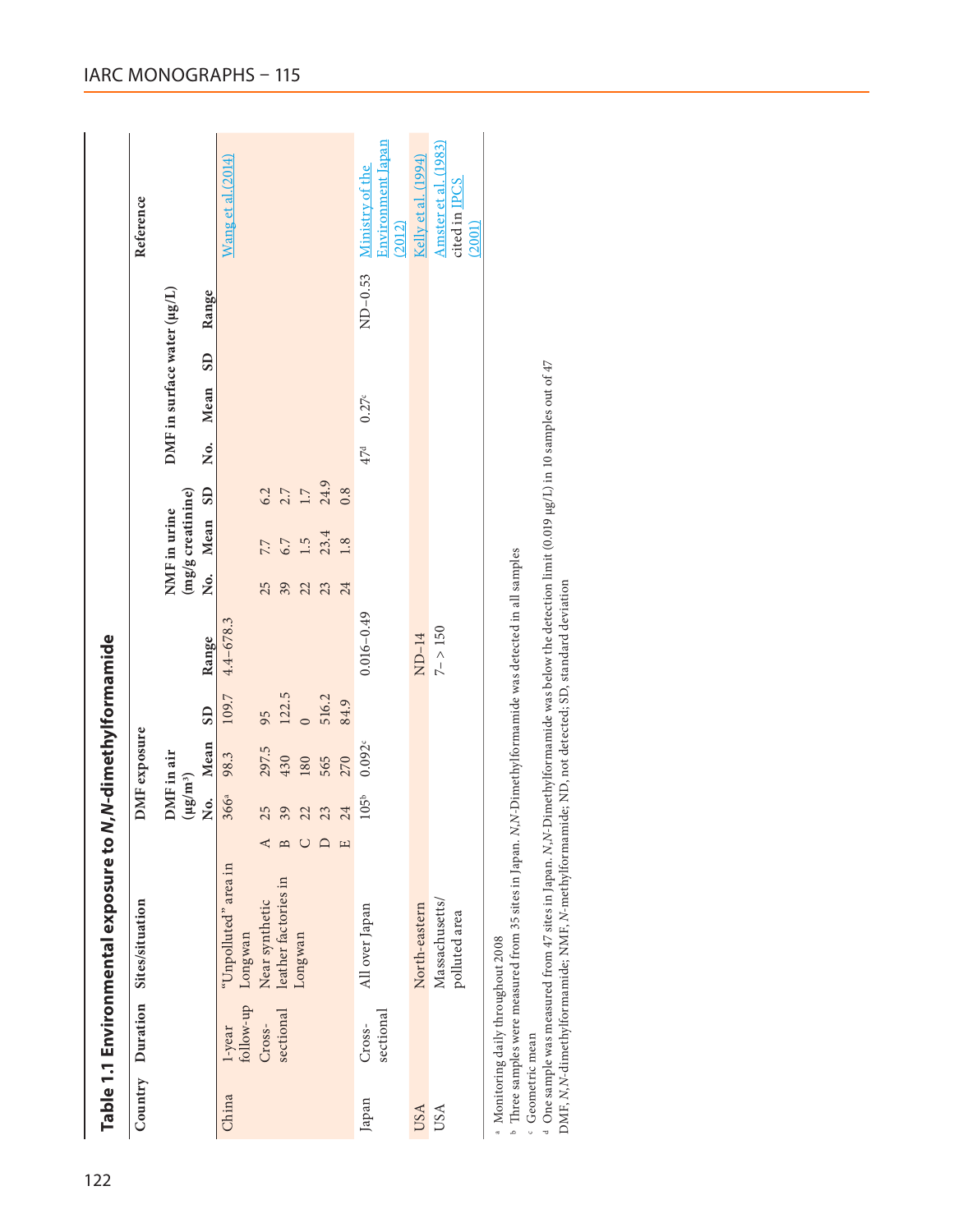**Table 1.1 Environmental exposure to *N,N*-dimethylformamide**

| Country | Duration | Sites/situation | | DMF exposure | | | | | | | | | | | | Reference |
|---|---|---|---|---|---|---|---|---|---|---|---|---|---|---|---|---|
| | | | | DMF in air (μg/m³) | | | | NMF in urine (mg/g creatinine) | | | DMF in surface water (μg/L) | | | | | |
| | | | | No. | Mean | SD | Range | No. | Mean | SD | No. | Mean | SD | Range | | |
| China | 1-year follow-up | "Unpolluted" area in Longwan | | 366[a] | 98.3 | 109.7 | 4.4–678.3 | | | | | | | | | Wang et al. (2014) |
| | Cross-sectional | Near synthetic leather factories in Longwan | A | 25 | 297.5 | 95 | | 25 | 7.7 | 6.2 | | | | | | |
| | | | B | 39 | 430 | 122.5 | | 39 | 6.7 | 2.7 | | | | | | |
| | | | C | 22 | 180 | 0 | | 22 | 1.5 | 1.7 | | | | | | |
| | | | D | 23 | 565 | 516.2 | | 23 | 23.4 | 24.9 | | | | | | |
| | | | E | 24 | 270 | 84.9 | | 24 | 1.8 | 0.8 | | | | | | |
| Japan | Cross-sectional | All over Japan | | 105[b] | 0.092[c] | | 0.016–0.49 | | | | 47[d] | 0.27[c] | | ND–0.53 | | Ministry of the Environment Japan (2012) |
| USA | | North-eastern | | | | | ND–14 | | | | | | | | | Kelly et al. (1994) |
| USA | | Massachusetts/polluted area | | | | | 7– > 150 | | | | | | | | | Amster et al. (1983) cited in IPCS (2001) |

[a] Monitoring daily throughout 2008
[b] Three samples were measured from 35 sites in Japan. *N,N*-Dimethylformamide was detected in all samples
[c] Geometric mean
[d] One sample was measured from 47 sites in Japan. *N,N*-Dimethylformamide was below the detection limit (0.019 μg/L) in 10 samples out of 47
DMF, *N,N*-dimethylformamide; NMF, *N*-methylformamide; ND, not detected; SD, standard deviation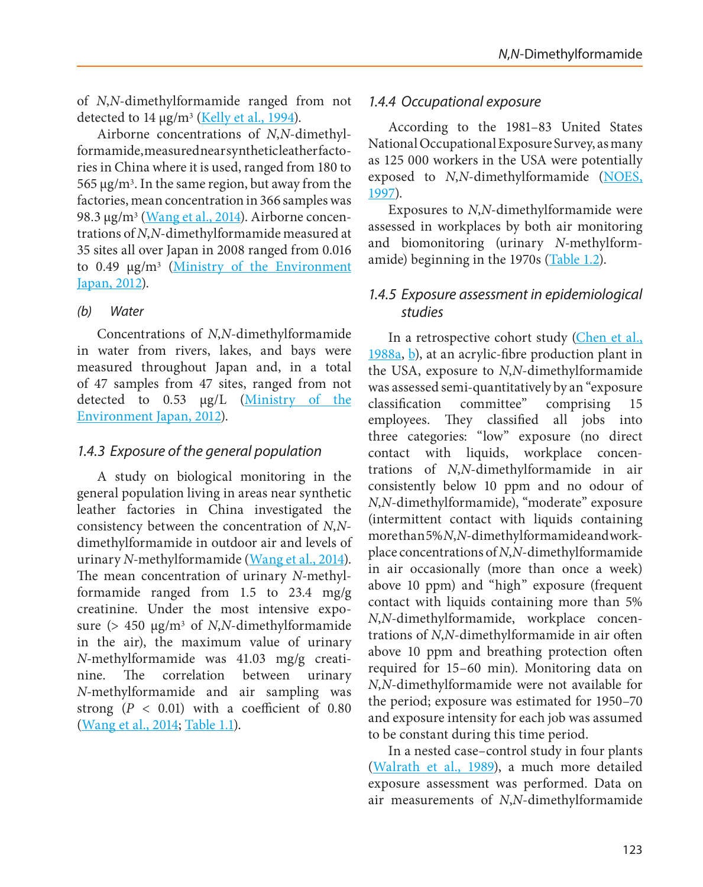of *N*,*N*-dimethylformamide ranged from not detected to 14 μg/m$^3$ (Kelly et al., 1994).

Airborne concentrations of *N*,*N*-dimethylformamide, measured near synthetic leather factories in China where it is used, ranged from 180 to 565 μg/m$^3$. In the same region, but away from the factories, mean concentration in 366 samples was 98.3 μg/m$^3$ (Wang et al., 2014). Airborne concentrations of *N*,*N*-dimethylformamide measured at 35 sites all over Japan in 2008 ranged from 0.016 to 0.49 μg/m$^3$ (Ministry of the Environment Japan, 2012).

*(b) Water*

Concentrations of *N*,*N*-dimethylformamide in water from rivers, lakes, and bays were measured throughout Japan and, in a total of 47 samples from 47 sites, ranged from not detected to 0.53 μg/L (Ministry of the Environment Japan, 2012).

### *1.4.3 Exposure of the general population*

A study on biological monitoring in the general population living in areas near synthetic leather factories in China investigated the consistency between the concentration of *N*,*N*-dimethylformamide in outdoor air and levels of urinary *N*-methylformamide (Wang et al., 2014). The mean concentration of urinary *N*-methylformamide ranged from 1.5 to 23.4 mg/g creatinine. Under the most intensive exposure (> 450 μg/m$^3$ of *N*,*N*-dimethylformamide in the air), the maximum value of urinary *N*-methylformamide was 41.03 mg/g creatinine. The correlation between urinary *N*-methylformamide and air sampling was strong ($P < 0.01$) with a coefficient of 0.80 (Wang et al., 2014; Table 1.1).

### *1.4.4 Occupational exposure*

According to the 1981–83 United States National Occupational Exposure Survey, as many as 125 000 workers in the USA were potentially exposed to *N*,*N*-dimethylformamide (NOES, 1997).

Exposures to *N*,*N*-dimethylformamide were assessed in workplaces by both air monitoring and biomonitoring (urinary *N*-methylformamide) beginning in the 1970s (Table 1.2).

### *1.4.5 Exposure assessment in epidemiological studies*

In a retrospective cohort study (Chen et al., 1988a, b), at an acrylic-fibre production plant in the USA, exposure to *N*,*N*-dimethylformamide was assessed semi-quantitatively by an "exposure classification committee" comprising 15 employees. They classified all jobs into three categories: "low" exposure (no direct contact with liquids, workplace concentrations of *N*,*N*-dimethylformamide in air consistently below 10 ppm and no odour of *N*,*N*-dimethylformamide), "moderate" exposure (intermittent contact with liquids containing more than 5% *N*,*N*-dimethylformamide and workplace concentrations of *N*,*N*-dimethylformamide in air occasionally (more than once a week) above 10 ppm) and "high" exposure (frequent contact with liquids containing more than 5% *N*,*N*-dimethylformamide, workplace concentrations of *N*,*N*-dimethylformamide in air often above 10 ppm and breathing protection often required for 15–60 min). Monitoring data on *N*,*N*-dimethylformamide were not available for the period; exposure was estimated for 1950–70 and exposure intensity for each job was assumed to be constant during this time period.

In a nested case–control study in four plants (Walrath et al., 1989), a much more detailed exposure assessment was performed. Data on air measurements of *N*,*N*-dimethylformamide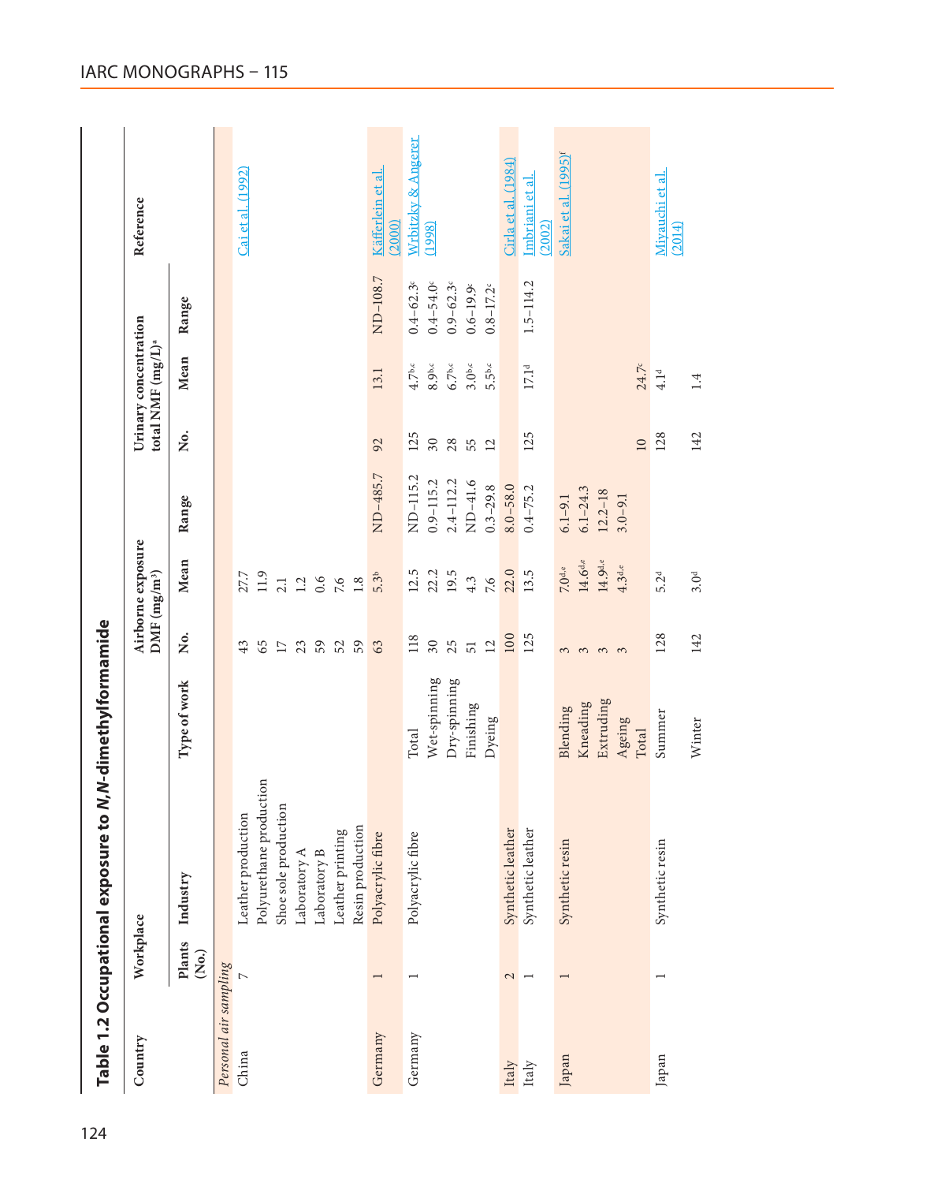## Table 1.2 Occupational exposure to *N*,*N*-dimethylformamide

| Country | Workplace | | Type of work | Airborne exposure DMF (mg/m³) | | | Urinary concentration total NMF (mg/L)[a] | | | Reference |
|---|---|---|---|---|---|---|---|---|---|---|
| | Plants (No.) | Industry | | No. | Mean | Range | No. | Mean | Range | |
| *Personal air sampling* | | | | | | | | | | |
| China | 7 | Leather production | | 43 | 27.7 | | | | | Cai et al. (1992) |
| | | Polyurethane production | | 65 | 11.9 | | | | | |
| | | Shoe sole production | | 17 | 2.1 | | | | | |
| | | Laboratory A | | 23 | 1.2 | | | | | |
| | | Laboratory B | | 59 | 0.6 | | | | | |
| | | Leather printing | | 52 | 7.6 | | | | | |
| | | Resin production | | 59 | 1.8 | | | | | |
| Germany | 1 | Polyacrylic fibre | | 63 | 5.3[b] | ND–485.7 | 92 | 13.1 | ND–108.7 | Käfferlein et al. (2000) |
| Germany | 1 | Polyacrylic fibre | Total | 118 | 12.5 | ND–115.2 | 125 | 4.7[b,c] | 0.4–62.3[c] | Wrbitzky & Angerer (1998) |
| | | | Wet-spinning | 30 | 22.2 | 0.9–115.2 | 30 | 8.9[b,c] | 0.4–54.0[c] | |
| | | | Dry-spinning | 25 | 19.5 | 2.4–112.2 | 28 | 6.7[b,c] | 0.9–62.3[c] | |
| | | | Finishing | 51 | 4.3 | ND–41.6 | 55 | 3.0[b,c] | 0.6–19.9[c] | |
| | | | Dyeing | 12 | 7.6 | 0.3–29.8 | 12 | 5.5[b,c] | 0.8–17.2[c] | |
| Italy | 2 | Synthetic leather | | 100 | 22.0 | 8.0–58.0 | | | | Cirla et al. (1984) |
| Italy | 1 | Synthetic leather | | 125 | 13.5 | 0.4–75.2 | 125 | 17.1[d] | 1.5–114.2 | Imbriani et al. (2002) |
| Japan | 1 | Synthetic resin | Blending | 3 | 7.0[d,e] | 6.1–9.1 | | | | Sakai et al. (1995)[f] |
| | | | Kneading | 3 | 14.6[d,e] | 6.1–24.3 | | | | |
| | | | Extruding | 3 | 14.9[d,e] | 12.2–18 | | | | |
| | | | Ageing | 3 | 4.3[d,e] | 3.0–9.1 | | | | |
| | | | Total | | | | 10 | 24.7[c] | | |
| Japan | 1 | Synthetic resin | Summer | 128 | 5.2[d] | | 128 | 4.1[d] | | Miyauchi et al. (2014) |
| | | | Winter | 142 | 3.0[d] | | 142 | 1.4 | | |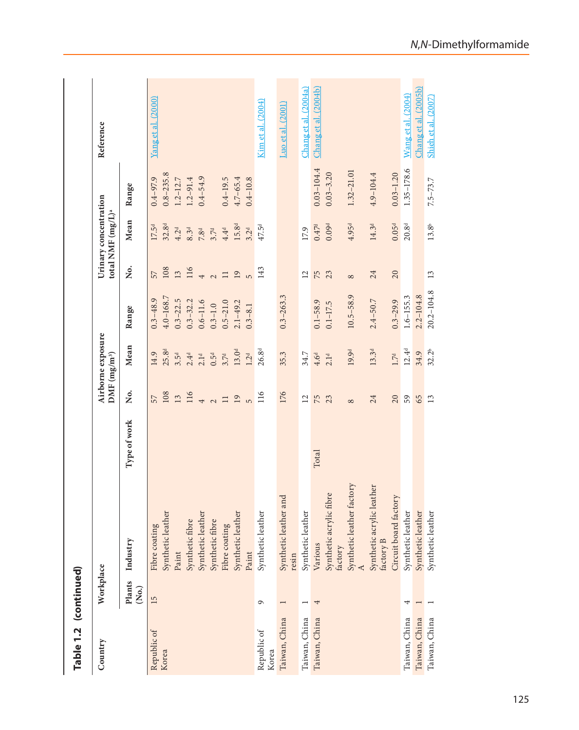**Table 1.2 (continued)**

| Country | Workplace | | | Airborne exposure DMF (mg/m³) | | | Urinary concentration total NMF (mg/L)[a] | | | Reference |
|---|---|---|---|---|---|---|---|---|---|---|
| | Plants (No.) | Industry | Type of work | No. | Mean | Range | No. | Mean | Range | |
| Republic of Korea | 15 | Fibre coating | | 57 | 14.9 | 0.3–48.9 | 57 | 17.5[d] | 0.4–97.9 | Yang et al. (2000) |
| | | Synthetic leather | | 108 | 25.8[d] | 4.0–168.7 | 108 | 32.8[d] | 0.8–235.8 | |
| | | Paint | | 13 | 3.5[d] | 0.3–22.5 | 13 | 4.2[d] | 1.2–12.7 | |
| | | Synthetic fibre | | 116 | 2.4[d] | 0.3–32.2 | 116 | 8.3[d] | 1.2–91.4 | |
| | | Synthetic leather | | 4 | 2.1[d] | 0.6–11.6 | 4 | 7.8[d] | 0.4–54.9 | |
| | | Synthetic fibre | | 2 | 0.5[d] | 0.3–1.0 | 2 | 3.7[d] | | |
| | | Fibre coating | | 11 | 3.7[d] | 0.5–21.0 | 11 | 4.4[d] | 0.4–19.5 | |
| | | Synthetic leather | | 19 | 13.0[d] | 2.1–49.2 | 19 | 15.8[d] | 4.7–65.4 | |
| | | Paint | | 5 | 1.2[d] | 0.3–8.1 | 5 | 3.2[d] | 0.4–10.8 | |
| Republic of Korea | 9 | Synthetic leather | | 116 | 26.8[d] | | 143 | 47.5[d] | | Kim et al. (2004) |
| Taiwan, China | 1 | Synthetic leather and resin | | 176 | 35.3 | 0.3–263.3 | | | | Luo et al. (2001) |
| Taiwan, China | 1 | Synthetic leather | | 12 | 34.7 | | 12 | 17.9 | | Chang et al. (2004a) |
| Taiwan, China | 4 | Various | Total | 75 | 4.6[d] | 0.1–58.9 | 75 | 0.47[d] | 0.03–104.4 | Chang et al. (2004b) |
| | | Synthetic acrylic fibre factory | | 23 | 2.1[d] | 0.1–17.5 | 23 | 0.09[d] | 0.03–3.20 | |
| | | Synthetic leather factory A | | 8 | 19.9[d] | 10.5–58.9 | 8 | 4.95[d] | 1.32–21.01 | |
| | | Synthetic acrylic leather factory B | | 24 | 13.3[d] | 2.4–50.7 | 24 | 14.3[d] | 4.9–104.4 | |
| | | Circuit board factory | | 20 | 1.7[d] | 0.3–29.9 | 20 | 0.05[d] | 0.03–1.20 | |
| Taiwan, China | 4 | Synthetic leather | | 59 | 12.4[d] | 1.6–155.3 | | 20.8[d] | 1.35–178.6 | Wang et al. (2004) |
| Taiwan, China | 1 | Synthetic leather | | 65 | 34.9 | 2.2–104.8 | | | | Chang et al. (2005b) |
| Taiwan, China | 1 | Synthetic leather | | 13 | 32.2[b] | 20.2–104.8 | 13 | 13.8[b] | 7.5–73.7 | Shieh et al. (2007) |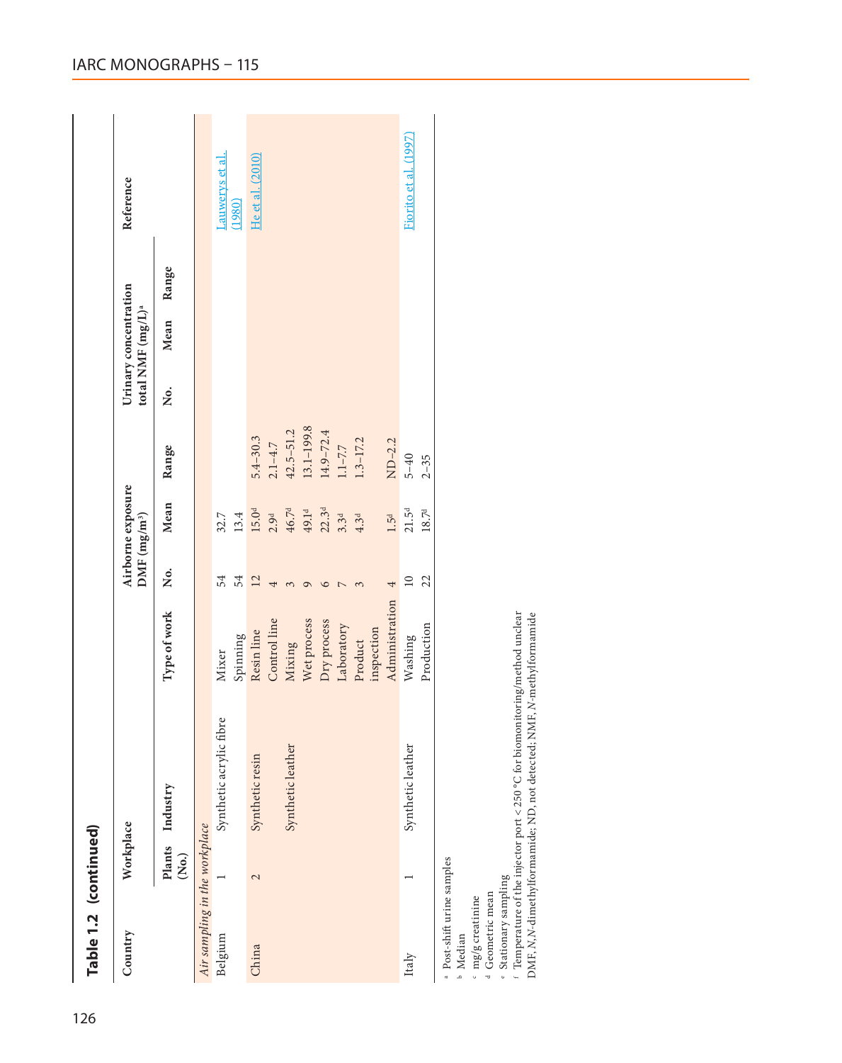**Table 1.2 (continued)**

| Country | Workplace | | Type of work | Airborne exposure DMF (mg/m³) | | | Urinary concentration total NMF (mg/L)[a] | | | Reference |
|---|---|---|---|---|---|---|---|---|---|---|
| | Plants (No.) | Industry | | No. | Mean | Range | No. | Mean | Range | |
| *Air sampling in the workplace* | | | | | | | | | | |
| Belgium | 1 | Synthetic acrylic fibre | Mixer | 54 | 32.7 | | | | | Lauwerys et al. (1980) |
| | | | Spinning | 54 | 13.4 | | | | | |
| China | 2 | Synthetic resin | Resin line | 12 | 15.0[d] | 5.4–30.3 | | | | He et al. (2010) |
| | | | Control line | 4 | 2.9[d] | 2.1–4.7 | | | | |
| | | Synthetic leather | Mixing | 3 | 46.7[d] | 42.5–51.2 | | | | |
| | | | Wet process | 9 | 49.1[d] | 13.1–199.8 | | | | |
| | | | Dry process | 6 | 22.3[d] | 14.9–72.4 | | | | |
| | | | Laboratory | 7 | 3.3[d] | 1.1–7.7 | | | | |
| | | | Product inspection | 3 | 4.3[d] | 1.3–17.2 | | | | |
| | | | Administration | 4 | 1.5[d] | ND–2.2 | | | | |
| Italy | 1 | Synthetic leather | Washing | 10 | 21.5[d] | 5–40 | | | | Fiorito et al. (1997) |
| | | | Production | 22 | 18.7[d] | 2–35 | | | | |

[a] Post-shift urine samples
[b] Median
[c] mg/g creatinine
[d] Geometric mean
[e] Stationary sampling
[f] Temperature of the injector port < 250 °C for biomonitoring/method unclear
DMF, *N*,*N*-dimethylformamide; ND, not detected; NMF, *N*-methylformamide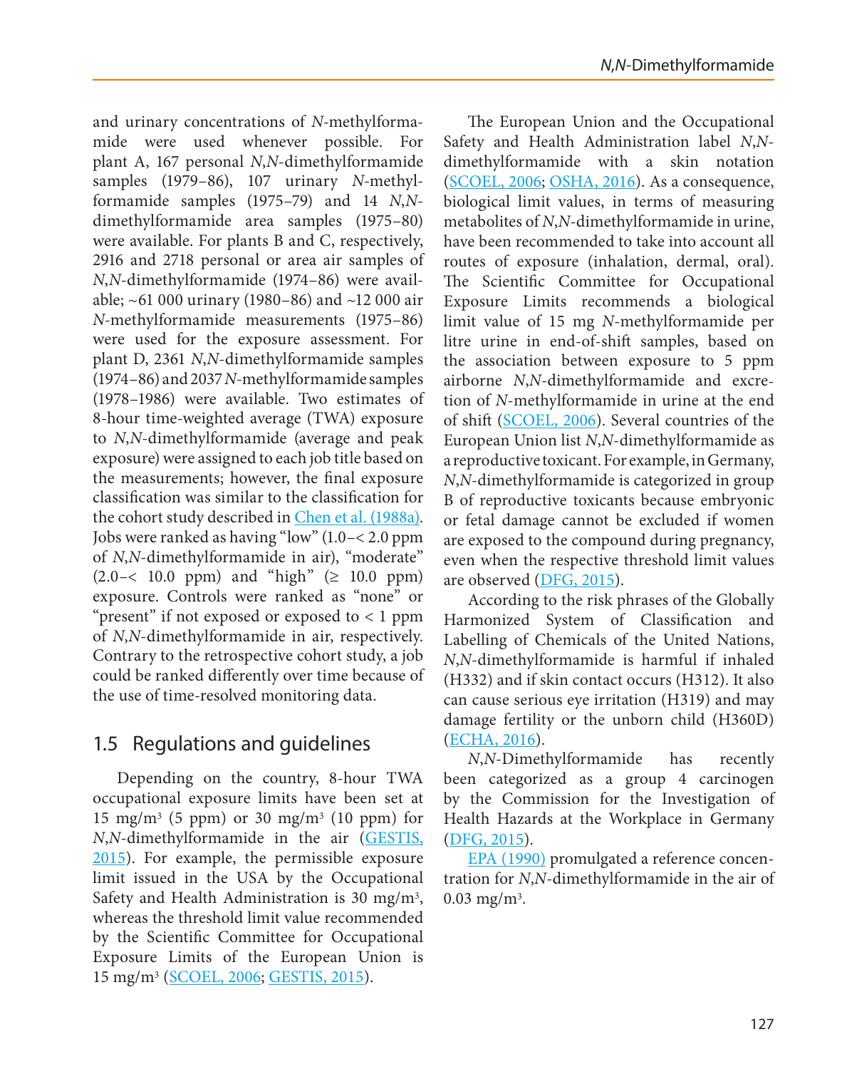and urinary concentrations of *N*-methylformamide were used whenever possible. For plant A, 167 personal *N*,*N*-dimethylformamide samples (1979–86), 107 urinary *N*-methylformamide samples (1975–79) and 14 *N*,*N*-dimethylformamide area samples (1975–80) were available. For plants B and C, respectively, 2916 and 2718 personal or area air samples of *N*,*N*-dimethylformamide (1974–86) were available; ~61 000 urinary (1980–86) and ~12 000 air *N*-methylformamide measurements (1975–86) were used for the exposure assessment. For plant D, 2361 *N*,*N*-dimethylformamide samples (1974–86) and 2037 *N*-methylformamide samples (1978–1986) were available. Two estimates of 8-hour time-weighted average (TWA) exposure to *N*,*N*-dimethylformamide (average and peak exposure) were assigned to each job title based on the measurements; however, the final exposure classification was similar to the classification for the cohort study described in Chen et al. (1988a). Jobs were ranked as having "low" (1.0–< 2.0 ppm of *N*,*N*-dimethylformamide in air), "moderate" (2.0–< 10.0 ppm) and "high" (≥ 10.0 ppm) exposure. Controls were ranked as "none" or "present" if not exposed or exposed to < 1 ppm of *N*,*N*-dimethylformamide in air, respectively. Contrary to the retrospective cohort study, a job could be ranked differently over time because of the use of time-resolved monitoring data.

## 1.5 Regulations and guidelines

Depending on the country, 8-hour TWA occupational exposure limits have been set at 15 mg/m³ (5 ppm) or 30 mg/m³ (10 ppm) for *N*,*N*-dimethylformamide in the air (GESTIS, 2015). For example, the permissible exposure limit issued in the USA by the Occupational Safety and Health Administration is 30 mg/m³, whereas the threshold limit value recommended by the Scientific Committee for Occupational Exposure Limits of the European Union is 15 mg/m³ (SCOEL, 2006; GESTIS, 2015).

The European Union and the Occupational Safety and Health Administration label *N*,*N*-dimethylformamide with a skin notation (SCOEL, 2006; OSHA, 2016). As a consequence, biological limit values, in terms of measuring metabolites of *N*,*N*-dimethylformamide in urine, have been recommended to take into account all routes of exposure (inhalation, dermal, oral). The Scientific Committee for Occupational Exposure Limits recommends a biological limit value of 15 mg *N*-methylformamide per litre urine in end-of-shift samples, based on the association between exposure to 5 ppm airborne *N*,*N*-dimethylformamide and excretion of *N*-methylformamide in urine at the end of shift (SCOEL, 2006). Several countries of the European Union list *N*,*N*-dimethylformamide as a reproductive toxicant. For example, in Germany, *N*,*N*-dimethylformamide is categorized in group B of reproductive toxicants because embryonic or fetal damage cannot be excluded if women are exposed to the compound during pregnancy, even when the respective threshold limit values are observed (DFG, 2015).

According to the risk phrases of the Globally Harmonized System of Classification and Labelling of Chemicals of the United Nations, *N*,*N*-dimethylformamide is harmful if inhaled (H332) and if skin contact occurs (H312). It also can cause serious eye irritation (H319) and may damage fertility or the unborn child (H360D) (ECHA, 2016).

*N*,*N*-Dimethylformamide has recently been categorized as a group 4 carcinogen by the Commission for the Investigation of Health Hazards at the Workplace in Germany (DFG, 2015).

EPA (1990) promulgated a reference concentration for *N*,*N*-dimethylformamide in the air of 0.03 mg/m³.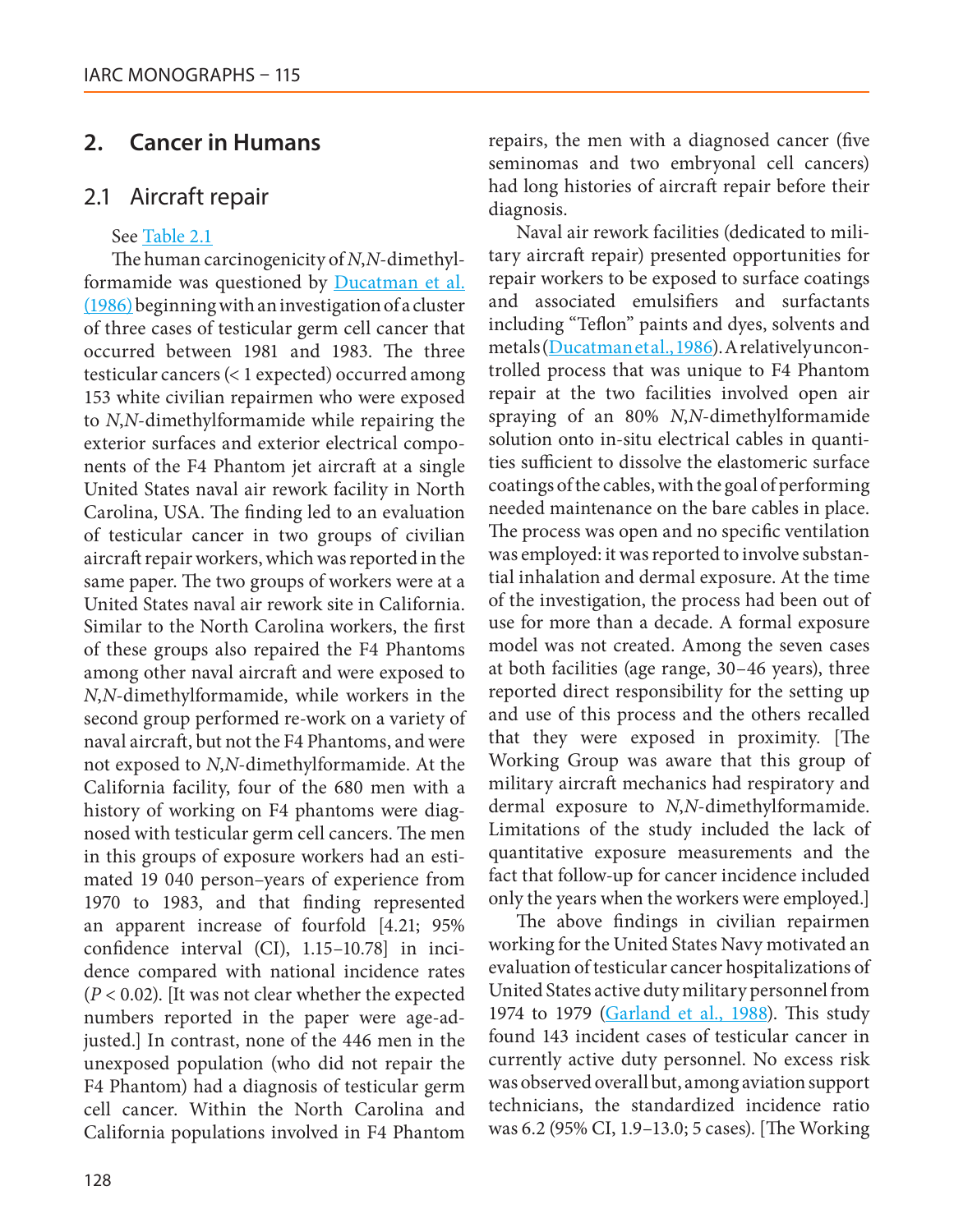## 2. Cancer in Humans

### 2.1 Aircraft repair

See Table 2.1

The human carcinogenicity of *N*,*N*-dimethylformamide was questioned by Ducatman et al. (1986) beginning with an investigation of a cluster of three cases of testicular germ cell cancer that occurred between 1981 and 1983. The three testicular cancers (< 1 expected) occurred among 153 white civilian repairmen who were exposed to *N*,*N*-dimethylformamide while repairing the exterior surfaces and exterior electrical components of the F4 Phantom jet aircraft at a single United States naval air rework facility in North Carolina, USA. The finding led to an evaluation of testicular cancer in two groups of civilian aircraft repair workers, which was reported in the same paper. The two groups of workers were at a United States naval air rework site in California. Similar to the North Carolina workers, the first of these groups also repaired the F4 Phantoms among other naval aircraft and were exposed to *N*,*N*-dimethylformamide, while workers in the second group performed re-work on a variety of naval aircraft, but not the F4 Phantoms, and were not exposed to *N*,*N*-dimethylformamide. At the California facility, four of the 680 men with a history of working on F4 phantoms were diagnosed with testicular germ cell cancers. The men in this groups of exposure workers had an estimated 19 040 person–years of experience from 1970 to 1983, and that finding represented an apparent increase of fourfold [4.21; 95% confidence interval (CI), 1.15–10.78] in incidence compared with national incidence rates ($P < 0.02$). [It was not clear whether the expected numbers reported in the paper were age-adjusted.] In contrast, none of the 446 men in the unexposed population (who did not repair the F4 Phantom) had a diagnosis of testicular germ cell cancer. Within the North Carolina and California populations involved in F4 Phantom repairs, the men with a diagnosed cancer (five seminomas and two embryonal cell cancers) had long histories of aircraft repair before their diagnosis.

Naval air rework facilities (dedicated to military aircraft repair) presented opportunities for repair workers to be exposed to surface coatings and associated emulsifiers and surfactants including "Teflon" paints and dyes, solvents and metals (Ducatman et al., 1986). A relatively uncontrolled process that was unique to F4 Phantom repair at the two facilities involved open air spraying of an 80% *N*,*N*-dimethylformamide solution onto in-situ electrical cables in quantities sufficient to dissolve the elastomeric surface coatings of the cables, with the goal of performing needed maintenance on the bare cables in place. The process was open and no specific ventilation was employed: it was reported to involve substantial inhalation and dermal exposure. At the time of the investigation, the process had been out of use for more than a decade. A formal exposure model was not created. Among the seven cases at both facilities (age range, 30–46 years), three reported direct responsibility for the setting up and use of this process and the others recalled that they were exposed in proximity. [The Working Group was aware that this group of military aircraft mechanics had respiratory and dermal exposure to *N*,*N*-dimethylformamide. Limitations of the study included the lack of quantitative exposure measurements and the fact that follow-up for cancer incidence included only the years when the workers were employed.]

The above findings in civilian repairmen working for the United States Navy motivated an evaluation of testicular cancer hospitalizations of United States active duty military personnel from 1974 to 1979 (Garland et al., 1988). This study found 143 incident cases of testicular cancer in currently active duty personnel. No excess risk was observed overall but, among aviation support technicians, the standardized incidence ratio was 6.2 (95% CI, 1.9–13.0; 5 cases). [The Working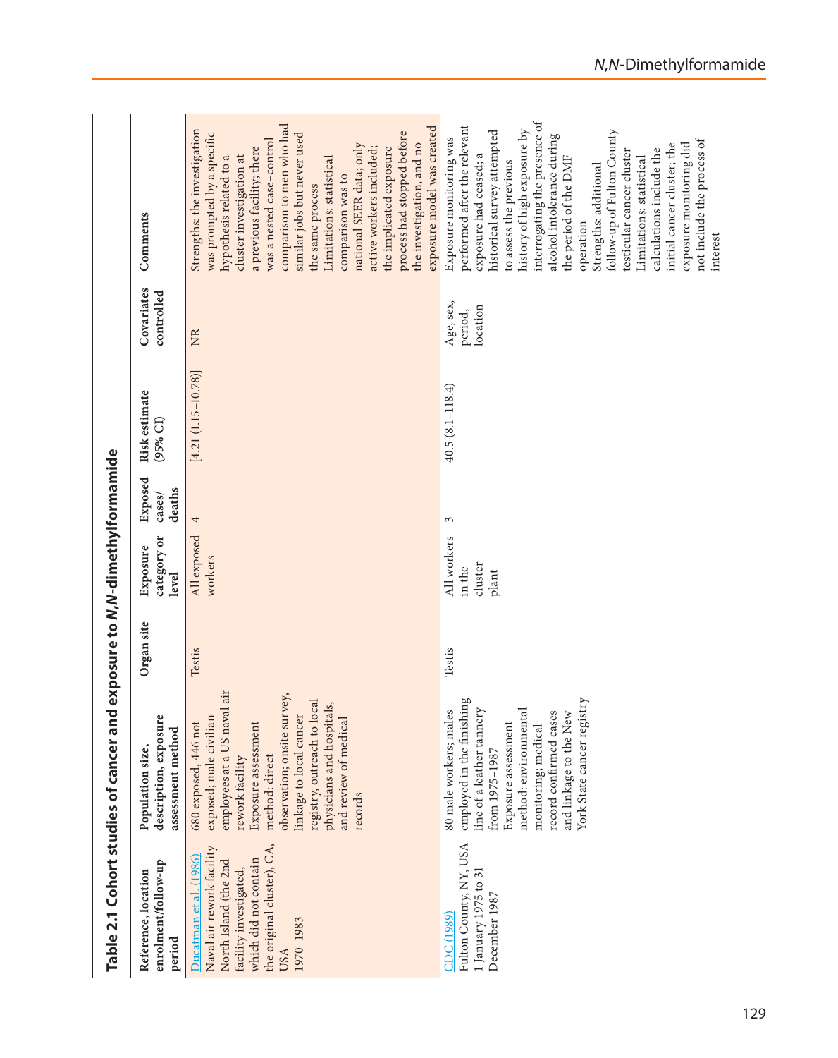## Table 2.1 Cohort studies of cancer and exposure to *N,N*-dimethylformamide

| Reference, location enrolment/follow-up period | Population size, description, exposure assessment method | Organ site | Exposure category or level | Exposed cases/deaths | Risk estimate (95% CI) | Covariates controlled | Comments |
|---|---|---|---|---|---|---|---|
| Ducatman et al. (1986) Naval air rework facility North Island (the 2nd facility investigated, which did not contain the original cluster), CA, USA 1970–1983 | 680 exposed, 446 not exposed; male civilian employees at a US naval air rework facility Exposure assessment method: direct observation; onsite survey, linkage to local cancer registry, outreach to local physicians and hospitals, and review of medical records | Testis | All exposed workers | 4 | [4.21 (1.15–10.78)] | NR | Strengths: the investigation was prompted by a specific hypothesis related to a cluster investigation at a previous facility; there was a nested case–control comparison to men who had similar jobs but never used the same process Limitations: statistical comparison was to national SEER data; only active workers included; the implicated exposure process had stopped before the investigation, and no exposure model was created |
| CDC (1989) Fulton County, NY, USA 1 January 1975 to 31 December 1987 | 80 male workers; males employed in the finishing line of a leather tannery from 1975–1987 Exposure assessment method: environmental monitoring; medical record confirmed cases and linkage to the New York State cancer registry | Testis | All workers in the cluster plant | 3 | 40.5 (8.1–118.4) | Age, sex, period, location | Exposure monitoring was performed after the relevant exposure had ceased; a historical survey attempted to assess the previous history of high exposure by interrogating the presence of alcohol intolerance during the period of the DMF operation Strengths: additional follow-up of Fulton County testicular cancer cluster Limitations: statistical calculations include the initial cancer cluster; the exposure monitoring did not include the process of interest |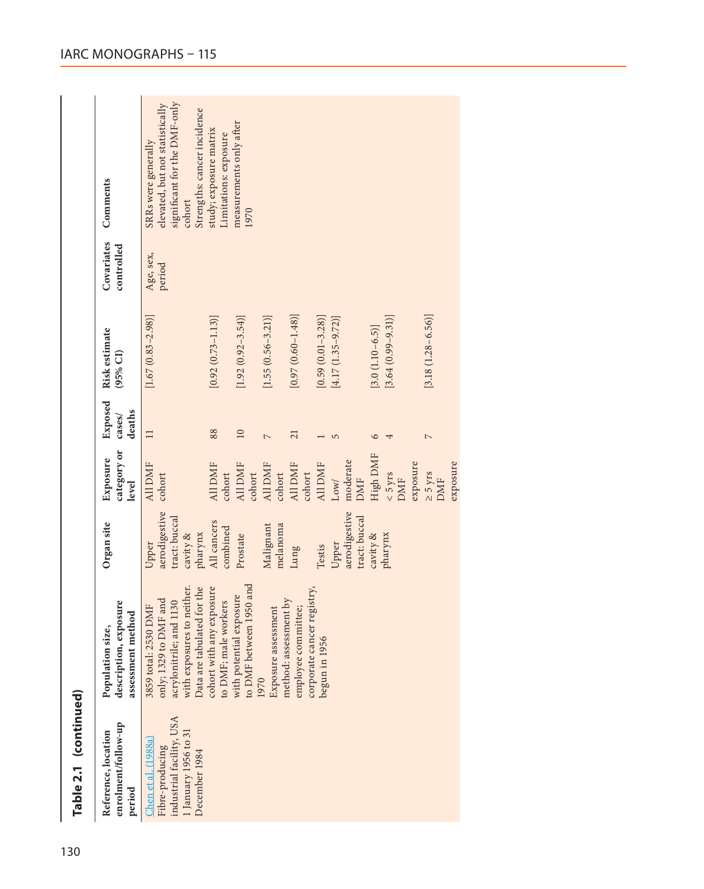**Table 2.1 (continued)**

| Reference, location enrolment/follow-up period | Population size, description, exposure assessment method | Organ site | Exposure category or level | Exposed cases/ deaths | Risk estimate (95% CI) | Covariates controlled | Comments |
|---|---|---|---|---|---|---|---|
| Chen et al. (1988a) Fibre-producing industrial facility, USA 1 January 1956 to 31 December 1984 | 3859 total: 2530 DMF only; 1329 to DMF and acrylonitrile; and 1130 with exposures to neither. Data are tabulated for the cohort with any exposure to DMF; male workers with potential exposure to DMF between 1950 and 1970 Exposure assessment method: assessment by employee committee; corporate cancer registry, begun in 1956 | Upper aerodigestive tract: buccal cavity & pharynx | All DMF cohort | 11 | [1.67 (0.83–2.98)] | Age, sex, period | SRRs were generally elevated, but not statistically significant for the DMF-only cohort Strengths: cancer incidence study; exposure matrix Limitations: exposure measurements only after 1970 |
| | | All cancers combined | All DMF cohort | 88 | [0.92 (0.73–1.13)] | | |
| | | Prostate | All DMF cohort | 10 | [1.92 (0.92–3.54)] | | |
| | | Malignant melanoma | All DMF cohort | 7 | [1.55 (0.56–3.21)] | | |
| | | Lung | All DMF cohort | 21 | [0.97 (0.60–1.48)] | | |
| | | Testis | All DMF | 1 | [0.59 (0.01–3.28)] | | |
| | | Upper aerodigestive tract: buccal cavity & pharynx | Low/ moderate DMF | 5 | [4.17 (1.35–9.72)] | | |
| | | | High DMF | 6 | [3.0 (1.10–6.5)] | | |
| | | | < 5 yrs DMF exposure | 4 | [3.64 (0.99–9.31)] | | |
| | | | ≥ 5 yrs DMF exposure | 7 | [3.18 (1.28–6.56)] | | |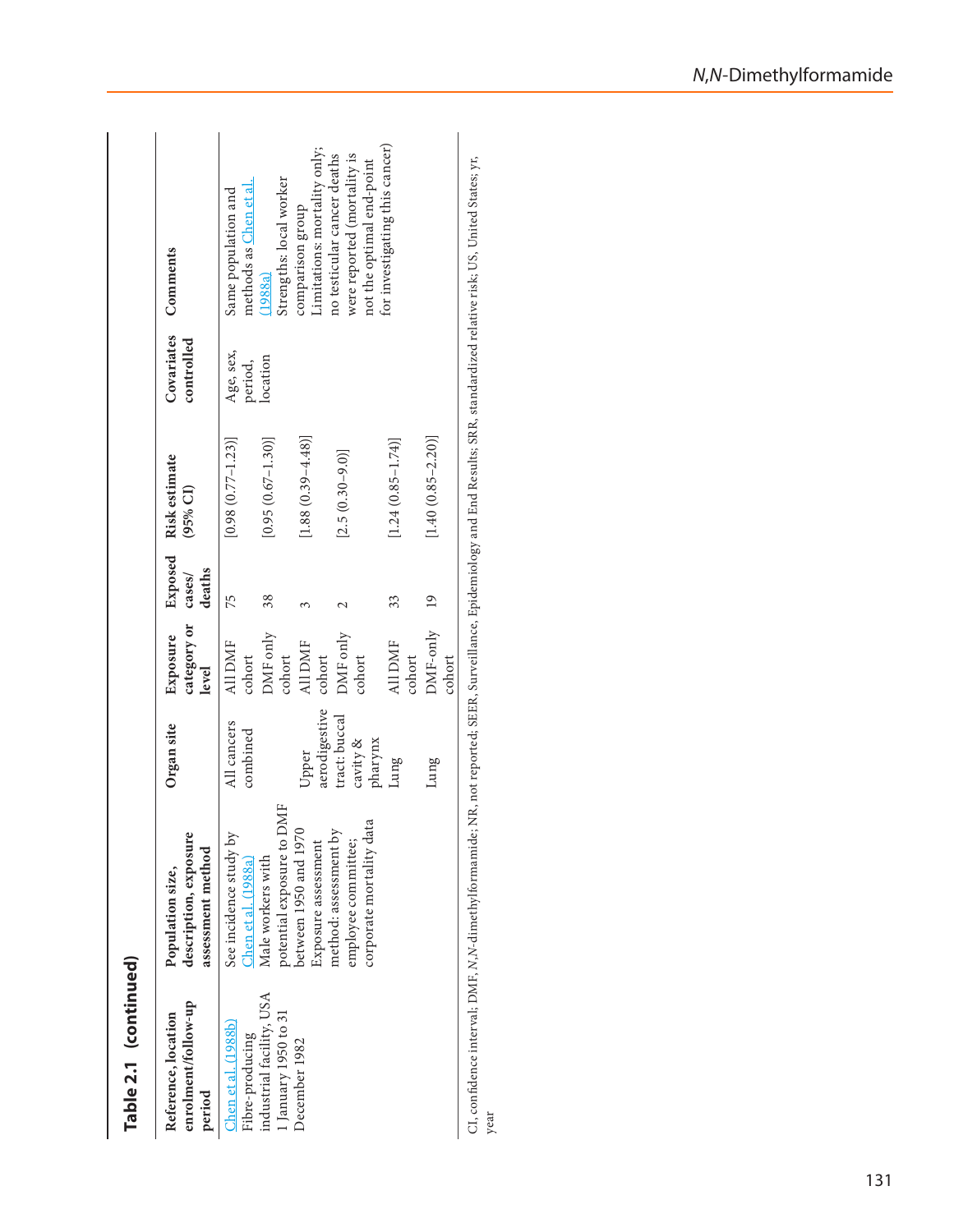**Table 2.1 (continued)**

| Reference, location enrolment/follow-up period | Population size, description, exposure assessment method | Organ site | Exposure category or level | Exposed cases/ deaths | Risk estimate (95% CI) | Covariates controlled | Comments |
|---|---|---|---|---|---|---|---|
| Chen et al. (1988b) Fibre-producing industrial facility, USA 1 January 1950 to 31 December 1982 | See incidence study by Chen et al. (1988a) Male workers with potential exposure to DMF between 1950 and 1970 Exposure assessment method: assessment by employee committee; corporate mortality data | All cancers combined | All DMF cohort | 75 | [0.98 (0.77–1.23)] | Age, sex, period, location | Same population and methods as Chen et al. (1988a) Strengths: local worker comparison group Limitations: mortality only; no testicular cancer deaths were reported (mortality is not the optimal end-point for investigating this cancer) |
| | | | DMF only cohort | 38 | [0.95 (0.67–1.30)] | | |
| | | Upper aerodigestive tract: buccal cavity & pharynx | All DMF cohort | 3 | [1.88 (0.39–4.48)] | | |
| | | | DMF only cohort | 2 | [2.5 (0.30–9.0)] | | |
| | | Lung | All DMF cohort | 33 | [1.24 (0.85–1.74)] | | |
| | | Lung | DMF-only cohort | 19 | [1.40 (0.85–2.20)] | | |

CI, confidence interval; DMF, *N*,*N*-dimethylformamide; NR, not reported; SEER, Surveillance, Epidemiology and End Results; SRR, standardized relative risk; US, United States; yr, year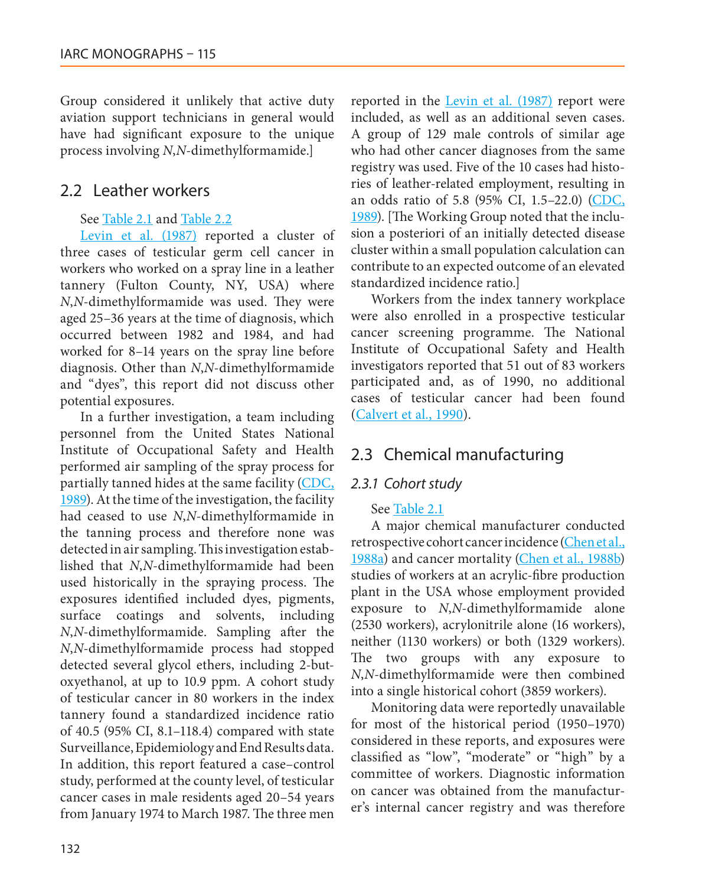Group considered it unlikely that active duty aviation support technicians in general would have had significant exposure to the unique process involving *N*,*N*-dimethylformamide.]

## 2.2 Leather workers

See Table 2.1 and Table 2.2

Levin et al. (1987) reported a cluster of three cases of testicular germ cell cancer in workers who worked on a spray line in a leather tannery (Fulton County, NY, USA) where *N*,*N*-dimethylformamide was used. They were aged 25–36 years at the time of diagnosis, which occurred between 1982 and 1984, and had worked for 8–14 years on the spray line before diagnosis. Other than *N*,*N*-dimethylformamide and "dyes", this report did not discuss other potential exposures.

In a further investigation, a team including personnel from the United States National Institute of Occupational Safety and Health performed air sampling of the spray process for partially tanned hides at the same facility (CDC, 1989). At the time of the investigation, the facility had ceased to use *N*,*N*-dimethylformamide in the tanning process and therefore none was detected in air sampling. This investigation established that *N*,*N*-dimethylformamide had been used historically in the spraying process. The exposures identified included dyes, pigments, surface coatings and solvents, including *N*,*N*-dimethylformamide. Sampling after the *N*,*N*-dimethylformamide process had stopped detected several glycol ethers, including 2-butoxyethanol, at up to 10.9 ppm. A cohort study of testicular cancer in 80 workers in the index tannery found a standardized incidence ratio of 40.5 (95% CI, 8.1–118.4) compared with state Surveillance, Epidemiology and End Results data. In addition, this report featured a case–control study, performed at the county level, of testicular cancer cases in male residents aged 20–54 years from January 1974 to March 1987. The three men reported in the Levin et al. (1987) report were included, as well as an additional seven cases. A group of 129 male controls of similar age who had other cancer diagnoses from the same registry was used. Five of the 10 cases had histories of leather-related employment, resulting in an odds ratio of 5.8 (95% CI, 1.5–22.0) (CDC, 1989). [The Working Group noted that the inclusion a posteriori of an initially detected disease cluster within a small population calculation can contribute to an expected outcome of an elevated standardized incidence ratio.]

Workers from the index tannery workplace were also enrolled in a prospective testicular cancer screening programme. The National Institute of Occupational Safety and Health investigators reported that 51 out of 83 workers participated and, as of 1990, no additional cases of testicular cancer had been found (Calvert et al., 1990).

## 2.3 Chemical manufacturing

### 2.3.1 Cohort study

See Table 2.1

A major chemical manufacturer conducted retrospective cohort cancer incidence (Chen et al., 1988a) and cancer mortality (Chen et al., 1988b) studies of workers at an acrylic-fibre production plant in the USA whose employment provided exposure to *N*,*N*-dimethylformamide alone (2530 workers), acrylonitrile alone (16 workers), neither (1130 workers) or both (1329 workers). The two groups with any exposure to *N*,*N*-dimethylformamide were then combined into a single historical cohort (3859 workers).

Monitoring data were reportedly unavailable for most of the historical period (1950–1970) considered in these reports, and exposures were classified as "low", "moderate" or "high" by a committee of workers. Diagnostic information on cancer was obtained from the manufacturer's internal cancer registry and was therefore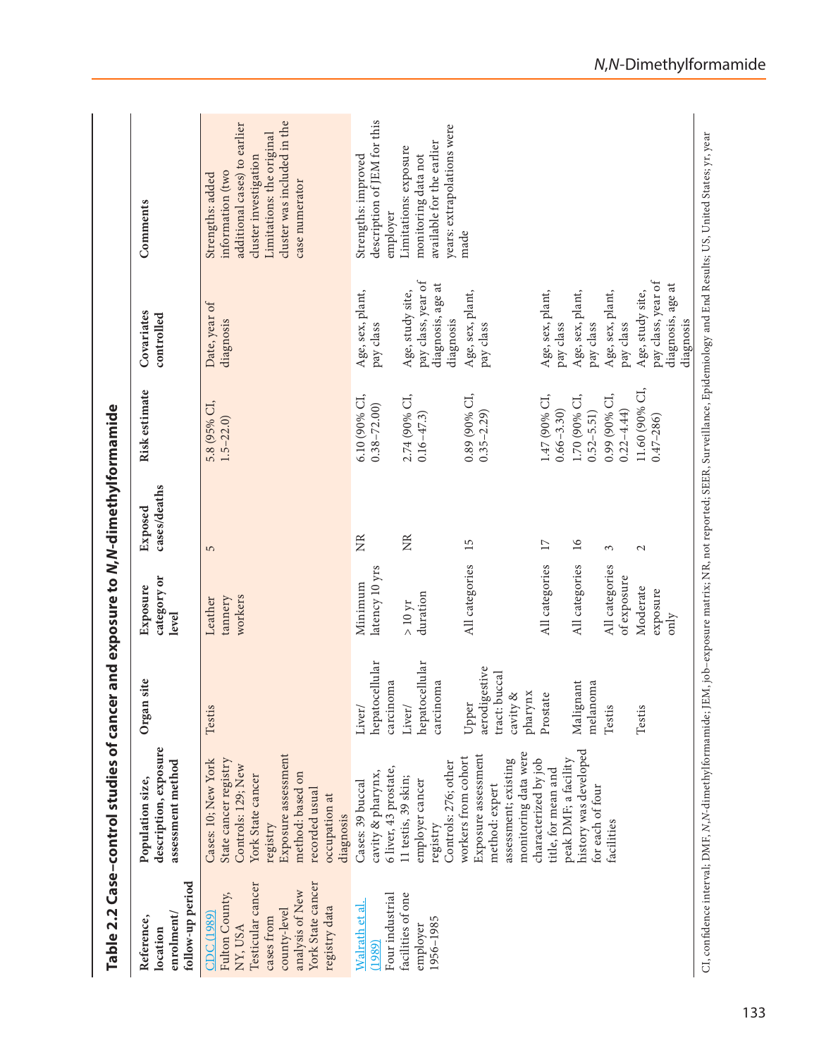## Table 2.2 Case–control studies of cancer and exposure to *N,N*-dimethylformamide

| Reference, location enrolment/ follow-up period | Population size, description, exposure assessment method | Organ site | Exposure category or level | Exposed cases/deaths | Risk estimate | Covariates controlled | Comments |
|---|---|---|---|---|---|---|---|
| CDC (1989) Fulton County, NY, USA Testicular cancer cases from county-level analysis of New York State cancer registry data | Cases: 10; New York State cancer registry Controls: 129; New York State cancer registry Exposure assessment method: based on recorded usual occupation at diagnosis | Testis | Leather tannery workers | 5 | 5.8 (95% CI, 1.5–22.0) | Date, year of diagnosis | Strengths: added information (two additional cases) to earlier cluster investigation Limitations: the original cluster was included in the case numerator |
| Walrath et al. (1989) Four industrial facilities of one employer 1956–1985 | Cases: 39 buccal cavity & pharynx, 6 liver, 43 prostate, 11 testis, 39 skin; employer cancer registry Controls: 276; other workers from cohort Exposure assessment method: expert assessment; existing monitoring data were characterized by job title, for mean and peak DMF; a facility history was developed for each of four facilities | Liver/ hepatocellular carcinoma | Minimum latency 10 yrs | NR | 6.10 (90% CI, 0.38–72.00) | Age, sex, plant, pay class | Strengths: improved description of JEM for this employer Limitations: exposure monitoring data not available for the earlier years: extrapolations were made |
| | | Liver/ hepatocellular carcinoma | > 10 yr duration | NR | 2.74 (90% CI, 0.16–47.3) | Age, study site, pay class, year of diagnosis, age at diagnosis | |
| | | Upper aerodigestive tract: buccal cavity & pharynx | All categories | 15 | 0.89 (90% CI, 0.35–2.29) | Age, sex, plant, pay class | |
| | | Prostate | All categories | 17 | 1.47 (90% CI, 0.66–3.30) | Age, sex, plant, pay class | |
| | | Malignant melanoma | All categories | 16 | 1.70 (90% CI, 0.52–5.51) | Age, sex, plant, pay class | |
| | | Testis | All categories of exposure | 3 | 0.99 (90% CI, 0.22–4.44) | Age, sex, plant, pay class | |
| | | Testis | Moderate exposure only | 2 | 11.60 (90% CI, 0.47–286) | Age, study site, pay class, year of diagnosis, age at diagnosis | |

CI, confidence interval; DMF, *N,N*-dimethylformamide; JEM, job-exposure matrix; NR, not reported; SEER, Surveillance, Epidemiology and End Results; US, United States; yr, year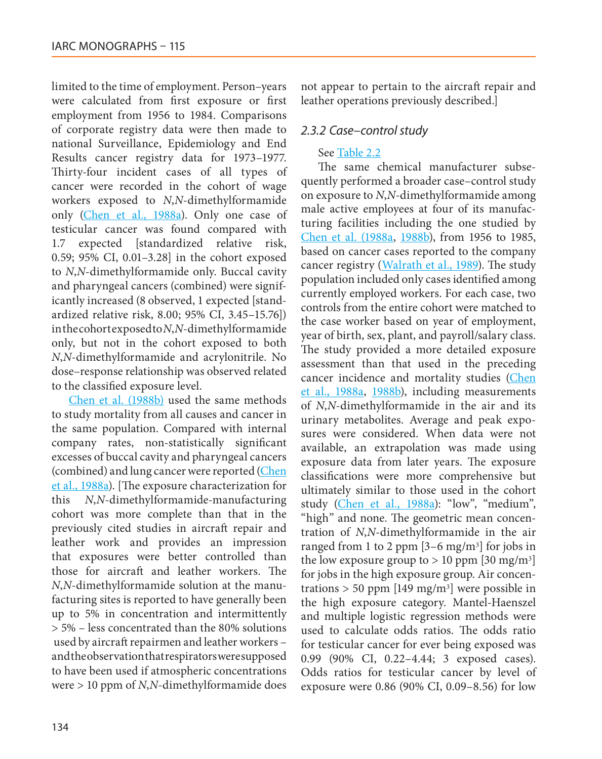limited to the time of employment. Person–years were calculated from first exposure or first employment from 1956 to 1984. Comparisons of corporate registry data were then made to national Surveillance, Epidemiology and End Results cancer registry data for 1973–1977. Thirty-four incident cases of all types of cancer were recorded in the cohort of wage workers exposed to *N*,*N*-dimethylformamide only (Chen et al., 1988a). Only one case of testicular cancer was found compared with 1.7 expected [standardized relative risk, 0.59; 95% CI, 0.01–3.28] in the cohort exposed to *N*,*N*-dimethylformamide only. Buccal cavity and pharyngeal cancers (combined) were significantly increased (8 observed, 1 expected [standardized relative risk, 8.00; 95% CI, 3.45–15.76]) in the cohort exposed to *N*,*N*-dimethylformamide only, but not in the cohort exposed to both *N*,*N*-dimethylformamide and acrylonitrile. No dose–response relationship was observed related to the classified exposure level.

Chen et al. (1988b) used the same methods to study mortality from all causes and cancer in the same population. Compared with internal company rates, non-statistically significant excesses of buccal cavity and pharyngeal cancers (combined) and lung cancer were reported (Chen et al., 1988a). [The exposure characterization for this *N*,*N*-dimethylformamide-manufacturing cohort was more complete than that in the previously cited studies in aircraft repair and leather work and provides an impression that exposures were better controlled than those for aircraft and leather workers. The *N*,*N*-dimethylformamide solution at the manufacturing sites is reported to have generally been up to 5% in concentration and intermittently > 5% – less concentrated than the 80% solutions used by aircraft repairmen and leather workers – and the observation that respirators were supposed to have been used if atmospheric concentrations were > 10 ppm of *N*,*N*-dimethylformamide does not appear to pertain to the aircraft repair and leather operations previously described.]

### 2.3.2 Case–control study

See Table 2.2

The same chemical manufacturer subsequently performed a broader case–control study on exposure to *N*,*N*-dimethylformamide among male active employees at four of its manufacturing facilities including the one studied by Chen et al. (1988a, 1988b), from 1956 to 1985, based on cancer cases reported to the company cancer registry (Walrath et al., 1989). The study population included only cases identified among currently employed workers. For each case, two controls from the entire cohort were matched to the case worker based on year of employment, year of birth, sex, plant, and payroll/salary class. The study provided a more detailed exposure assessment than that used in the preceding cancer incidence and mortality studies (Chen et al., 1988a, 1988b), including measurements of *N*,*N*-dimethylformamide in the air and its urinary metabolites. Average and peak exposures were considered. When data were not available, an extrapolation was made using exposure data from later years. The exposure classifications were more comprehensive but ultimately similar to those used in the cohort study (Chen et al., 1988a): "low", "medium", "high" and none. The geometric mean concentration of *N*,*N*-dimethylformamide in the air ranged from 1 to 2 ppm [3–6 mg/m$^3$] for jobs in the low exposure group to > 10 ppm [30 mg/m$^3$] for jobs in the high exposure group. Air concentrations > 50 ppm [149 mg/m$^3$] were possible in the high exposure category. Mantel-Haenszel and multiple logistic regression methods were used to calculate odds ratios. The odds ratio for testicular cancer for ever being exposed was 0.99 (90% CI, 0.22–4.44; 3 exposed cases). Odds ratios for testicular cancer by level of exposure were 0.86 (90% CI, 0.09–8.56) for low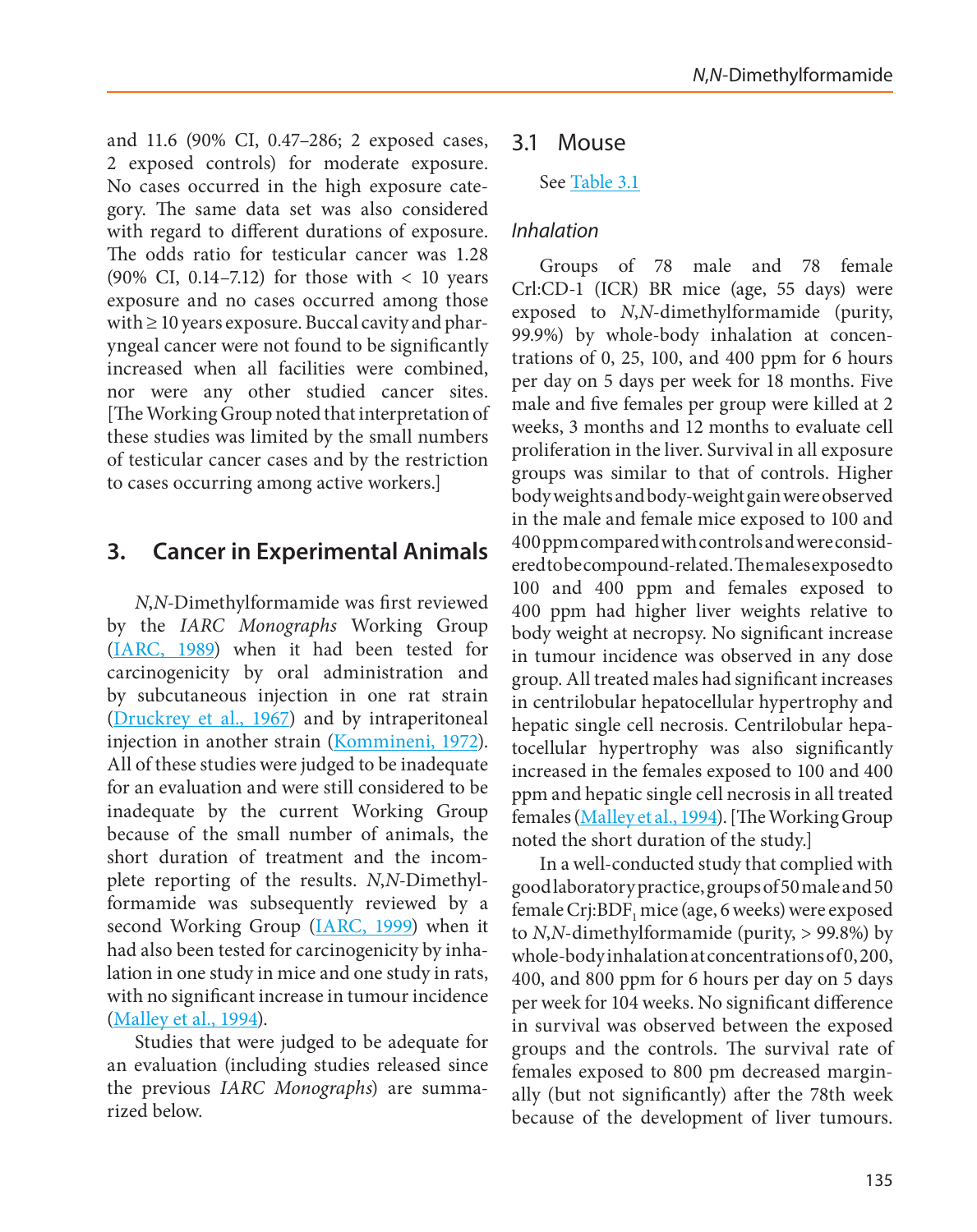and 11.6 (90% CI, 0.47–286; 2 exposed cases, 2 exposed controls) for moderate exposure. No cases occurred in the high exposure category. The same data set was also considered with regard to different durations of exposure. The odds ratio for testicular cancer was 1.28 (90% CI, 0.14–7.12) for those with < 10 years exposure and no cases occurred among those with ≥ 10 years exposure. Buccal cavity and pharyngeal cancer were not found to be significantly increased when all facilities were combined, nor were any other studied cancer sites. [The Working Group noted that interpretation of these studies was limited by the small numbers of testicular cancer cases and by the restriction to cases occurring among active workers.]

## 3. Cancer in Experimental Animals

*N*,*N*-Dimethylformamide was first reviewed by the *IARC Monographs* Working Group (IARC, 1989) when it had been tested for carcinogenicity by oral administration and by subcutaneous injection in one rat strain (Druckrey et al., 1967) and by intraperitoneal injection in another strain (Kommineni, 1972). All of these studies were judged to be inadequate for an evaluation and were still considered to be inadequate by the current Working Group because of the small number of animals, the short duration of treatment and the incomplete reporting of the results. *N*,*N*-Dimethylformamide was subsequently reviewed by a second Working Group (IARC, 1999) when it had also been tested for carcinogenicity by inhalation in one study in mice and one study in rats, with no significant increase in tumour incidence (Malley et al., 1994).

Studies that were judged to be adequate for an evaluation (including studies released since the previous *IARC Monographs*) are summarized below.

### 3.1 Mouse

See Table 3.1

#### *Inhalation*

Groups of 78 male and 78 female Crl:CD-1 (ICR) BR mice (age, 55 days) were exposed to *N*,*N*-dimethylformamide (purity, 99.9%) by whole-body inhalation at concentrations of 0, 25, 100, and 400 ppm for 6 hours per day on 5 days per week for 18 months. Five male and five females per group were killed at 2 weeks, 3 months and 12 months to evaluate cell proliferation in the liver. Survival in all exposure groups was similar to that of controls. Higher body weights and body-weight gain were observed in the male and female mice exposed to 100 and 400 ppm compared with controls and were considered to be compound-related. The males exposed to 100 and 400 ppm and females exposed to 400 ppm had higher liver weights relative to body weight at necropsy. No significant increase in tumour incidence was observed in any dose group. All treated males had significant increases in centrilobular hepatocellular hypertrophy and hepatic single cell necrosis. Centrilobular hepatocellular hypertrophy was also significantly increased in the females exposed to 100 and 400 ppm and hepatic single cell necrosis in all treated females (Malley et al., 1994). [The Working Group noted the short duration of the study.]

In a well-conducted study that complied with good laboratory practice, groups of 50 male and 50 female Crj:$BDF_1$ mice (age, 6 weeks) were exposed to *N*,*N*-dimethylformamide (purity, > 99.8%) by whole-body inhalation at concentrations of 0, 200, 400, and 800 ppm for 6 hours per day on 5 days per week for 104 weeks. No significant difference in survival was observed between the exposed groups and the controls. The survival rate of females exposed to 800 pm decreased marginally (but not significantly) after the 78th week because of the development of liver tumours.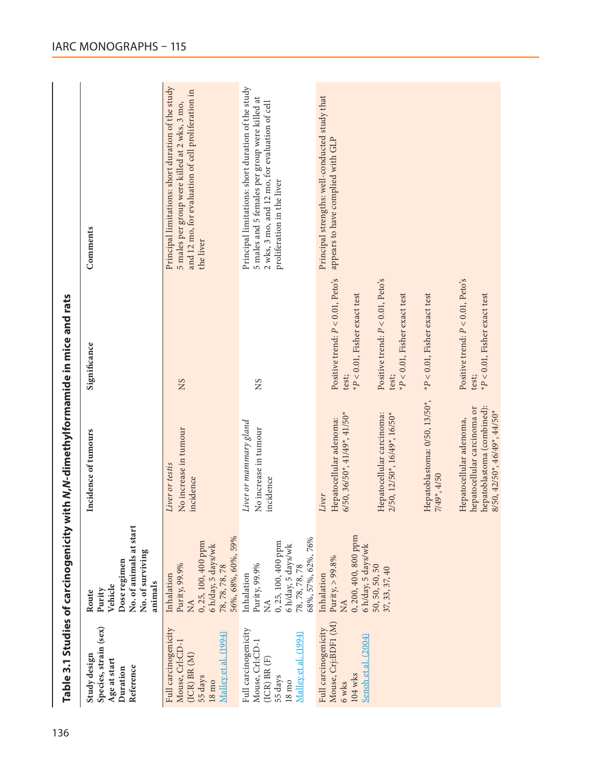## Table 3.1 Studies of carcinogenicity with *N*,*N*-dimethylformamide in mice and rats

| Study design<br>Species, strain (sex)<br>Age at start<br>Duration<br>Reference | Route<br>Purity<br>Vehicle<br>Dose regimen<br>No. of animals at start<br>No. of surviving animals | Incidence of tumours | Significance | Comments |
|---|---|---|---|---|
| Full carcinogenicity<br>Mouse, Crl:CD-1 (ICR) BR (M)<br>55 days<br>18 mo<br>Malley et al. (1994) | Inhalation<br>Purity, 99.9%<br>NA<br>0, 25, 100, 400 ppm<br>6 h/day, 5 days/wk<br>78, 78, 78, 78<br>56%, 68%, 60%, 59% | *Liver or testis*<br>No increase in tumour incidence | NS | Principal limitations: short duration of the study<br>5 males per group were killed at 2 wks, 3 mo, and 12 mo, for evaluation of cell proliferation in the liver |
| Full carcinogenicity<br>Mouse, Crl:CD-1 (ICR) BR (F)<br>55 days<br>18 mo<br>Malley et al. (1994) | Inhalation<br>Purity, 99.9%<br>NA<br>0, 25, 100, 400 ppm<br>6 h/day, 5 days/wk<br>78, 78, 78, 78<br>68%, 57%, 62%, 76% | *Liver or mammary gland*<br>No increase in tumour incidence | NS | Principal limitations: short duration of the study<br>5 males and 5 females per group were killed at 2 wks, 3 mo, and 12 mo, for evaluation of cell proliferation in the liver |
| Full carcinogenicity<br>Mouse, Crj:BDF1 (M)<br>6 wks<br>104 wks<br>Senoh et al. (2004) | Inhalation<br>Purity, > 99.8%<br>NA<br>0, 200, 400, 800 ppm<br>6 h/day, 5 days/wk<br>50, 50, 50, 50<br>37, 33, 37, 40 | *Liver*<br>Hepatocellular adenoma: 6/50, 36/50\*, 41/49\*, 41/50\* | Positive trend: $P < 0.01$, Peto's test;<br>\*$P < 0.01$, Fisher exact test | Principal strengths: well-conducted study that appears to have complied with GLP |
| | | Hepatocellular carcinoma: 2/50, 12/50\*, 16/49\*, 16/50\* | Positive trend: $P < 0.01$, Peto's test;<br>\*$P < 0.01$, Fisher exact test | |
| | | Hepatoblastoma: 0/50, 13/50\*, 7/49\*, 4/50 | \*$P < 0.01$, Fisher exact test | |
| | | Hepatocellular adenoma, hepatocellular carcinoma or hepatoblastoma (combined): 8/50, 42/50\*, 46/49\*, 44/50\* | Positive trend: $P < 0.01$, Peto's test;<br>\*$P < 0.01$, Fisher exact test | |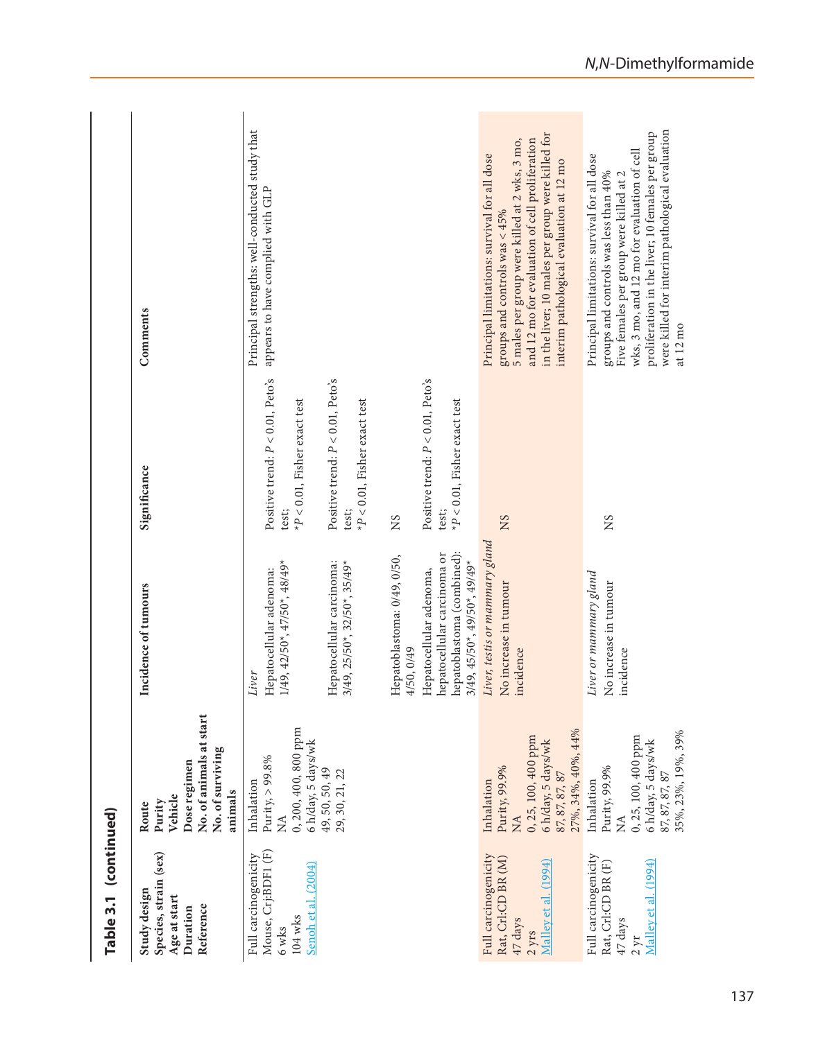**Table 3.1 (continued)**

| Study design<br>Species, strain (sex)<br>Age at start<br>Duration<br>Reference | Route<br>Purity<br>Vehicle<br>Dose regimen<br>No. of animals at start<br>No. of surviving animals | Incidence of tumours | Significance | Comments |
|---|---|---|---|---|
| Full carcinogenicity<br>Mouse, Crj:BDF1 (F)<br>6 wks<br>104 wks<br>Senoh et al. (2004) | Inhalation<br>Purity, > 99.8%<br>NA<br>0, 200, 400, 800 ppm<br>6 h/day, 5 days/wk<br>49, 50, 50, 49<br>29, 30, 21, 22 | *Liver*<br>Hepatocellular adenoma:<br>1/49, 42/50*, 47/50*, 48/49* | Positive trend: $P < 0.01$, Peto's test;<br>* $P < 0.01$, Fisher exact test | Principal strengths: well-conducted study that appears to have complied with GLP |
| | | Hepatocellular carcinoma:<br>3/49, 25/50*, 32/50*, 35/49* | Positive trend: $P < 0.01$, Peto's test;<br>* $P < 0.01$, Fisher exact test | |
| | | Hepatoblastoma: 0/49, 0/50, 4/50, 0/49 | NS | |
| | | Hepatocellular adenoma, hepatocellular carcinoma or hepatoblastoma (combined):<br>3/49, 45/50*, 49/50*, 49/49* | Positive trend: $P < 0.01$, Peto's test;<br>* $P < 0.01$, Fisher exact test | |
| Full carcinogenicity<br>Rat, Crl:CD BR (M)<br>47 days<br>2 yrs<br>Malley et al. (1994) | Inhalation<br>Purity, 99.9%<br>NA<br>0, 25, 100, 400 ppm<br>6 h/day, 5 days/wk<br>87, 87, 87, 87<br>27%, 34%, 40%, 44% | *Liver, testis or mammary gland*<br>No increase in tumour incidence | NS | Principal limitations: survival for all dose groups and controls was < 45%<br>5 males per group were killed at 2 wks, 3 mo, and 12 mo for evaluation of cell proliferation in the liver; 10 males per group were killed for interim pathological evaluation at 12 mo |
| Full carcinogenicity<br>Rat, Crl:CD BR (F)<br>47 days<br>2 yr<br>Malley et al. (1994) | Inhalation<br>Purity, 99.9%<br>NA<br>0, 25, 100, 400 ppm<br>6 h/day, 5 days/wk<br>87, 87, 87, 87<br>35%, 23%, 19%, 39% | *Liver or mammary gland*<br>No increase in tumour incidence | NS | Principal limitations: survival for all dose groups and controls was less than 40%<br>Five females per group were killed at 2 wks, 3 mo, and 12 mo for evaluation of cell proliferation in the liver; 10 females per group were killed for interim pathological evaluation at 12 mo |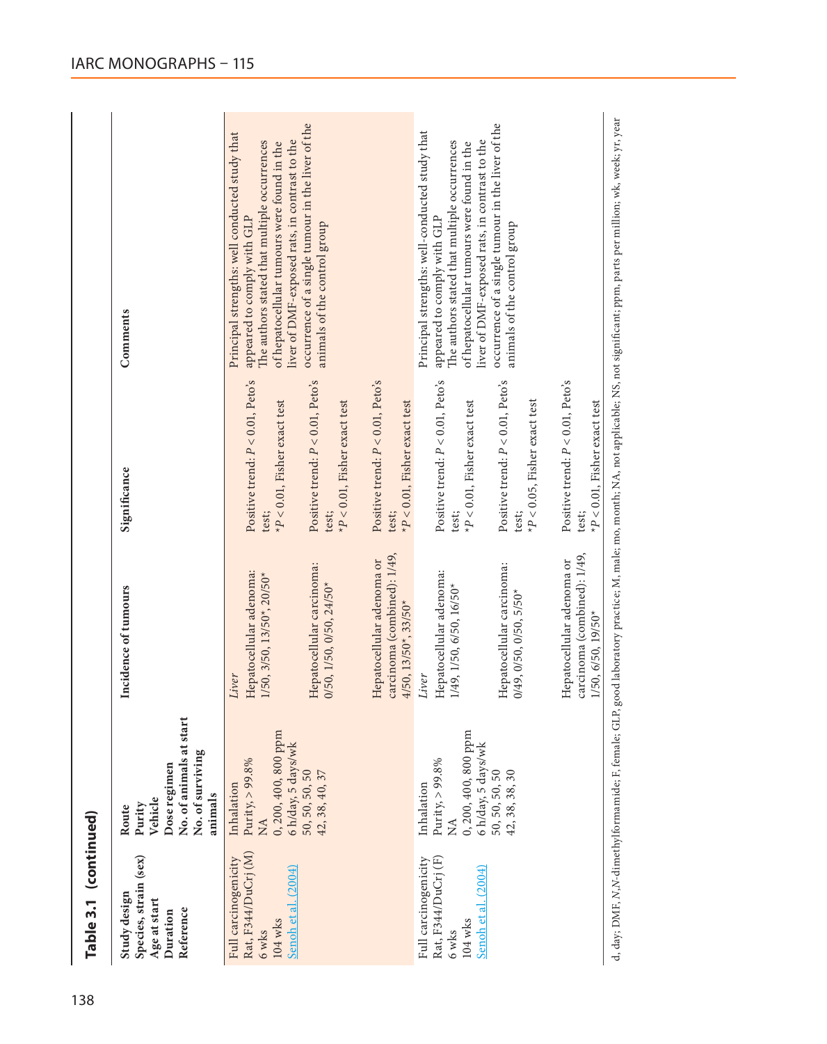**Table 3.1 (continued)**

| Study design<br>Species, strain (sex)<br>Age at start<br>Duration<br>Reference | Route<br>Purity<br>Vehicle<br>Dose regimen<br>No. of animals at start<br>No. of surviving animals | Incidence of tumours | Significance | Comments |
|---|---|---|---|---|
| Full carcinogenicity<br>Rat, F344/DuCrj (M)<br>6 wks<br>104 wks<br>Senoh et al. (2004) | Inhalation<br>Purity, > 99.8%<br>NA<br>0, 200, 400, 800 ppm<br>6 h/day, 5 days/wk<br>50, 50, 50, 50<br>42, 38, 40, 37 | *Liver*<br>Hepatocellular adenoma: 1/50, 3/50, 13/50*, 20/50* | Positive trend: $P < 0.01$, Peto's test;<br>*$P < 0.01$, Fisher exact test | Principal strengths: well conducted study that appeared to comply with GLP<br>The authors stated that multiple occurrences of hepatocellular tumours were found in the liver of DMF-exposed rats, in contrast to the occurrence of a single tumour in the liver of the animals of the control group |
| | | Hepatocellular carcinoma: 0/50, 1/50, 0/50, 24/50* | Positive trend: $P < 0.01$, Peto's test;<br>*$P < 0.01$, Fisher exact test | |
| | | Hepatocellular adenoma or carcinoma (combined): 1/49, 4/50, 13/50*, 33/50* | Positive trend: $P < 0.01$, Peto's test;<br>*$P < 0.01$, Fisher exact test | |
| Full carcinogenicity<br>Rat, F344/DuCrj (F)<br>6 wks<br>104 wks<br>Senoh et al. (2004) | Inhalation<br>Purity, > 99.8%<br>NA<br>0, 200, 400, 800 ppm<br>6 h/day, 5 days/wk<br>50, 50, 50, 50<br>42, 38, 38, 30 | *Liver*<br>Hepatocellular adenoma: 1/49, 1/50, 6/50, 16/50* | Positive trend: $P < 0.01$, Peto's test;<br>*$P < 0.01$, Fisher exact test | Principal strengths: well-conducted study that appeared to comply with GLP<br>The authors stated that multiple occurrences of hepatocellular tumours were found in the liver of DMF-exposed rats, in contrast to the occurrence of a single tumour in the liver of the animals of the control group |
| | | Hepatocellular carcinoma: 0/49, 0/50, 0/50, 5/50* | Positive trend: $P < 0.01$, Peto's test;<br>*$P < 0.05$, Fisher exact test | |
| | | Hepatocellular adenoma or carcinoma (combined): 1/49, 1/50, 6/50, 19/50* | Positive trend: $P < 0.01$, Peto's test;<br>*$P < 0.01$, Fisher exact test | |

d, day; DMF, *N,N*-dimethylformamide; F, female; GLP, good laboratory practice; M, male; mo, month; NA, not applicable; NS, not significant; ppm, parts per million; wk, week; yr, year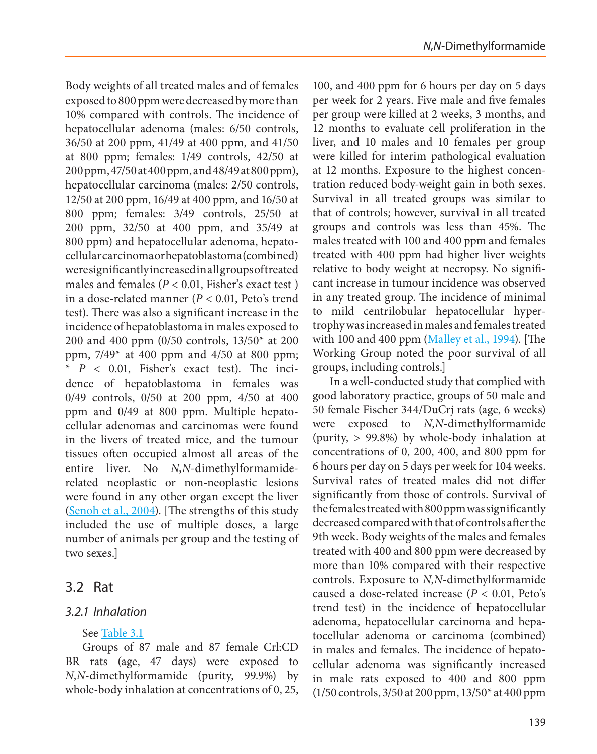Body weights of all treated males and of females exposed to 800 ppm were decreased by more than 10% compared with controls. The incidence of hepatocellular adenoma (males: 6/50 controls, 36/50 at 200 ppm, 41/49 at 400 ppm, and 41/50 at 800 ppm; females: 1/49 controls, 42/50 at 200 ppm, 47/50 at 400 ppm, and 48/49 at 800 ppm), hepatocellular carcinoma (males: 2/50 controls, 12/50 at 200 ppm, 16/49 at 400 ppm, and 16/50 at 800 ppm; females: 3/49 controls, 25/50 at 200 ppm, 32/50 at 400 ppm, and 35/49 at 800 ppm) and hepatocellular adenoma, hepatocellular carcinoma or hepatoblastoma (combined) were significantly increased in all groups of treated males and females ($P < 0.01$, Fisher's exact test ) in a dose-related manner ($P < 0.01$, Peto's trend test). There was also a significant increase in the incidence of hepatoblastoma in males exposed to 200 and 400 ppm (0/50 controls, 13/50* at 200 ppm, 7/49* at 400 ppm and 4/50 at 800 ppm; * $P < 0.01$, Fisher's exact test). The incidence of hepatoblastoma in females was 0/49 controls, 0/50 at 200 ppm, 4/50 at 400 ppm and 0/49 at 800 ppm. Multiple hepatocellular adenomas and carcinomas were found in the livers of treated mice, and the tumour tissues often occupied almost all areas of the entire liver. No *N*,*N*-dimethylformamide-related neoplastic or non-neoplastic lesions were found in any other organ except the liver (Senoh et al., 2004). [The strengths of this study included the use of multiple doses, a large number of animals per group and the testing of two sexes.]

## 3.2 Rat

### 3.2.1 Inhalation

See Table 3.1

Groups of 87 male and 87 female Crl:CD BR rats (age, 47 days) were exposed to *N*,*N*-dimethylformamide (purity, 99.9%) by whole-body inhalation at concentrations of 0, 25, 100, and 400 ppm for 6 hours per day on 5 days per week for 2 years. Five male and five females per group were killed at 2 weeks, 3 months, and 12 months to evaluate cell proliferation in the liver, and 10 males and 10 females per group were killed for interim pathological evaluation at 12 months. Exposure to the highest concentration reduced body-weight gain in both sexes. Survival in all treated groups was similar to that of controls; however, survival in all treated groups and controls was less than 45%. The males treated with 100 and 400 ppm and females treated with 400 ppm had higher liver weights relative to body weight at necropsy. No significant increase in tumour incidence was observed in any treated group. The incidence of minimal to mild centrilobular hepatocellular hypertrophy was increased in males and females treated with 100 and 400 ppm (Malley et al., 1994). [The Working Group noted the poor survival of all groups, including controls.]

In a well-conducted study that complied with good laboratory practice, groups of 50 male and 50 female Fischer 344/DuCrj rats (age, 6 weeks) were exposed to *N*,*N*-dimethylformamide (purity, > 99.8%) by whole-body inhalation at concentrations of 0, 200, 400, and 800 ppm for 6 hours per day on 5 days per week for 104 weeks. Survival rates of treated males did not differ significantly from those of controls. Survival of the females treated with 800 ppm was significantly decreased compared with that of controls after the 9th week. Body weights of the males and females treated with 400 and 800 ppm were decreased by more than 10% compared with their respective controls. Exposure to *N*,*N*-dimethylformamide caused a dose-related increase ($P < 0.01$, Peto's trend test) in the incidence of hepatocellular adenoma, hepatocellular carcinoma and hepatocellular adenoma or carcinoma (combined) in males and females. The incidence of hepatocellular adenoma was significantly increased in male rats exposed to 400 and 800 ppm (1/50 controls, 3/50 at 200 ppm, 13/50* at 400 ppm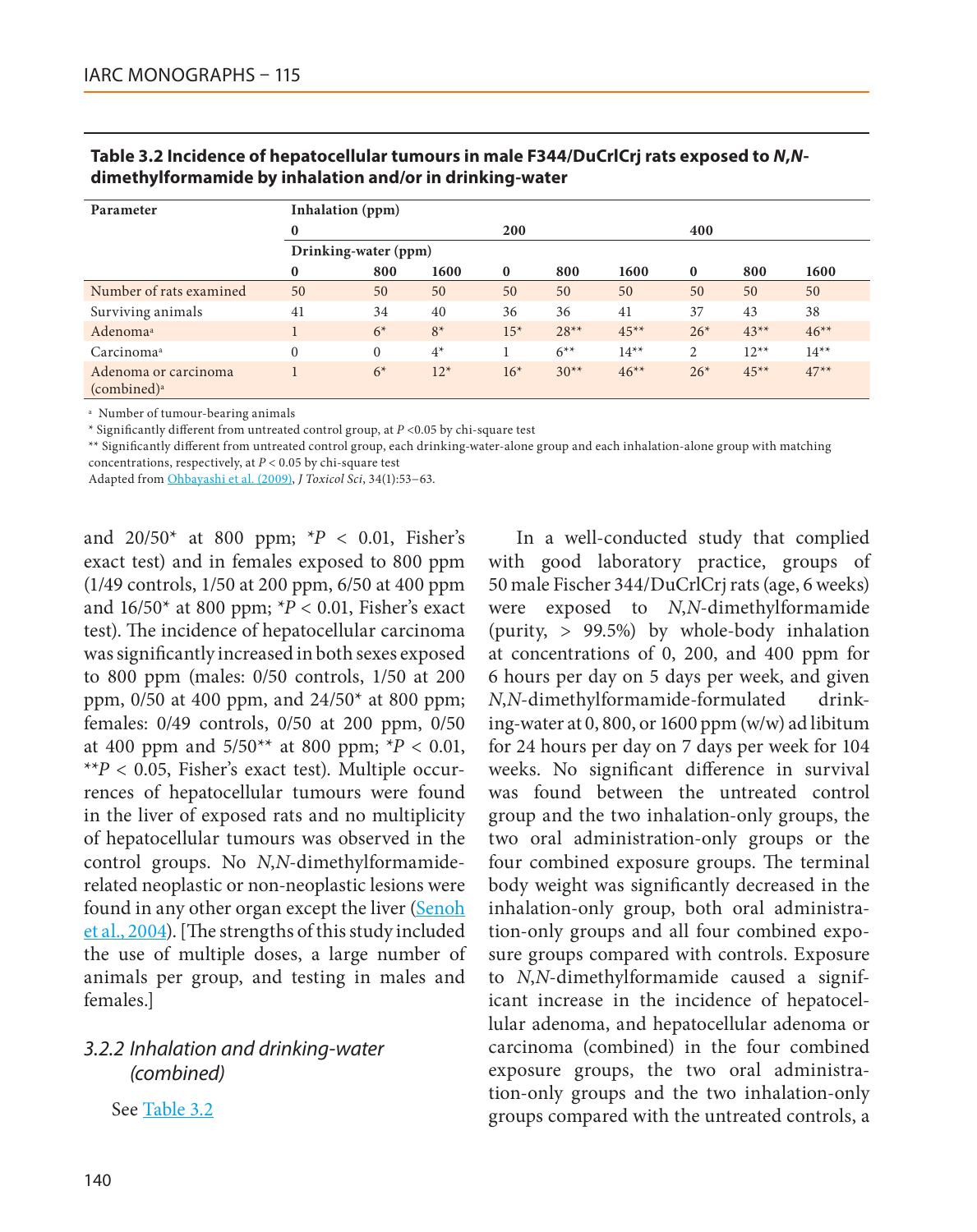**Table 3.2 Incidence of hepatocellular tumours in male F344/DuCrlCrj rats exposed to *N,N*-dimethylformamide by inhalation and/or in drinking-water**

| Parameter | Inhalation (ppm) | | | | | | | | |
|---|---|---|---|---|---|---|---|---|---|
| | 0 | | | 200 | | | 400 | | |
| | Drinking-water (ppm) | | | | | | | | |
| | 0 | 800 | 1600 | 0 | 800 | 1600 | 0 | 800 | 1600 |
| Number of rats examined | 50 | 50 | 50 | 50 | 50 | 50 | 50 | 50 | 50 |
| Surviving animals | 41 | 34 | 40 | 36 | 36 | 41 | 37 | 43 | 38 |
| Adenoma[a] | 1 | 6* | 8* | 15* | 28** | 45** | 26* | 43** | 46** |
| Carcinoma[a] | 0 | 0 | 4* | 1 | 6** | 14** | 2 | 12** | 14** |
| Adenoma or carcinoma (combined)[a] | 1 | 6* | 12* | 16* | 30** | 46** | 26* | 45** | 47** |

[a] Number of tumour-bearing animals
* Significantly different from untreated control group, at $P < 0.05$ by chi-square test
** Significantly different from untreated control group, each drinking-water-alone group and each inhalation-alone group with matching concentrations, respectively, at $P < 0.05$ by chi-square test
Adapted from Ohbayashi et al. (2009), *J Toxicol Sci*, 34(1):53–63.

and 20/50* at 800 ppm; *$P < 0.01$, Fisher's exact test) and in females exposed to 800 ppm (1/49 controls, 1/50 at 200 ppm, 6/50 at 400 ppm and 16/50* at 800 ppm; *$P < 0.01$, Fisher's exact test). The incidence of hepatocellular carcinoma was significantly increased in both sexes exposed to 800 ppm (males: 0/50 controls, 1/50 at 200 ppm, 0/50 at 400 ppm, and 24/50* at 800 ppm; females: 0/49 controls, 0/50 at 200 ppm, 0/50 at 400 ppm and 5/50** at 800 ppm; *$P < 0.01$, **$P < 0.05$, Fisher's exact test). Multiple occurrences of hepatocellular tumours were found in the liver of exposed rats and no multiplicity of hepatocellular tumours was observed in the control groups. No *N*,*N*-dimethylformamide-related neoplastic or non-neoplastic lesions were found in any other organ except the liver (Senoh et al., 2004). [The strengths of this study included the use of multiple doses, a large number of animals per group, and testing in males and females.]

### 3.2.2 Inhalation and drinking-water (combined)

See Table 3.2

In a well-conducted study that complied with good laboratory practice, groups of 50 male Fischer 344/DuCrlCrj rats (age, 6 weeks) were exposed to *N*,*N*-dimethylformamide (purity, > 99.5%) by whole-body inhalation at concentrations of 0, 200, and 400 ppm for 6 hours per day on 5 days per week, and given *N*,*N*-dimethylformamide-formulated drinking-water at 0, 800, or 1600 ppm (w/w) ad libitum for 24 hours per day on 7 days per week for 104 weeks. No significant difference in survival was found between the untreated control group and the two inhalation-only groups, the two oral administration-only groups or the four combined exposure groups. The terminal body weight was significantly decreased in the inhalation-only group, both oral administration-only groups and all four combined exposure groups compared with controls. Exposure to *N*,*N*-dimethylformamide caused a significant increase in the incidence of hepatocellular adenoma, and hepatocellular adenoma or carcinoma (combined) in the four combined exposure groups, the two oral administration-only groups and the two inhalation-only groups compared with the untreated controls, a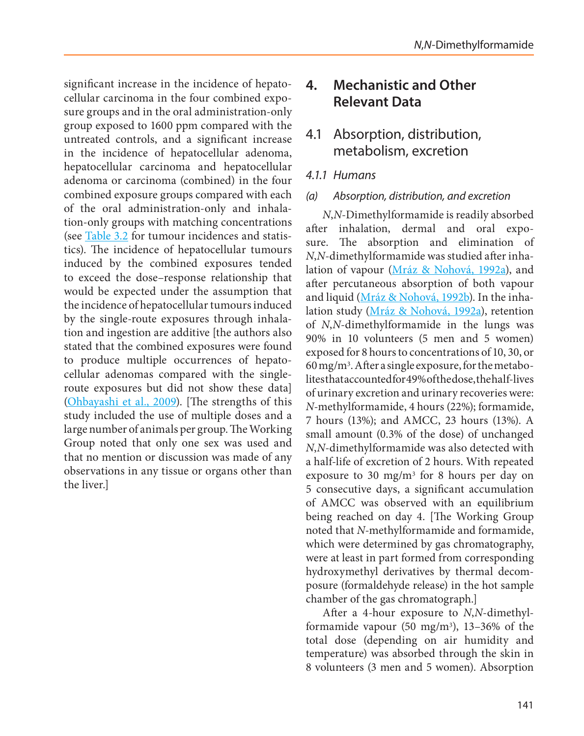significant increase in the incidence of hepatocellular carcinoma in the four combined exposure groups and in the oral administration-only group exposed to 1600 ppm compared with the untreated controls, and a significant increase in the incidence of hepatocellular adenoma, hepatocellular carcinoma and hepatocellular adenoma or carcinoma (combined) in the four combined exposure groups compared with each of the oral administration-only and inhalation-only groups with matching concentrations (see Table 3.2 for tumour incidences and statistics). The incidence of hepatocellular tumours induced by the combined exposures tended to exceed the dose–response relationship that would be expected under the assumption that the incidence of hepatocellular tumours induced by the single-route exposures through inhalation and ingestion are additive [the authors also stated that the combined exposures were found to produce multiple occurrences of hepatocellular adenomas compared with the single-route exposures but did not show these data] (Ohbayashi et al., 2009). [The strengths of this study included the use of multiple doses and a large number of animals per group. The Working Group noted that only one sex was used and that no mention or discussion was made of any observations in any tissue or organs other than the liver.]

# 4. Mechanistic and Other Relevant Data

## 4.1 Absorption, distribution, metabolism, excretion

### 4.1.1 Humans

#### (a) Absorption, distribution, and excretion

*N*,*N*-Dimethylformamide is readily absorbed after inhalation, dermal and oral exposure. The absorption and elimination of *N*,*N*-dimethylformamide was studied after inhalation of vapour (Mráz & Nohová, 1992a), and after percutaneous absorption of both vapour and liquid (Mráz & Nohová, 1992b). In the inhalation study (Mráz & Nohová, 1992a), retention of *N*,*N*-dimethylformamide in the lungs was 90% in 10 volunteers (5 men and 5 women) exposed for 8 hours to concentrations of 10, 30, or 60 mg/m$^3$. After a single exposure, for the metabolites that accounted for 49% of the dose, the half-lives of urinary excretion and urinary recoveries were: *N*-methylformamide, 4 hours (22%); formamide, 7 hours (13%); and AMCC, 23 hours (13%). A small amount (0.3% of the dose) of unchanged *N*,*N*-dimethylformamide was also detected with a half-life of excretion of 2 hours. With repeated exposure to 30 mg/m$^3$ for 8 hours per day on 5 consecutive days, a significant accumulation of AMCC was observed with an equilibrium being reached on day 4. [The Working Group noted that *N*-methylformamide and formamide, which were determined by gas chromatography, were at least in part formed from corresponding hydroxymethyl derivatives by thermal decomposure (formaldehyde release) in the hot sample chamber of the gas chromatograph.]

After a 4-hour exposure to *N*,*N*-dimethylformamide vapour (50 mg/m$^3$), 13–36% of the total dose (depending on air humidity and temperature) was absorbed through the skin in 8 volunteers (3 men and 5 women). Absorption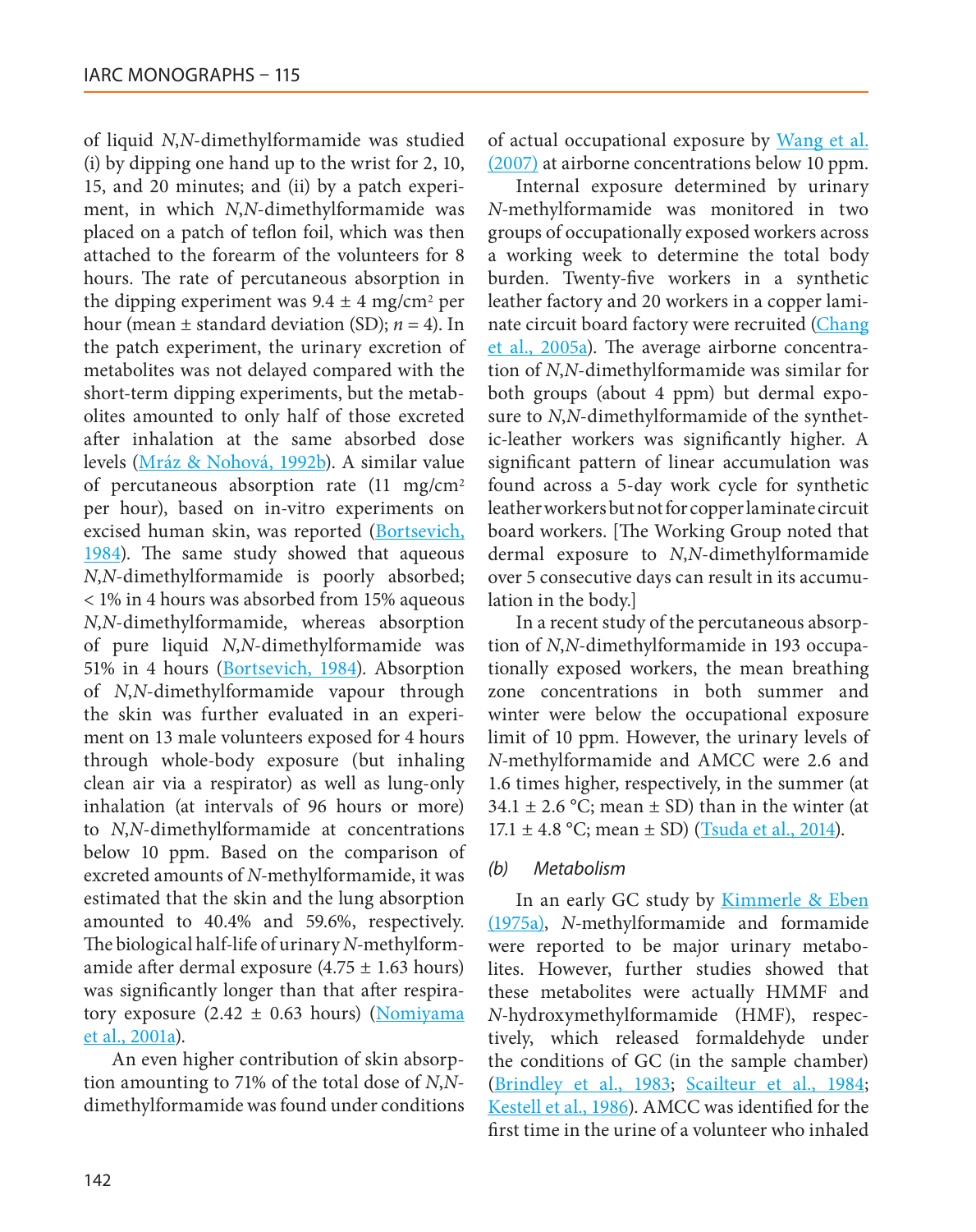of liquid *N*,*N*-dimethylformamide was studied (i) by dipping one hand up to the wrist for 2, 10, 15, and 20 minutes; and (ii) by a patch experiment, in which *N*,*N*-dimethylformamide was placed on a patch of teflon foil, which was then attached to the forearm of the volunteers for 8 hours. The rate of percutaneous absorption in the dipping experiment was 9.4 ± 4 mg/cm$^2$ per hour (mean ± standard deviation (SD); $n = 4$). In the patch experiment, the urinary excretion of metabolites was not delayed compared with the short-term dipping experiments, but the metabolites amounted to only half of those excreted after inhalation at the same absorbed dose levels (Mráz & Nohová, 1992b). A similar value of percutaneous absorption rate (11 mg/cm$^2$ per hour), based on in-vitro experiments on excised human skin, was reported (Bortsevich, 1984). The same study showed that aqueous *N*,*N*-dimethylformamide is poorly absorbed; < 1% in 4 hours was absorbed from 15% aqueous *N*,*N*-dimethylformamide, whereas absorption of pure liquid *N*,*N*-dimethylformamide was 51% in 4 hours (Bortsevich, 1984). Absorption of *N*,*N*-dimethylformamide vapour through the skin was further evaluated in an experiment on 13 male volunteers exposed for 4 hours through whole-body exposure (but inhaling clean air via a respirator) as well as lung-only inhalation (at intervals of 96 hours or more) to *N*,*N*-dimethylformamide at concentrations below 10 ppm. Based on the comparison of excreted amounts of *N*-methylformamide, it was estimated that the skin and the lung absorption amounted to 40.4% and 59.6%, respectively. The biological half-life of urinary *N*-methylformamide after dermal exposure (4.75 ± 1.63 hours) was significantly longer than that after respiratory exposure (2.42 ± 0.63 hours) (Nomiyama et al., 2001a).

An even higher contribution of skin absorption amounting to 71% of the total dose of *N*,*N*-dimethylformamide was found under conditions of actual occupational exposure by Wang et al. (2007) at airborne concentrations below 10 ppm.

Internal exposure determined by urinary *N*-methylformamide was monitored in two groups of occupationally exposed workers across a working week to determine the total body burden. Twenty-five workers in a synthetic leather factory and 20 workers in a copper laminate circuit board factory were recruited (Chang et al., 2005a). The average airborne concentration of *N*,*N*-dimethylformamide was similar for both groups (about 4 ppm) but dermal exposure to *N*,*N*-dimethylformamide of the synthetic-leather workers was significantly higher. A significant pattern of linear accumulation was found across a 5-day work cycle for synthetic leather workers but not for copper laminate circuit board workers. [The Working Group noted that dermal exposure to *N*,*N*-dimethylformamide over 5 consecutive days can result in its accumulation in the body.]

In a recent study of the percutaneous absorption of *N*,*N*-dimethylformamide in 193 occupationally exposed workers, the mean breathing zone concentrations in both summer and winter were below the occupational exposure limit of 10 ppm. However, the urinary levels of *N*-methylformamide and AMCC were 2.6 and 1.6 times higher, respectively, in the summer (at 34.1 ± 2.6 °C; mean ± SD) than in the winter (at 17.1 ± 4.8 °C; mean ± SD) (Tsuda et al., 2014).

#### *(b) Metabolism*

In an early GC study by Kimmerle & Eben (1975a), *N*-methylformamide and formamide were reported to be major urinary metabolites. However, further studies showed that these metabolites were actually HMMF and *N*-hydroxymethylformamide (HMF), respectively, which released formaldehyde under the conditions of GC (in the sample chamber) (Brindley et al., 1983; Scailteur et al., 1984; Kestell et al., 1986). AMCC was identified for the first time in the urine of a volunteer who inhaled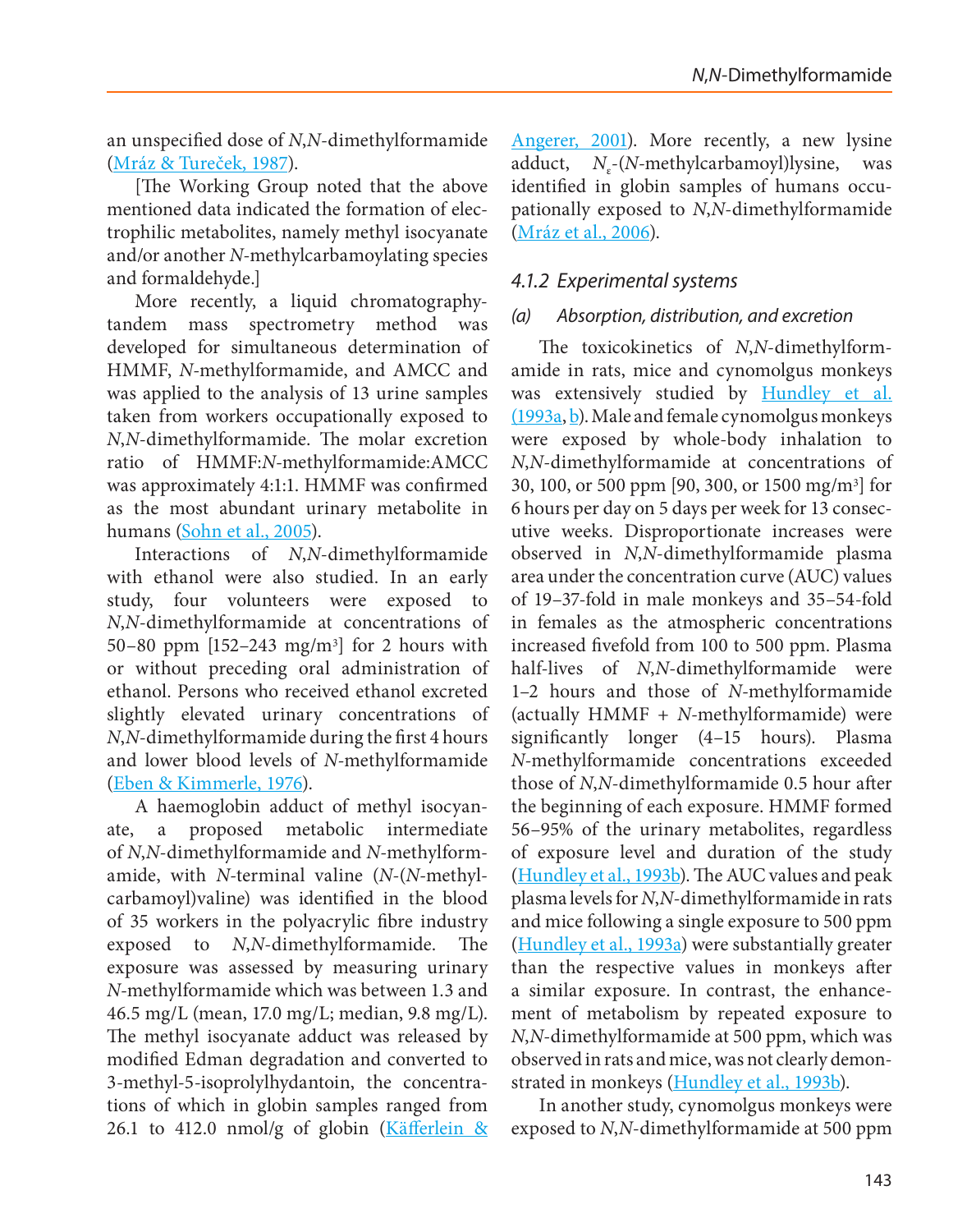an unspecified dose of *N*,*N*-dimethylformamide (Mráz & Tureček, 1987).

[The Working Group noted that the above mentioned data indicated the formation of electrophilic metabolites, namely methyl isocyanate and/or another *N*-methylcarbamoylating species and formaldehyde.]

More recently, a liquid chromatography-tandem mass spectrometry method was developed for simultaneous determination of HMMF, *N*-methylformamide, and AMCC and was applied to the analysis of 13 urine samples taken from workers occupationally exposed to *N*,*N*-dimethylformamide. The molar excretion ratio of HMMF:*N*-methylformamide:AMCC was approximately 4:1:1. HMMF was confirmed as the most abundant urinary metabolite in humans (Sohn et al., 2005).

Interactions of *N*,*N*-dimethylformamide with ethanol were also studied. In an early study, four volunteers were exposed to *N*,*N*-dimethylformamide at concentrations of 50–80 ppm [152–243 mg/m$^3$] for 2 hours with or without preceding oral administration of ethanol. Persons who received ethanol excreted slightly elevated urinary concentrations of *N*,*N*-dimethylformamide during the first 4 hours and lower blood levels of *N*-methylformamide (Eben & Kimmerle, 1976).

A haemoglobin adduct of methyl isocyanate, a proposed metabolic intermediate of *N*,*N*-dimethylformamide and *N*-methylformamide, with *N*-terminal valine (*N*-(*N*-methylcarbamoyl)valine) was identified in the blood of 35 workers in the polyacrylic fibre industry exposed to *N*,*N*-dimethylformamide. The exposure was assessed by measuring urinary *N*-methylformamide which was between 1.3 and 46.5 mg/L (mean, 17.0 mg/L; median, 9.8 mg/L). The methyl isocyanate adduct was released by modified Edman degradation and converted to 3-methyl-5-isoprolylhydantoin, the concentrations of which in globin samples ranged from 26.1 to 412.0 nmol/g of globin (Käfferlein & Angerer, 2001). More recently, a new lysine adduct, $N_{\varepsilon}$-(*N*-methylcarbamoyl)lysine, was identified in globin samples of humans occupationally exposed to *N*,*N*-dimethylformamide (Mráz et al., 2006).

### 4.1.2 Experimental systems

#### (a) Absorption, distribution, and excretion

The toxicokinetics of *N*,*N*-dimethylformamide in rats, mice and cynomolgus monkeys was extensively studied by Hundley et al. (1993a, b). Male and female cynomolgus monkeys were exposed by whole-body inhalation to *N*,*N*-dimethylformamide at concentrations of 30, 100, or 500 ppm [90, 300, or 1500 mg/m$^3$] for 6 hours per day on 5 days per week for 13 consecutive weeks. Disproportionate increases were observed in *N*,*N*-dimethylformamide plasma area under the concentration curve (AUC) values of 19–37-fold in male monkeys and 35–54-fold in females as the atmospheric concentrations increased fivefold from 100 to 500 ppm. Plasma half-lives of *N*,*N*-dimethylformamide were 1–2 hours and those of *N*-methylformamide (actually HMMF + *N*-methylformamide) were significantly longer (4–15 hours). Plasma *N*-methylformamide concentrations exceeded those of *N*,*N*-dimethylformamide 0.5 hour after the beginning of each exposure. HMMF formed 56–95% of the urinary metabolites, regardless of exposure level and duration of the study (Hundley et al., 1993b). The AUC values and peak plasma levels for *N*,*N*-dimethylformamide in rats and mice following a single exposure to 500 ppm (Hundley et al., 1993a) were substantially greater than the respective values in monkeys after a similar exposure. In contrast, the enhancement of metabolism by repeated exposure to *N*,*N*-dimethylformamide at 500 ppm, which was observed in rats and mice, was not clearly demonstrated in monkeys (Hundley et al., 1993b).

In another study, cynomolgus monkeys were exposed to *N*,*N*-dimethylformamide at 500 ppm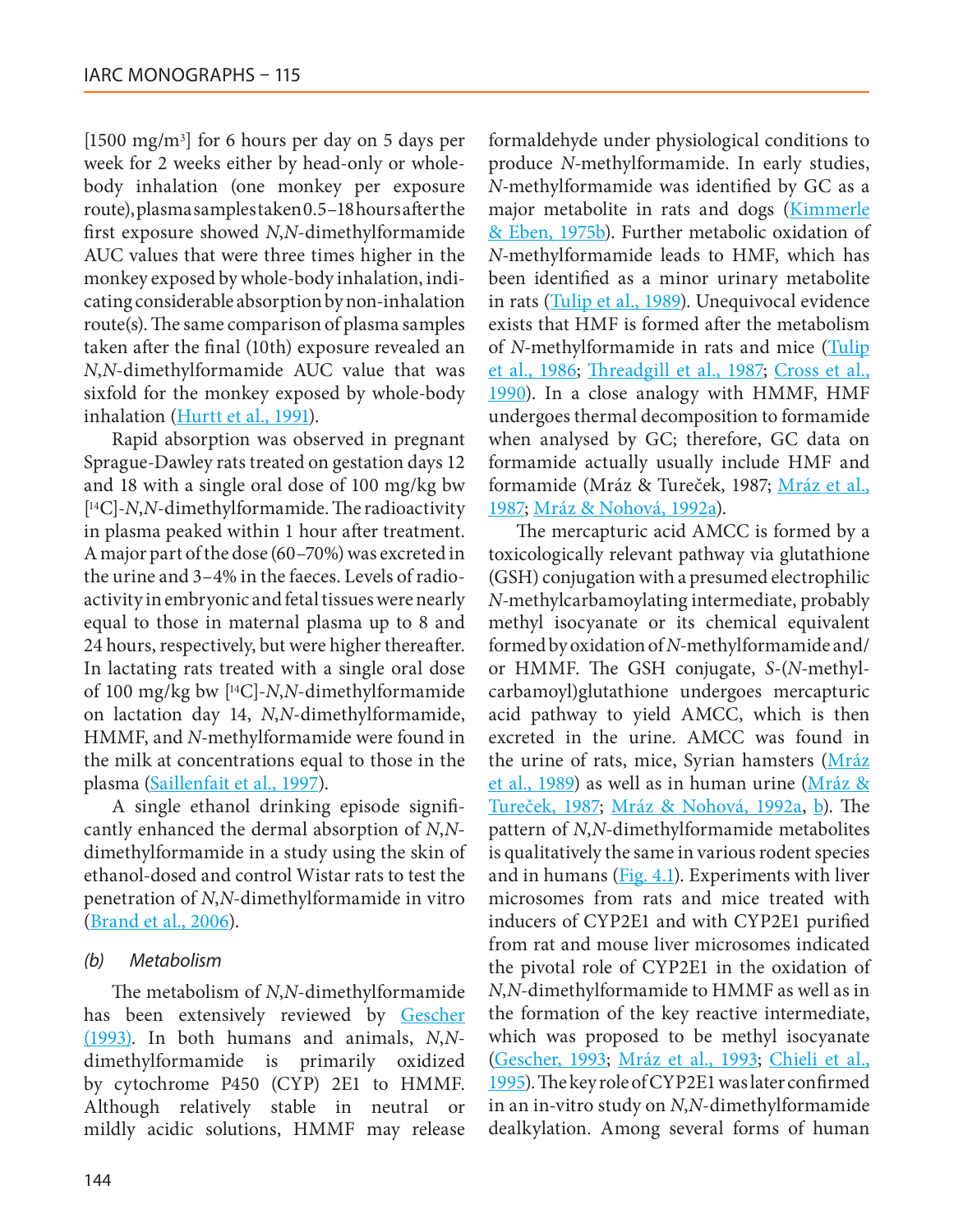[1500 mg/m$^3$] for 6 hours per day on 5 days per week for 2 weeks either by head-only or whole-body inhalation (one monkey per exposure route), plasma samples taken 0.5–18 hours after the first exposure showed *N*,*N*-dimethylformamide AUC values that were three times higher in the monkey exposed by whole-body inhalation, indicating considerable absorption by non-inhalation route(s). The same comparison of plasma samples taken after the final (10th) exposure revealed an *N*,*N*-dimethylformamide AUC value that was sixfold for the monkey exposed by whole-body inhalation (Hurtt et al., 1991).

Rapid absorption was observed in pregnant Sprague-Dawley rats treated on gestation days 12 and 18 with a single oral dose of 100 mg/kg bw [$^{14}$C]-*N*,*N*-dimethylformamide. The radioactivity in plasma peaked within 1 hour after treatment. A major part of the dose (60–70%) was excreted in the urine and 3–4% in the faeces. Levels of radioactivity in embryonic and fetal tissues were nearly equal to those in maternal plasma up to 8 and 24 hours, respectively, but were higher thereafter. In lactating rats treated with a single oral dose of 100 mg/kg bw [$^{14}$C]-*N*,*N*-dimethylformamide on lactation day 14, *N*,*N*-dimethylformamide, HMMF, and *N*-methylformamide were found in the milk at concentrations equal to those in the plasma (Saillenfait et al., 1997).

A single ethanol drinking episode significantly enhanced the dermal absorption of *N*,*N*-dimethylformamide in a study using the skin of ethanol-dosed and control Wistar rats to test the penetration of *N*,*N*-dimethylformamide in vitro (Brand et al., 2006).

### *(b) Metabolism*

The metabolism of *N*,*N*-dimethylformamide has been extensively reviewed by Gescher (1993). In both humans and animals, *N*,*N*-dimethylformamide is primarily oxidized by cytochrome P450 (CYP) 2E1 to HMMF. Although relatively stable in neutral or mildly acidic solutions, HMMF may release formaldehyde under physiological conditions to produce *N*-methylformamide. In early studies, *N*-methylformamide was identified by GC as a major metabolite in rats and dogs (Kimmerle & Eben, 1975b). Further metabolic oxidation of *N*-methylformamide leads to HMF, which has been identified as a minor urinary metabolite in rats (Tulip et al., 1989). Unequivocal evidence exists that HMF is formed after the metabolism of *N*-methylformamide in rats and mice (Tulip et al., 1986; Threadgill et al., 1987; Cross et al., 1990). In a close analogy with HMMF, HMF undergoes thermal decomposition to formamide when analysed by GC; therefore, GC data on formamide actually usually include HMF and formamide (Mráz & Tureček, 1987; Mráz et al., 1987; Mráz & Nohová, 1992a).

The mercapturic acid AMCC is formed by a toxicologically relevant pathway via glutathione (GSH) conjugation with a presumed electrophilic *N*-methylcarbamoylating intermediate, probably methyl isocyanate or its chemical equivalent formed by oxidation of *N*-methylformamide and/or HMMF. The GSH conjugate, *S*-(*N*-methylcarbamoyl)glutathione undergoes mercapturic acid pathway to yield AMCC, which is then excreted in the urine. AMCC was found in the urine of rats, mice, Syrian hamsters (Mráz et al., 1989) as well as in human urine (Mráz & Tureček, 1987; Mráz & Nohová, 1992a, b). The pattern of *N*,*N*-dimethylformamide metabolites is qualitatively the same in various rodent species and in humans (Fig. 4.1). Experiments with liver microsomes from rats and mice treated with inducers of CYP2E1 and with CYP2E1 purified from rat and mouse liver microsomes indicated the pivotal role of CYP2E1 in the oxidation of *N*,*N*-dimethylformamide to HMMF as well as in the formation of the key reactive intermediate, which was proposed to be methyl isocyanate (Gescher, 1993; Mráz et al., 1993; Chieli et al., 1995). The key role of CYP2E1 was later confirmed in an in-vitro study on *N*,*N*-dimethylformamide dealkylation. Among several forms of human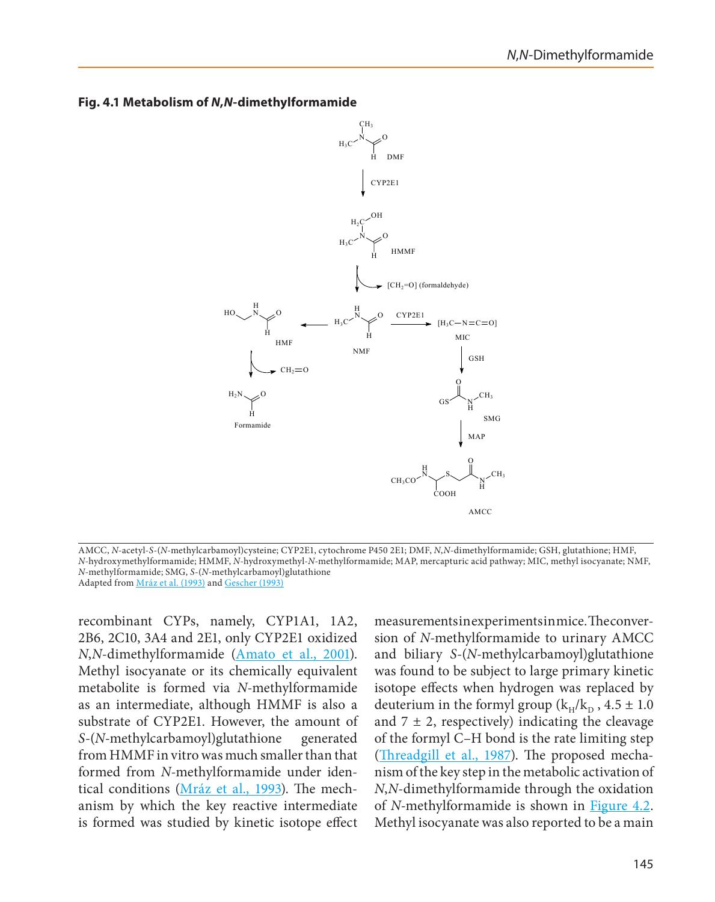**Fig. 4.1 Metabolism of *N,N*-dimethylformamide**

AMCC, *N*-acetyl-*S*-(*N*-methylcarbamoyl)cysteine; CYP2E1, cytochrome P450 2E1; DMF, *N,N*-dimethylformamide; GSH, glutathione; HMF, *N*-hydroxymethylformamide; HMMF, *N*-hydroxymethyl-*N*-methylformamide; MAP, mercapturic acid pathway; MIC, methyl isocyanate; NMF, *N*-methylformamide; SMG, *S*-(*N*-methylcarbamoyl)glutathione
Adapted from Mráz et al. (1993) and Gescher (1993)

recombinant CYPs, namely, CYP1A1, 1A2, 2B6, 2C10, 3A4 and 2E1, only CYP2E1 oxidized *N,N*-dimethylformamide (Amato et al., 2001). Methyl isocyanate or its chemically equivalent metabolite is formed via *N*-methylformamide as an intermediate, although HMMF is also a substrate of CYP2E1. However, the amount of *S*-(*N*-methylcarbamoyl)glutathione generated from HMMF in vitro was much smaller than that formed from *N*-methylformamide under identical conditions (Mráz et al., 1993). The mechanism by which the key reactive intermediate is formed was studied by kinetic isotope effect measurements in experiments in mice. The conversion of *N*-methylformamide to urinary AMCC and biliary *S*-(*N*-methylcarbamoyl)glutathione was found to be subject to large primary kinetic isotope effects when hydrogen was replaced by deuterium in the formyl group ($k_H/k_D$, 4.5 ± 1.0 and 7 ± 2, respectively) indicating the cleavage of the formyl C–H bond is the rate limiting step (Threadgill et al., 1987). The proposed mechanism of the key step in the metabolic activation of *N,N*-dimethylformamide through the oxidation of *N*-methylformamide is shown in Figure 4.2. Methyl isocyanate was also reported to be a main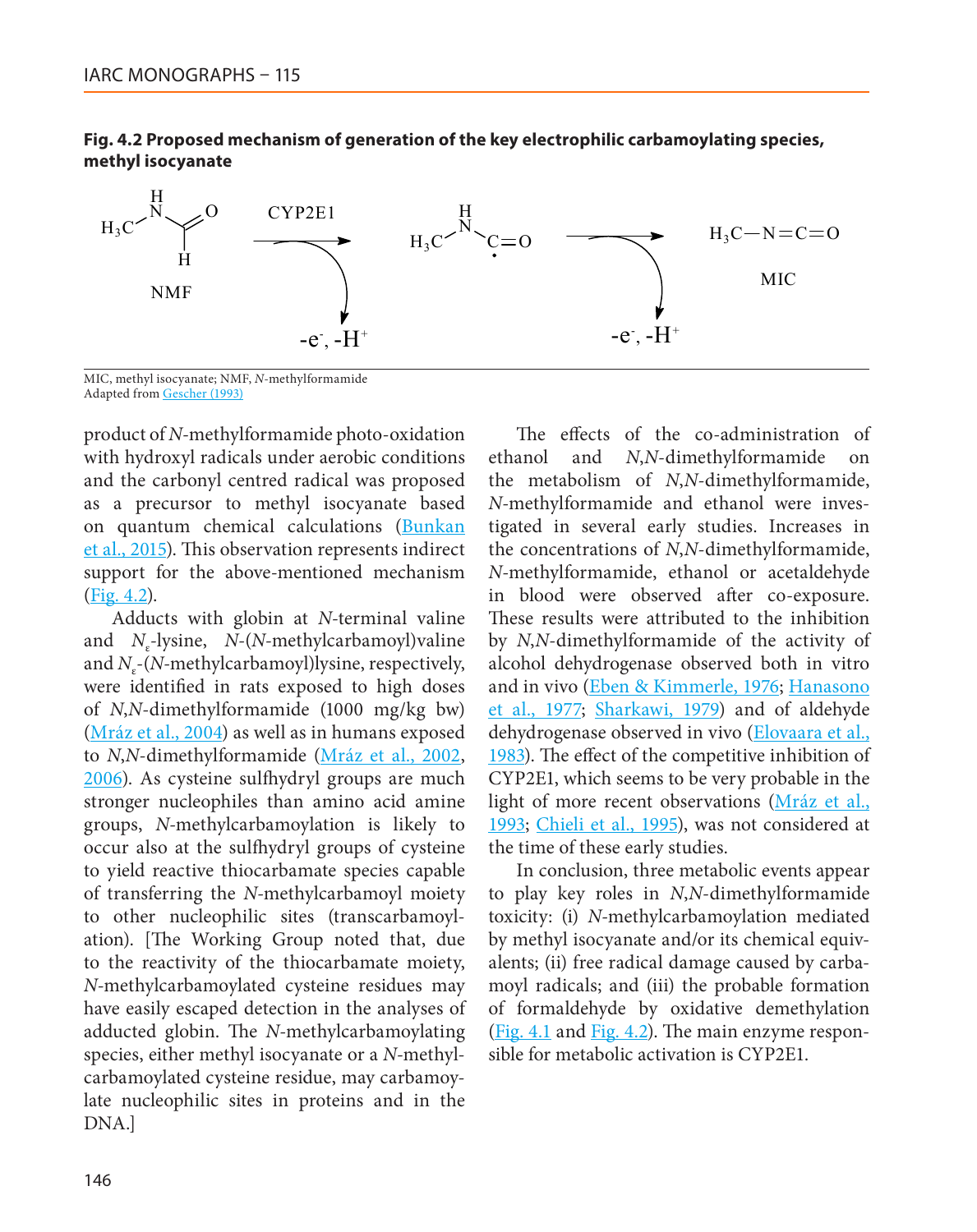**Fig. 4.2 Proposed mechanism of generation of the key electrophilic carbamoylating species, methyl isocyanate**

MIC, methyl isocyanate; NMF, *N*-methylformamide
Adapted from Gescher (1993)

product of *N*-methylformamide photo-oxidation with hydroxyl radicals under aerobic conditions and the carbonyl centred radical was proposed as a precursor to methyl isocyanate based on quantum chemical calculations (Bunkan et al., 2015). This observation represents indirect support for the above-mentioned mechanism (Fig. 4.2).

Adducts with globin at *N*-terminal valine and $N_{\varepsilon}$-lysine, *N*-(*N*-methylcarbamoyl)valine and $N_{\varepsilon}$-(*N*-methylcarbamoyl)lysine, respectively, were identified in rats exposed to high doses of *N*,*N*-dimethylformamide (1000 mg/kg bw) (Mráz et al., 2004) as well as in humans exposed to *N*,*N*-dimethylformamide (Mráz et al., 2002, 2006). As cysteine sulfhydryl groups are much stronger nucleophiles than amino acid amine groups, *N*-methylcarbamoylation is likely to occur also at the sulfhydryl groups of cysteine to yield reactive thiocarbamate species capable of transferring the *N*-methylcarbamoyl moiety to other nucleophilic sites (transcarbamoylation). [The Working Group noted that, due to the reactivity of the thiocarbamate moiety, *N*-methylcarbamoylated cysteine residues may have easily escaped detection in the analyses of adducted globin. The *N*-methylcarbamoylating species, either methyl isocyanate or a *N*-methylcarbamoylated cysteine residue, may carbamoylate nucleophilic sites in proteins and in the DNA.]

The effects of the co-administration of ethanol and *N*,*N*-dimethylformamide on the metabolism of *N*,*N*-dimethylformamide, *N*-methylformamide and ethanol were investigated in several early studies. Increases in the concentrations of *N*,*N*-dimethylformamide, *N*-methylformamide, ethanol or acetaldehyde in blood were observed after co-exposure. These results were attributed to the inhibition by *N*,*N*-dimethylformamide of the activity of alcohol dehydrogenase observed both in vitro and in vivo (Eben & Kimmerle, 1976; Hanasono et al., 1977; Sharkawi, 1979) and of aldehyde dehydrogenase observed in vivo (Elovaara et al., 1983). The effect of the competitive inhibition of CYP2E1, which seems to be very probable in the light of more recent observations (Mráz et al., 1993; Chieli et al., 1995), was not considered at the time of these early studies.

In conclusion, three metabolic events appear to play key roles in *N*,*N*-dimethylformamide toxicity: (i) *N*-methylcarbamoylation mediated by methyl isocyanate and/or its chemical equivalents; (ii) free radical damage caused by carbamoyl radicals; and (iii) the probable formation of formaldehyde by oxidative demethylation (Fig. 4.1 and Fig. 4.2). The main enzyme responsible for metabolic activation is CYP2E1.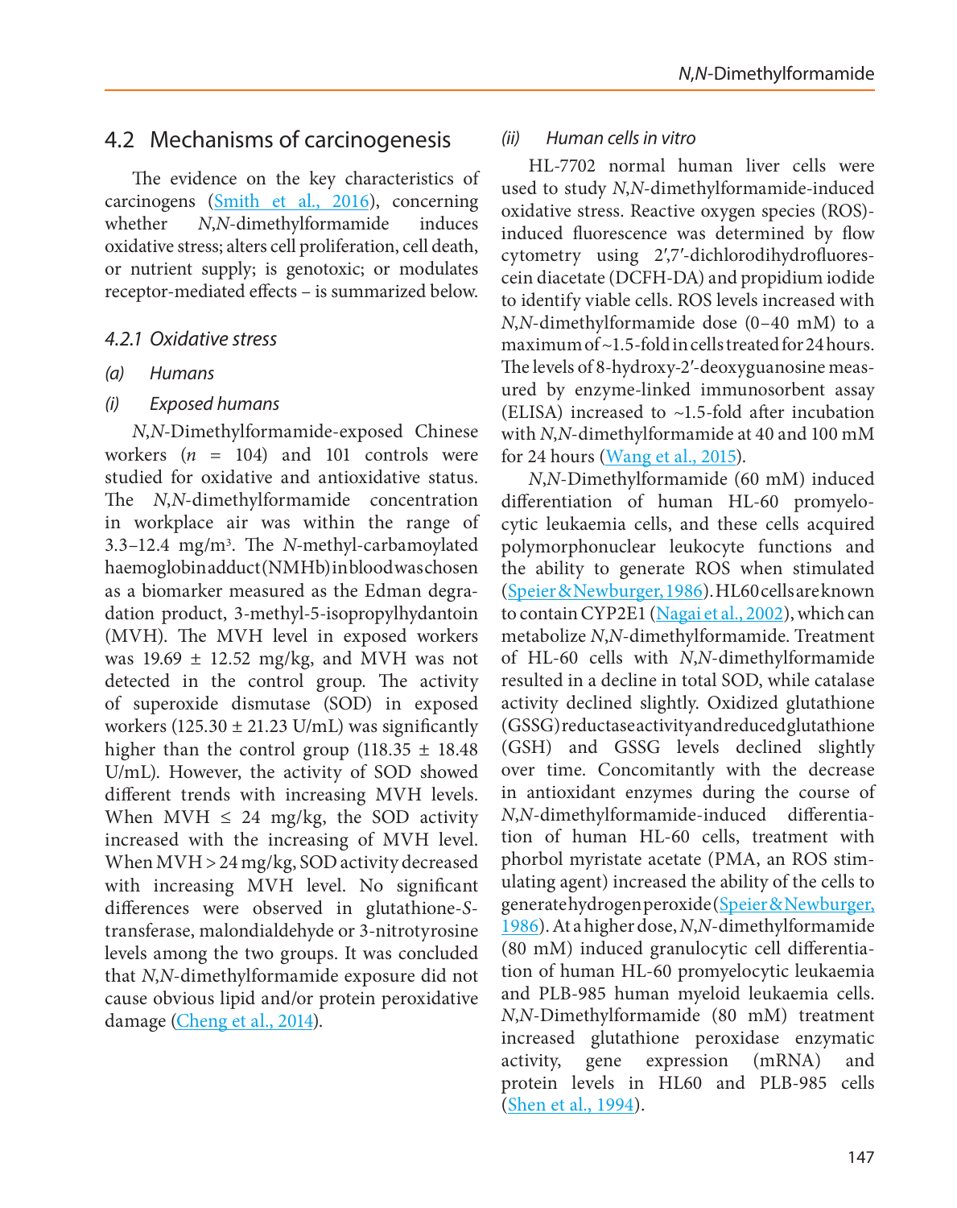## 4.2 Mechanisms of carcinogenesis

The evidence on the key characteristics of carcinogens (Smith et al., 2016), concerning whether *N*,*N*-dimethylformamide induces oxidative stress; alters cell proliferation, cell death, or nutrient supply; is genotoxic; or modulates receptor-mediated effects – is summarized below.

### 4.2.1 Oxidative stress

#### (a) Humans

##### (i) Exposed humans

*N*,*N*-Dimethylformamide-exposed Chinese workers ($n$ = 104) and 101 controls were studied for oxidative and antioxidative status. The *N*,*N*-dimethylformamide concentration in workplace air was within the range of 3.3–12.4 mg/m$^3$. The *N*-methyl-carbamoylated haemoglobin adduct (NMHb) in blood was chosen as a biomarker measured as the Edman degradation product, 3-methyl-5-isopropylhydantoin (MVH). The MVH level in exposed workers was 19.69 ± 12.52 mg/kg, and MVH was not detected in the control group. The activity of superoxide dismutase (SOD) in exposed workers (125.30 ± 21.23 U/mL) was significantly higher than the control group (118.35 ± 18.48 U/mL). However, the activity of SOD showed different trends with increasing MVH levels. When MVH ≤ 24 mg/kg, the SOD activity increased with the increasing of MVH level. When MVH > 24 mg/kg, SOD activity decreased with increasing MVH level. No significant differences were observed in glutathione-*S*-transferase, malondialdehyde or 3-nitrotyrosine levels among the two groups. It was concluded that *N*,*N*-dimethylformamide exposure did not cause obvious lipid and/or protein peroxidative damage (Cheng et al., 2014).

##### (ii) Human cells in vitro

HL-7702 normal human liver cells were used to study *N*,*N*-dimethylformamide-induced oxidative stress. Reactive oxygen species (ROS)-induced fluorescence was determined by flow cytometry using 2′,7′-dichlorodihydrofluorescein diacetate (DCFH-DA) and propidium iodide to identify viable cells. ROS levels increased with *N*,*N*-dimethylformamide dose (0–40 mM) to a maximum of ~1.5-fold in cells treated for 24 hours. The levels of 8-hydroxy-2′-deoxyguanosine measured by enzyme-linked immunosorbent assay (ELISA) increased to ~1.5-fold after incubation with *N*,*N*-dimethylformamide at 40 and 100 mM for 24 hours (Wang et al., 2015).

*N*,*N*-Dimethylformamide (60 mM) induced differentiation of human HL-60 promyelocytic leukaemia cells, and these cells acquired polymorphonuclear leukocyte functions and the ability to generate ROS when stimulated (Speier & Newburger, 1986). HL60 cells are known to contain CYP2E1 (Nagai et al., 2002), which can metabolize *N*,*N*-dimethylformamide. Treatment of HL-60 cells with *N*,*N*-dimethylformamide resulted in a decline in total SOD, while catalase activity declined slightly. Oxidized glutathione (GSSG) reductase activity and reduced glutathione (GSH) and GSSG levels declined slightly over time. Concomitantly with the decrease in antioxidant enzymes during the course of *N*,*N*-dimethylformamide-induced differentiation of human HL-60 cells, treatment with phorbol myristate acetate (PMA, an ROS stimulating agent) increased the ability of the cells to generate hydrogen peroxide (Speier & Newburger, 1986). At a higher dose, *N*,*N*-dimethylformamide (80 mM) induced granulocytic cell differentiation of human HL-60 promyelocytic leukaemia and PLB-985 human myeloid leukaemia cells. *N*,*N*-Dimethylformamide (80 mM) treatment increased glutathione peroxidase enzymatic activity, gene expression (mRNA) and protein levels in HL60 and PLB-985 cells (Shen et al., 1994).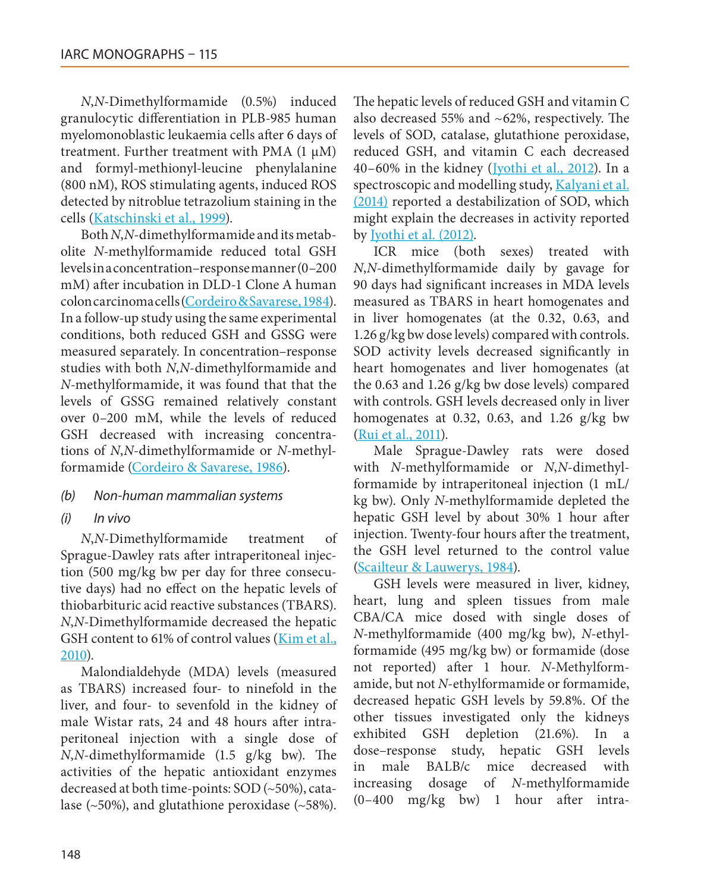*N*,*N*-Dimethylformamide (0.5%) induced granulocytic differentiation in PLB-985 human myelomonoblastic leukaemia cells after 6 days of treatment. Further treatment with PMA (1 μM) and formyl-methionyl-leucine phenylalanine (800 nM), ROS stimulating agents, induced ROS detected by nitroblue tetrazolium staining in the cells (Katschinski et al., 1999).

Both *N*,*N*-dimethylformamide and its metabolite *N*-methylformamide reduced total GSH levels in a concentration–response manner (0–200 mM) after incubation in DLD-1 Clone A human colon carcinoma cells (Cordeiro & Savarese, 1984). In a follow-up study using the same experimental conditions, both reduced GSH and GSSG were measured separately. In concentration–response studies with both *N*,*N*-dimethylformamide and *N*-methylformamide, it was found that that the levels of GSSG remained relatively constant over 0–200 mM, while the levels of reduced GSH decreased with increasing concentrations of *N*,*N*-dimethylformamide or *N*-methylformamide (Cordeiro & Savarese, 1986).

*(b) Non-human mammalian systems*

*(i) In vivo*

*N*,*N*-Dimethylformamide treatment of Sprague-Dawley rats after intraperitoneal injection (500 mg/kg bw per day for three consecutive days) had no effect on the hepatic levels of thiobarbituric acid reactive substances (TBARS). *N*,*N*-Dimethylformamide decreased the hepatic GSH content to 61% of control values (Kim et al., 2010).

Malondialdehyde (MDA) levels (measured as TBARS) increased four- to ninefold in the liver, and four- to sevenfold in the kidney of male Wistar rats, 24 and 48 hours after intraperitoneal injection with a single dose of *N*,*N*-dimethylformamide (1.5 g/kg bw). The activities of the hepatic antioxidant enzymes decreased at both time-points: SOD (~50%), catalase (~50%), and glutathione peroxidase (~58%). The hepatic levels of reduced GSH and vitamin C also decreased 55% and ~62%, respectively. The levels of SOD, catalase, glutathione peroxidase, reduced GSH, and vitamin C each decreased 40–60% in the kidney (Jyothi et al., 2012). In a spectroscopic and modelling study, Kalyani et al. (2014) reported a destabilization of SOD, which might explain the decreases in activity reported by Jyothi et al. (2012).

ICR mice (both sexes) treated with *N*,*N*-dimethylformamide daily by gavage for 90 days had significant increases in MDA levels measured as TBARS in heart homogenates and in liver homogenates (at the 0.32, 0.63, and 1.26 g/kg bw dose levels) compared with controls. SOD activity levels decreased significantly in heart homogenates and liver homogenates (at the 0.63 and 1.26 g/kg bw dose levels) compared with controls. GSH levels decreased only in liver homogenates at 0.32, 0.63, and 1.26 g/kg bw (Rui et al., 2011).

Male Sprague-Dawley rats were dosed with *N*-methylformamide or *N*,*N*-dimethylformamide by intraperitoneal injection (1 mL/kg bw). Only *N*-methylformamide depleted the hepatic GSH level by about 30% 1 hour after injection. Twenty-four hours after the treatment, the GSH level returned to the control value (Scailteur & Lauwerys, 1984).

GSH levels were measured in liver, kidney, heart, lung and spleen tissues from male CBA/CA mice dosed with single doses of *N*-methylformamide (400 mg/kg bw), *N*-ethylformamide (495 mg/kg bw) or formamide (dose not reported) after 1 hour. *N*-Methylformamide, but not *N*-ethylformamide or formamide, decreased hepatic GSH levels by 59.8%. Of the other tissues investigated only the kidneys exhibited GSH depletion (21.6%). In a dose–response study, hepatic GSH levels in male BALB/c mice decreased with increasing dosage of *N*-methylformamide (0–400 mg/kg bw) 1 hour after intra-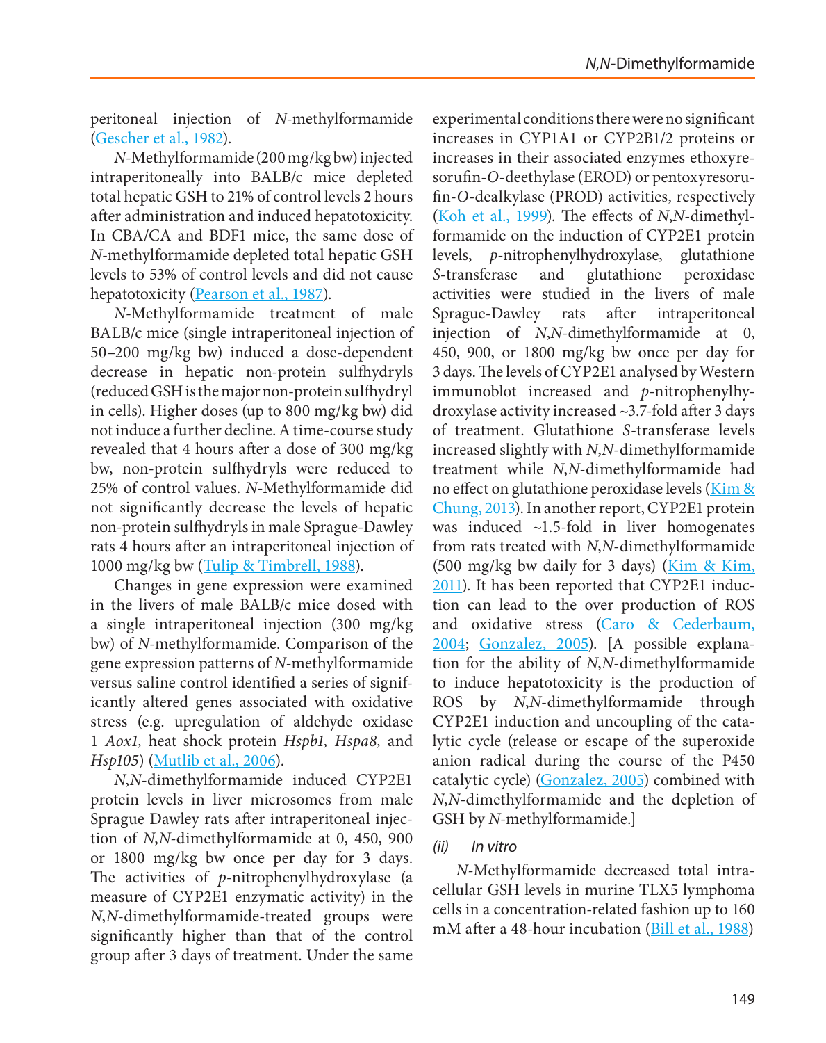peritoneal injection of *N*-methylformamide (Gescher et al., 1982).

*N*-Methylformamide (200 mg/kg bw) injected intraperitoneally into BALB/c mice depleted total hepatic GSH to 21% of control levels 2 hours after administration and induced hepatotoxicity. In CBA/CA and BDF1 mice, the same dose of *N*-methylformamide depleted total hepatic GSH levels to 53% of control levels and did not cause hepatotoxicity (Pearson et al., 1987).

*N*-Methylformamide treatment of male BALB/c mice (single intraperitoneal injection of 50–200 mg/kg bw) induced a dose-dependent decrease in hepatic non-protein sulfhydryls (reduced GSH is the major non-protein sulfhydryl in cells). Higher doses (up to 800 mg/kg bw) did not induce a further decline. A time-course study revealed that 4 hours after a dose of 300 mg/kg bw, non-protein sulfhydryls were reduced to 25% of control values. *N*-Methylformamide did not significantly decrease the levels of hepatic non-protein sulfhydryls in male Sprague-Dawley rats 4 hours after an intraperitoneal injection of 1000 mg/kg bw (Tulip & Timbrell, 1988).

Changes in gene expression were examined in the livers of male BALB/c mice dosed with a single intraperitoneal injection (300 mg/kg bw) of *N*-methylformamide. Comparison of the gene expression patterns of *N*-methylformamide versus saline control identified a series of significantly altered genes associated with oxidative stress (e.g. upregulation of aldehyde oxidase 1 *Aox1,* heat shock protein *Hspb1, Hspa8,* and *Hsp105*) (Mutlib et al., 2006).

*N*,*N*-dimethylformamide induced CYP2E1 protein levels in liver microsomes from male Sprague Dawley rats after intraperitoneal injection of *N*,*N*-dimethylformamide at 0, 450, 900 or 1800 mg/kg bw once per day for 3 days. The activities of *p*-nitrophenylhydroxylase (a measure of CYP2E1 enzymatic activity) in the *N*,*N*-dimethylformamide-treated groups were significantly higher than that of the control group after 3 days of treatment. Under the same experimental conditions there were no significant increases in CYP1A1 or CYP2B1/2 proteins or increases in their associated enzymes ethoxyresorufin-*O*-deethylase (EROD) or pentoxyresorufin-*O*-dealkylase (PROD) activities, respectively (Koh et al., 1999). The effects of *N*,*N*-dimethylformamide on the induction of CYP2E1 protein levels, *p*-nitrophenylhydroxylase, glutathione *S*-transferase and glutathione peroxidase activities were studied in the livers of male Sprague-Dawley rats after intraperitoneal injection of *N*,*N*-dimethylformamide at 0, 450, 900, or 1800 mg/kg bw once per day for 3 days. The levels of CYP2E1 analysed by Western immunoblot increased and *p*-nitrophenylhydroxylase activity increased ~3.7-fold after 3 days of treatment. Glutathione *S*-transferase levels increased slightly with *N*,*N*-dimethylformamide treatment while *N*,*N*-dimethylformamide had no effect on glutathione peroxidase levels (Kim & Chung, 2013). In another report, CYP2E1 protein was induced ~1.5-fold in liver homogenates from rats treated with *N*,*N*-dimethylformamide (500 mg/kg bw daily for 3 days) (Kim & Kim, 2011). It has been reported that CYP2E1 induction can lead to the over production of ROS and oxidative stress (Caro & Cederbaum, 2004; Gonzalez, 2005). [A possible explanation for the ability of *N*,*N*-dimethylformamide to induce hepatotoxicity is the production of ROS by *N*,*N*-dimethylformamide through CYP2E1 induction and uncoupling of the catalytic cycle (release or escape of the superoxide anion radical during the course of the P450 catalytic cycle) (Gonzalez, 2005) combined with *N*,*N*-dimethylformamide and the depletion of GSH by *N*-methylformamide.]

*(ii) In vitro*

*N*-Methylformamide decreased total intracellular GSH levels in murine TLX5 lymphoma cells in a concentration-related fashion up to 160 mM after a 48-hour incubation (Bill et al., 1988)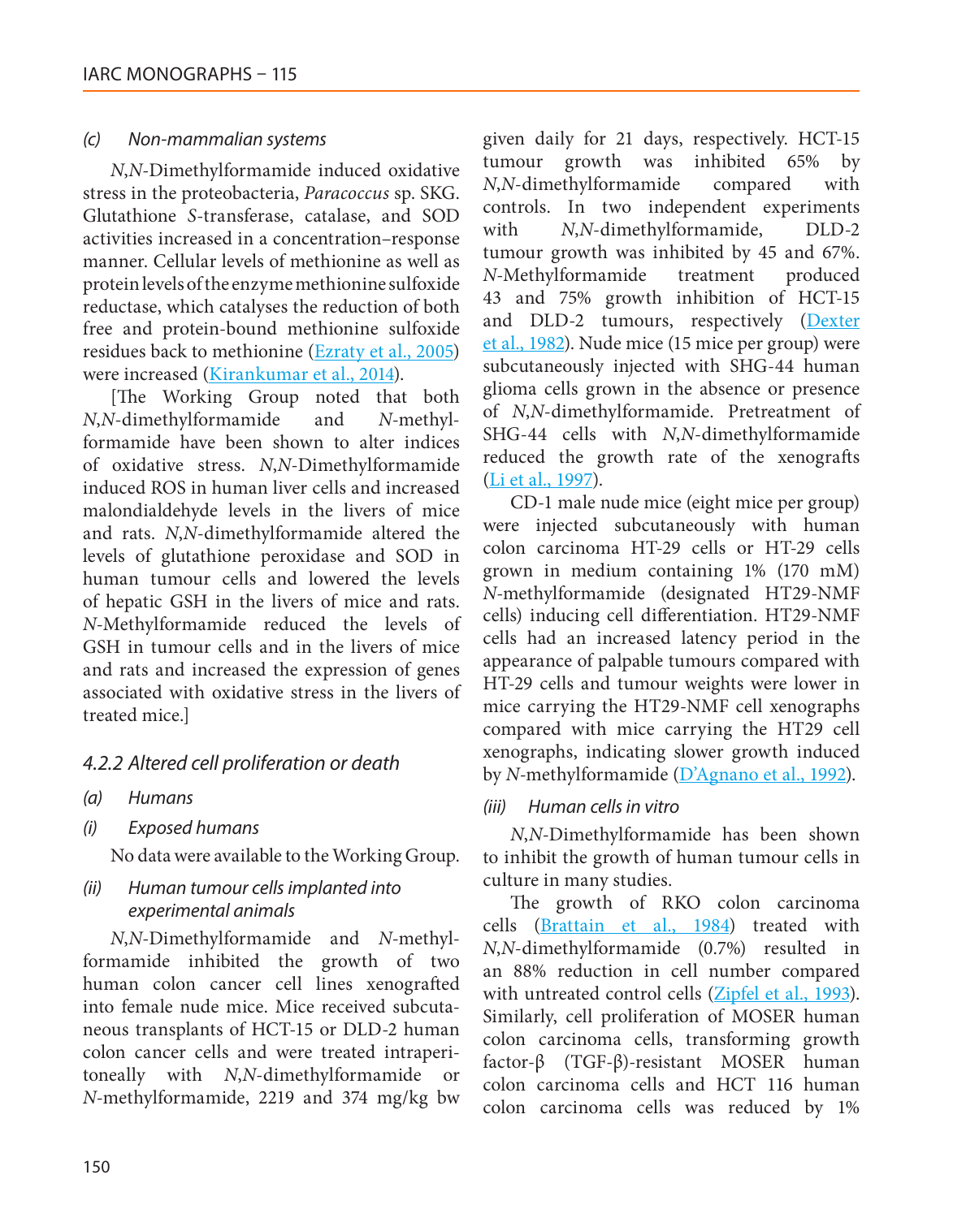*(c) Non-mammalian systems*

*N*,*N*-Dimethylformamide induced oxidative stress in the proteobacteria, *Paracoccus* sp. SKG. Glutathione *S*-transferase, catalase, and SOD activities increased in a concentration–response manner. Cellular levels of methionine as well as protein levels of the enzyme methionine sulfoxide reductase, which catalyses the reduction of both free and protein-bound methionine sulfoxide residues back to methionine (Ezraty et al., 2005) were increased (Kirankumar et al., 2014).

[The Working Group noted that both *N*,*N*-dimethylformamide and *N*-methylformamide have been shown to alter indices of oxidative stress. *N*,*N*-Dimethylformamide induced ROS in human liver cells and increased malondialdehyde levels in the livers of mice and rats. *N*,*N*-dimethylformamide altered the levels of glutathione peroxidase and SOD in human tumour cells and lowered the levels of hepatic GSH in the livers of mice and rats. *N*-Methylformamide reduced the levels of GSH in tumour cells and in the livers of mice and rats and increased the expression of genes associated with oxidative stress in the livers of treated mice.]

### 4.2.2 Altered cell proliferation or death

*(a) Humans*

*(i) Exposed humans*

No data were available to the Working Group.

*(ii) Human tumour cells implanted into experimental animals*

*N*,*N*-Dimethylformamide and *N*-methylformamide inhibited the growth of two human colon cancer cell lines xenografted into female nude mice. Mice received subcutaneous transplants of HCT-15 or DLD-2 human colon cancer cells and were treated intraperitoneally with *N*,*N*-dimethylformamide or *N*-methylformamide, 2219 and 374 mg/kg bw given daily for 21 days, respectively. HCT-15 tumour growth was inhibited 65% by *N*,*N*-dimethylformamide compared with controls. In two independent experiments with *N*,*N*-dimethylformamide, DLD-2 tumour growth was inhibited by 45 and 67%. *N*-Methylformamide treatment produced 43 and 75% growth inhibition of HCT-15 and DLD-2 tumours, respectively (Dexter et al., 1982). Nude mice (15 mice per group) were subcutaneously injected with SHG-44 human glioma cells grown in the absence or presence of *N*,*N*-dimethylformamide. Pretreatment of SHG-44 cells with *N*,*N*-dimethylformamide reduced the growth rate of the xenografts (Li et al., 1997).

CD-1 male nude mice (eight mice per group) were injected subcutaneously with human colon carcinoma HT-29 cells or HT-29 cells grown in medium containing 1% (170 mM) *N*-methylformamide (designated HT29-NMF cells) inducing cell differentiation. HT29-NMF cells had an increased latency period in the appearance of palpable tumours compared with HT-29 cells and tumour weights were lower in mice carrying the HT29-NMF cell xenographs compared with mice carrying the HT29 cell xenographs, indicating slower growth induced by *N*-methylformamide (D'Agnano et al., 1992).

*(iii) Human cells in vitro*

*N*,*N*-Dimethylformamide has been shown to inhibit the growth of human tumour cells in culture in many studies.

The growth of RKO colon carcinoma cells (Brattain et al., 1984) treated with *N*,*N*-dimethylformamide (0.7%) resulted in an 88% reduction in cell number compared with untreated control cells (Zipfel et al., 1993). Similarly, cell proliferation of MOSER human colon carcinoma cells, transforming growth factor-β (TGF-β)-resistant MOSER human colon carcinoma cells and HCT 116 human colon carcinoma cells was reduced by 1%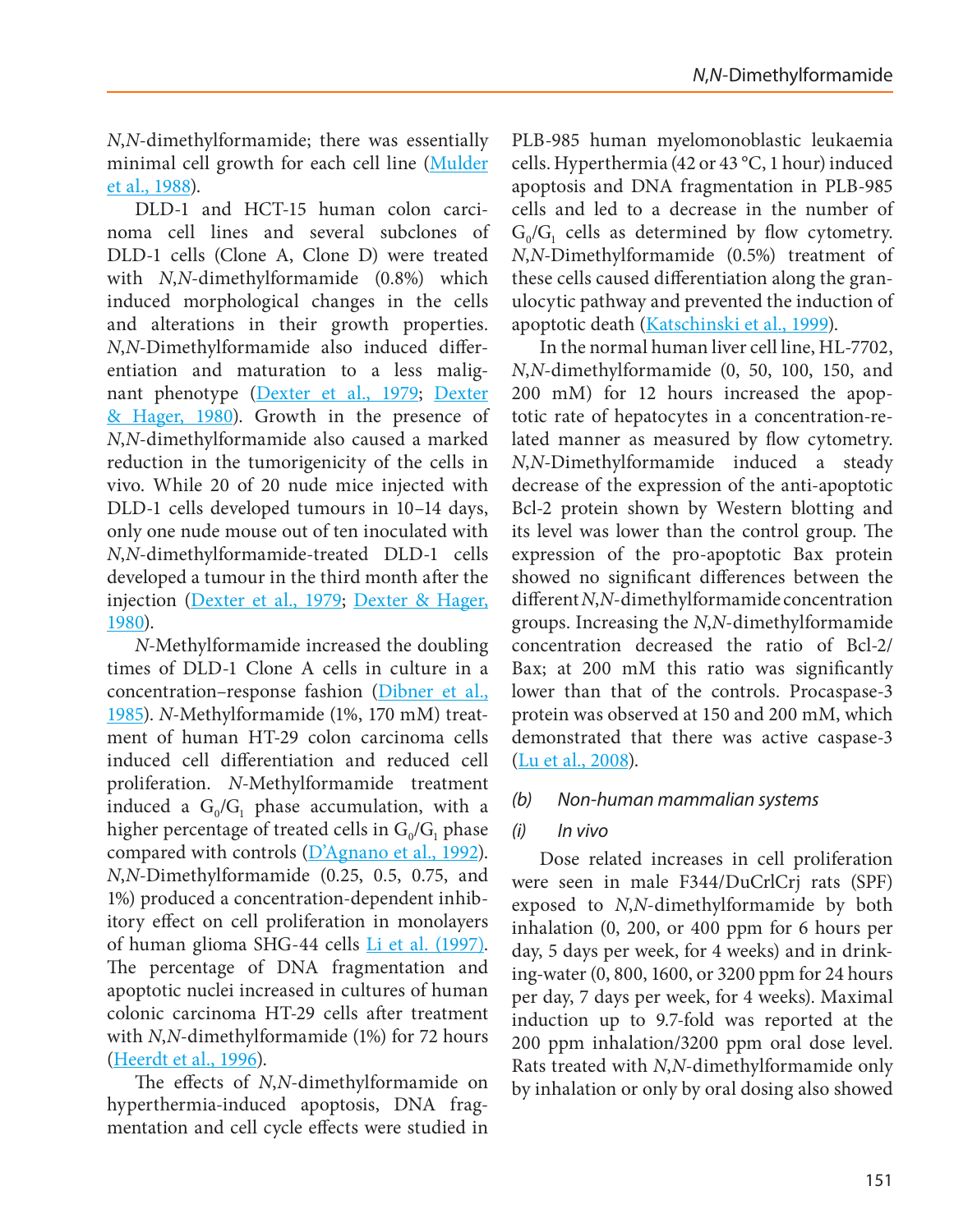*N*,*N*-dimethylformamide; there was essentially minimal cell growth for each cell line (Mulder et al., 1988).

DLD-1 and HCT-15 human colon carcinoma cell lines and several subclones of DLD-1 cells (Clone A, Clone D) were treated with *N*,*N*-dimethylformamide (0.8%) which induced morphological changes in the cells and alterations in their growth properties. *N*,*N*-Dimethylformamide also induced differentiation and maturation to a less malignant phenotype (Dexter et al., 1979; Dexter & Hager, 1980). Growth in the presence of *N*,*N*-dimethylformamide also caused a marked reduction in the tumorigenicity of the cells in vivo. While 20 of 20 nude mice injected with DLD-1 cells developed tumours in 10–14 days, only one nude mouse out of ten inoculated with *N*,*N*-dimethylformamide-treated DLD-1 cells developed a tumour in the third month after the injection (Dexter et al., 1979; Dexter & Hager, 1980).

*N*-Methylformamide increased the doubling times of DLD-1 Clone A cells in culture in a concentration–response fashion (Dibner et al., 1985). *N*-Methylformamide (1%, 170 mM) treatment of human HT-29 colon carcinoma cells induced cell differentiation and reduced cell proliferation. *N*-Methylformamide treatment induced a $G_0/G_1$ phase accumulation, with a higher percentage of treated cells in $G_0/G_1$ phase compared with controls (D'Agnano et al., 1992). *N*,*N*-Dimethylformamide (0.25, 0.5, 0.75, and 1%) produced a concentration-dependent inhibitory effect on cell proliferation in monolayers of human glioma SHG-44 cells Li et al. (1997). The percentage of DNA fragmentation and apoptotic nuclei increased in cultures of human colonic carcinoma HT-29 cells after treatment with *N*,*N*-dimethylformamide (1%) for 72 hours (Heerdt et al., 1996).

The effects of *N*,*N*-dimethylformamide on hyperthermia-induced apoptosis, DNA fragmentation and cell cycle effects were studied in PLB-985 human myelomonoblastic leukaemia cells. Hyperthermia (42 or 43 °C, 1 hour) induced apoptosis and DNA fragmentation in PLB-985 cells and led to a decrease in the number of $G_0/G_1$ cells as determined by flow cytometry. *N*,*N*-Dimethylformamide (0.5%) treatment of these cells caused differentiation along the granulocytic pathway and prevented the induction of apoptotic death (Katschinski et al., 1999).

In the normal human liver cell line, HL-7702, *N*,*N*-dimethylformamide (0, 50, 100, 150, and 200 mM) for 12 hours increased the apoptotic rate of hepatocytes in a concentration-related manner as measured by flow cytometry. *N*,*N*-Dimethylformamide induced a steady decrease of the expression of the anti-apoptotic Bcl-2 protein shown by Western blotting and its level was lower than the control group. The expression of the pro-apoptotic Bax protein showed no significant differences between the different *N*,*N*-dimethylformamide concentration groups. Increasing the *N*,*N*-dimethylformamide concentration decreased the ratio of Bcl-2/Bax; at 200 mM this ratio was significantly lower than that of the controls. Procaspase-3 protein was observed at 150 and 200 mM, which demonstrated that there was active caspase-3 (Lu et al., 2008).

*(b) Non-human mammalian systems*

*(i) In vivo*

Dose related increases in cell proliferation were seen in male F344/DuCrlCrj rats (SPF) exposed to *N*,*N*-dimethylformamide by both inhalation (0, 200, or 400 ppm for 6 hours per day, 5 days per week, for 4 weeks) and in drinking-water (0, 800, 1600, or 3200 ppm for 24 hours per day, 7 days per week, for 4 weeks). Maximal induction up to 9.7-fold was reported at the 200 ppm inhalation/3200 ppm oral dose level. Rats treated with *N*,*N*-dimethylformamide only by inhalation or only by oral dosing also showed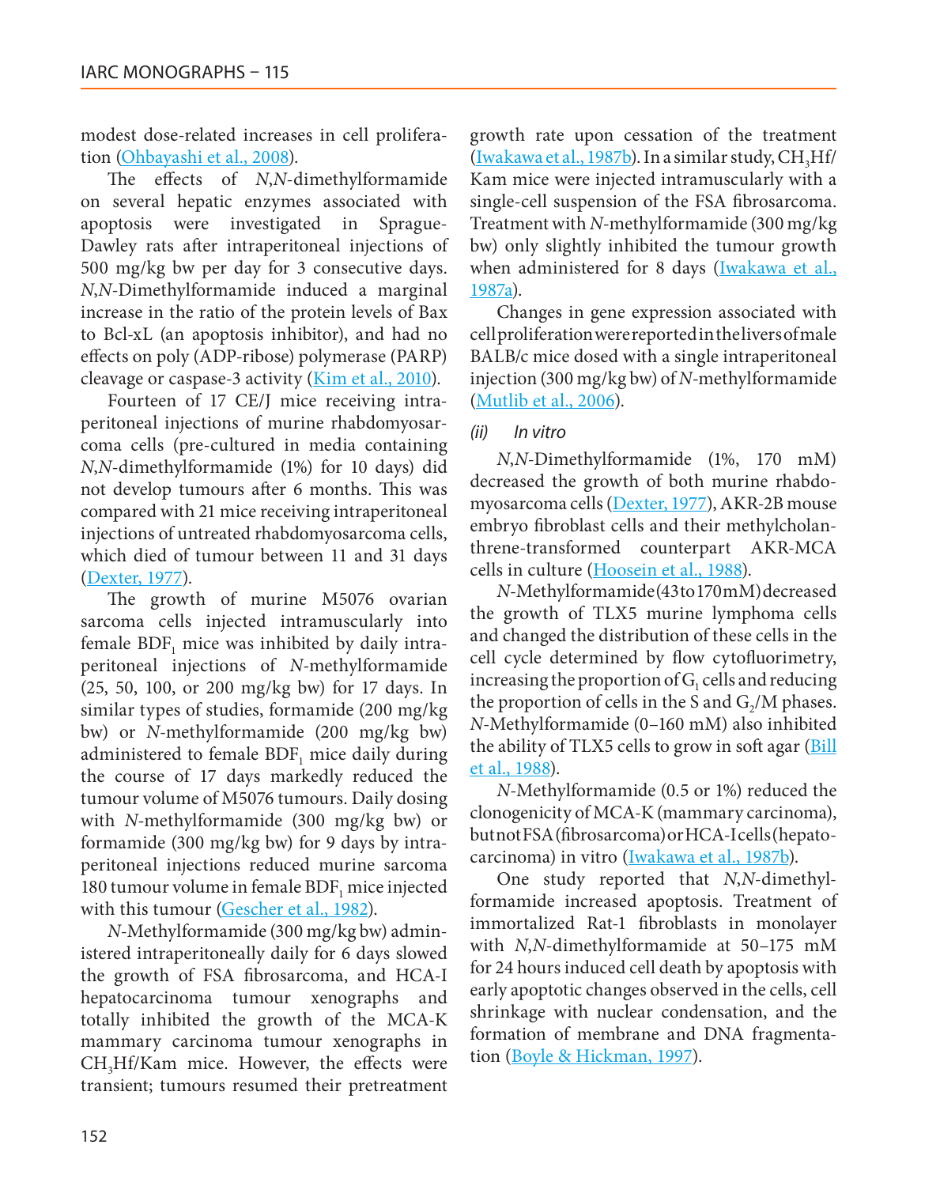modest dose-related increases in cell proliferation (Ohbayashi et al., 2008).

The effects of *N*,*N*-dimethylformamide on several hepatic enzymes associated with apoptosis were investigated in Sprague-Dawley rats after intraperitoneal injections of 500 mg/kg bw per day for 3 consecutive days. *N*,*N*-Dimethylformamide induced a marginal increase in the ratio of the protein levels of Bax to Bcl-xL (an apoptosis inhibitor), and had no effects on poly (ADP-ribose) polymerase (PARP) cleavage or caspase-3 activity (Kim et al., 2010).

Fourteen of 17 CE/J mice receiving intraperitoneal injections of murine rhabdomyosarcoma cells (pre-cultured in media containing *N*,*N*-dimethylformamide (1%) for 10 days) did not develop tumours after 6 months. This was compared with 21 mice receiving intraperitoneal injections of untreated rhabdomyosarcoma cells, which died of tumour between 11 and 31 days (Dexter, 1977).

The growth of murine M5076 ovarian sarcoma cells injected intramuscularly into female $BDF_1$ mice was inhibited by daily intraperitoneal injections of *N*-methylformamide (25, 50, 100, or 200 mg/kg bw) for 17 days. In similar types of studies, formamide (200 mg/kg bw) or *N*-methylformamide (200 mg/kg bw) administered to female $BDF_1$ mice daily during the course of 17 days markedly reduced the tumour volume of M5076 tumours. Daily dosing with *N*-methylformamide (300 mg/kg bw) or formamide (300 mg/kg bw) for 9 days by intraperitoneal injections reduced murine sarcoma 180 tumour volume in female $BDF_1$ mice injected with this tumour (Gescher et al., 1982).

*N*-Methylformamide (300 mg/kg bw) administered intraperitoneally daily for 6 days slowed the growth of FSA fibrosarcoma, and HCA-I hepatocarcinoma tumour xenographs and totally inhibited the growth of the MCA-K mammary carcinoma tumour xenographs in $CH_3Hf$/Kam mice. However, the effects were transient; tumours resumed their pretreatment growth rate upon cessation of the treatment (Iwakawa et al., 1987b). In a similar study, $CH_3Hf$/Kam mice were injected intramuscularly with a single-cell suspension of the FSA fibrosarcoma. Treatment with *N*-methylformamide (300 mg/kg bw) only slightly inhibited the tumour growth when administered for 8 days (Iwakawa et al., 1987a).

Changes in gene expression associated with cell proliferation were reported in the livers of male BALB/c mice dosed with a single intraperitoneal injection (300 mg/kg bw) of *N*-methylformamide (Mutlib et al., 2006).

*(ii) In vitro*

*N*,*N*-Dimethylformamide (1%, 170 mM) decreased the growth of both murine rhabdomyosarcoma cells (Dexter, 1977), AKR-2B mouse embryo fibroblast cells and their methylcholanthrene-transformed counterpart AKR-MCA cells in culture (Hoosein et al., 1988).

*N*-Methylformamide (43 to 170 mM) decreased the growth of TLX5 murine lymphoma cells and changed the distribution of these cells in the cell cycle determined by flow cytofluorimetry, increasing the proportion of $G_1$ cells and reducing the proportion of cells in the S and $G_2$/M phases. *N*-Methylformamide (0–160 mM) also inhibited the ability of TLX5 cells to grow in soft agar (Bill et al., 1988).

*N*-Methylformamide (0.5 or 1%) reduced the clonogenicity of MCA-K (mammary carcinoma), but not FSA (fibrosarcoma) or HCA-I cells (hepatocarcinoma) in vitro (Iwakawa et al., 1987b).

One study reported that *N*,*N*-dimethylformamide increased apoptosis. Treatment of immortalized Rat-1 fibroblasts in monolayer with *N*,*N*-dimethylformamide at 50–175 mM for 24 hours induced cell death by apoptosis with early apoptotic changes observed in the cells, cell shrinkage with nuclear condensation, and the formation of membrane and DNA fragmentation (Boyle & Hickman, 1997).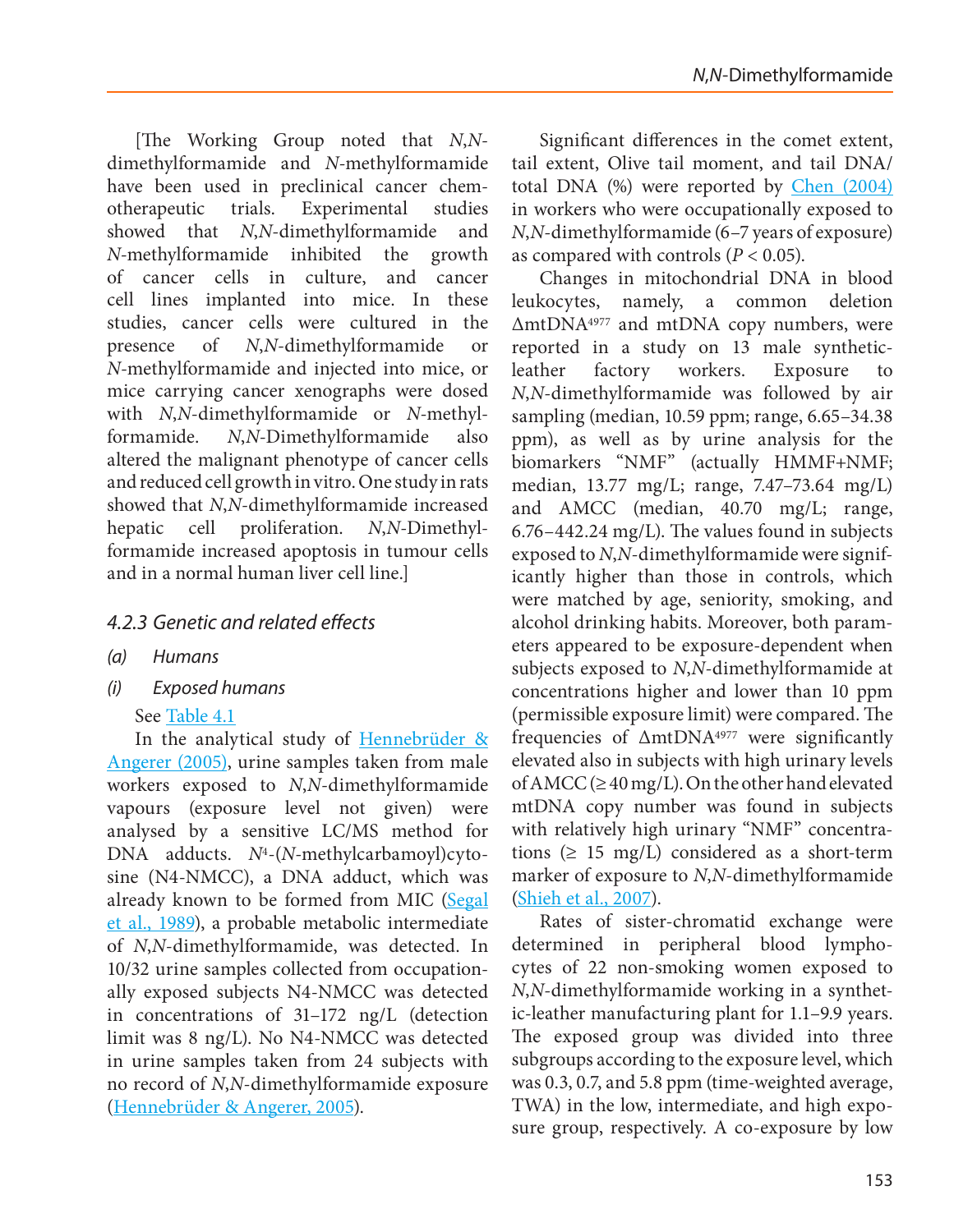[The Working Group noted that *N*,*N*-dimethylformamide and *N*-methylformamide have been used in preclinical cancer chemotherapeutic trials. Experimental studies showed that *N*,*N*-dimethylformamide and *N*-methylformamide inhibited the growth of cancer cells in culture, and cancer cell lines implanted into mice. In these studies, cancer cells were cultured in the presence of *N*,*N*-dimethylformamide or *N*-methylformamide and injected into mice, or mice carrying cancer xenographs were dosed with *N*,*N*-dimethylformamide or *N*-methylformamide. *N*,*N*-Dimethylformamide also altered the malignant phenotype of cancer cells and reduced cell growth in vitro. One study in rats showed that *N*,*N*-dimethylformamide increased hepatic cell proliferation. *N*,*N*-Dimethylformamide increased apoptosis in tumour cells and in a normal human liver cell line.]

### *4.2.3 Genetic and related effects*

#### *(a) Humans*

#### *(i) Exposed humans*

See Table 4.1

In the analytical study of Hennebrüder & Angerer (2005), urine samples taken from male workers exposed to *N*,*N*-dimethylformamide vapours (exposure level not given) were analysed by a sensitive LC/MS method for DNA adducts. $N^4$-(*N*-methylcarbamoyl)cytosine (N4-NMCC), a DNA adduct, which was already known to be formed from MIC (Segal et al., 1989), a probable metabolic intermediate of *N*,*N*-dimethylformamide, was detected. In 10/32 urine samples collected from occupationally exposed subjects N4-NMCC was detected in concentrations of 31–172 ng/L (detection limit was 8 ng/L). No N4-NMCC was detected in urine samples taken from 24 subjects with no record of *N*,*N*-dimethylformamide exposure (Hennebrüder & Angerer, 2005).

Significant differences in the comet extent, tail extent, Olive tail moment, and tail DNA/total DNA (%) were reported by Chen (2004) in workers who were occupationally exposed to *N*,*N*-dimethylformamide (6–7 years of exposure) as compared with controls ($P < 0.05$).

Changes in mitochondrial DNA in blood leukocytes, namely, a common deletion $\Delta mtDNA^{4977}$ and mtDNA copy numbers, were reported in a study on 13 male synthetic-leather factory workers. Exposure to *N*,*N*-dimethylformamide was followed by air sampling (median, 10.59 ppm; range, 6.65–34.38 ppm), as well as by urine analysis for the biomarkers "NMF" (actually HMMF+NMF; median, 13.77 mg/L; range, 7.47–73.64 mg/L) and AMCC (median, 40.70 mg/L; range, 6.76–442.24 mg/L). The values found in subjects exposed to *N*,*N*-dimethylformamide were significantly higher than those in controls, which were matched by age, seniority, smoking, and alcohol drinking habits. Moreover, both parameters appeared to be exposure-dependent when subjects exposed to *N*,*N*-dimethylformamide at concentrations higher and lower than 10 ppm (permissible exposure limit) were compared. The frequencies of $\Delta mtDNA^{4977}$ were significantly elevated also in subjects with high urinary levels of AMCC (≥ 40 mg/L). On the other hand elevated mtDNA copy number was found in subjects with relatively high urinary "NMF" concentrations (≥ 15 mg/L) considered as a short-term marker of exposure to *N*,*N*-dimethylformamide (Shieh et al., 2007).

Rates of sister-chromatid exchange were determined in peripheral blood lymphocytes of 22 non-smoking women exposed to *N*,*N*-dimethylformamide working in a synthetic-leather manufacturing plant for 1.1–9.9 years. The exposed group was divided into three subgroups according to the exposure level, which was 0.3, 0.7, and 5.8 ppm (time-weighted average, TWA) in the low, intermediate, and high exposure group, respectively. A co-exposure by low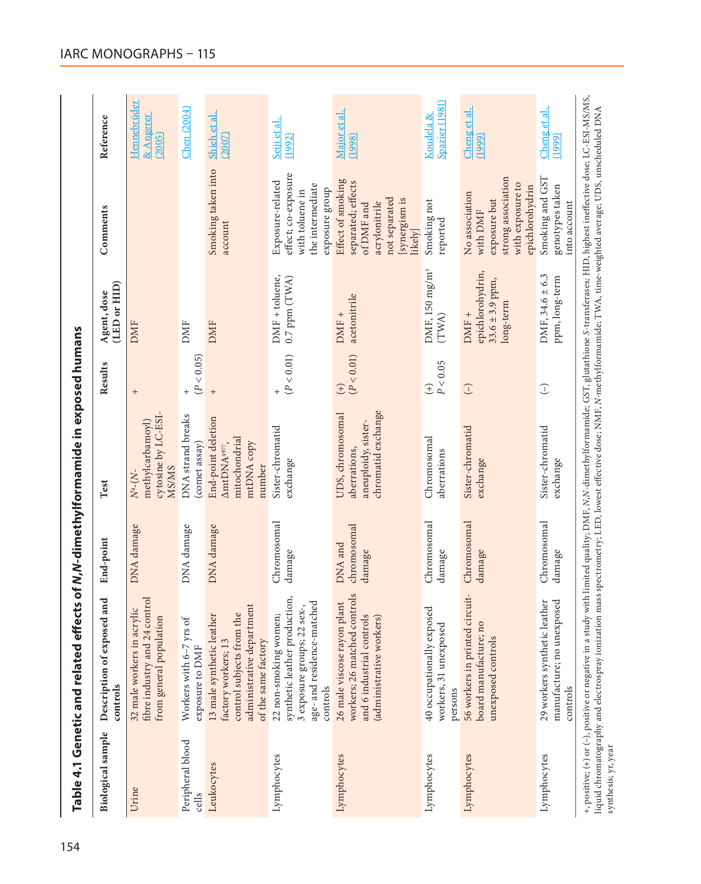## Table 4.1 Genetic and related effects of *N,N*-dimethylformamide in exposed humans

| Biological sample | Description of exposed and controls | End-point | Test | Results | Agent, dose (LED or HID) | Comments | Reference |
|---|---|---|---|---|---|---|---|
| Urine | 32 male workers in acrylic fibre industry and 24 control from general population | DNA damage | $N^4$-(*N*-methylcarbamoyl) cytosine by LC-ESI-MS/MS | + | DMF | | Hennebrüder & Angerer (2005) |
| Peripheral blood cells | Workers with 6–7 yrs of exposure to DMF | DNA damage | DNA strand breaks (comet assay) | + ($P < 0.05$) | DMF | | Chen (2004) |
| Leukocytes | 13 male synthetic leather factory workers; 13 control subjects from the administrative department of the same factory | DNA damage | End-point deletion $\Delta mtDNA^{4977}$, mitochondrial mtDNA copy number | + | DMF | Smoking taken into account | Shieh et al. (2007) |
| Lymphocytes | 22 non-smoking women; synthetic leather production, 3 exposure groups; 22 sex-, age- and residence-matched controls | Chromosomal damage | Sister-chromatid exchange | + ($P < 0.01$) | DMF + toluene, 0.7 ppm (TWA) | Exposure-related effect; co-exposure with toluene in the intermediate exposure group | Seiji et al. (1992) |
| Lymphocytes | 26 male viscose rayon plant workers; 26 matched controls and 6 industrial controls (administrative workers) | DNA and chromosomal damage | UDS, chromosomal aberrations, aneuploidy, sister-chromatid exchange | (+) ($P < 0.01$) | DMF + acetonitrile | Effect of smoking separated; effects of DMF and acrylonitrile not separated [synergism is likely] | Major et al. (1998) |
| Lymphocytes | 40 occupationally exposed workers, 31 unexposed persons | Chromosomal damage | Chromosomal aberrations | (+) $P < 0.05$ | DMF, 150 mg/m³ (TWA) | Smoking not reported | Koudela & Spazier (1981) |
| Lymphocytes | 56 workers in printed circuit-board manufacture; no unexposed controls | Chromosomal damage | Sister-chromatid exchange | (−) | DMF + epichlorohydrin, 33.6 ± 3.9 ppm, long-term | No association with DMF exposure but strong association with exposure to epichlorohydrin | Cheng et al. (1999) |
| Lymphocytes | 29 workers synthetic leather manufacture; no unexposed controls | Chromosomal damage | Sister-chromatid exchange | (−) | DMF, 34.6 ± 6.3 ppm, long-term | Smoking and GST genotypes taken into account | Cheng et al. (1999) |

+, positive; (+) or (−), positive or negative in a study with limited quality; DMF, *N,N*-dimethylformamide; GST, glutathione *S*-transferases; HID, highest ineffective dose; LC-ESI-MS/MS, liquid chromatography and electrospray ionization mass spectrometry; LED, lowest effective dose; NMF, *N*-methylformamide; TWA, time-weighted average; UDS, unscheduled DNA synthesis; yr, year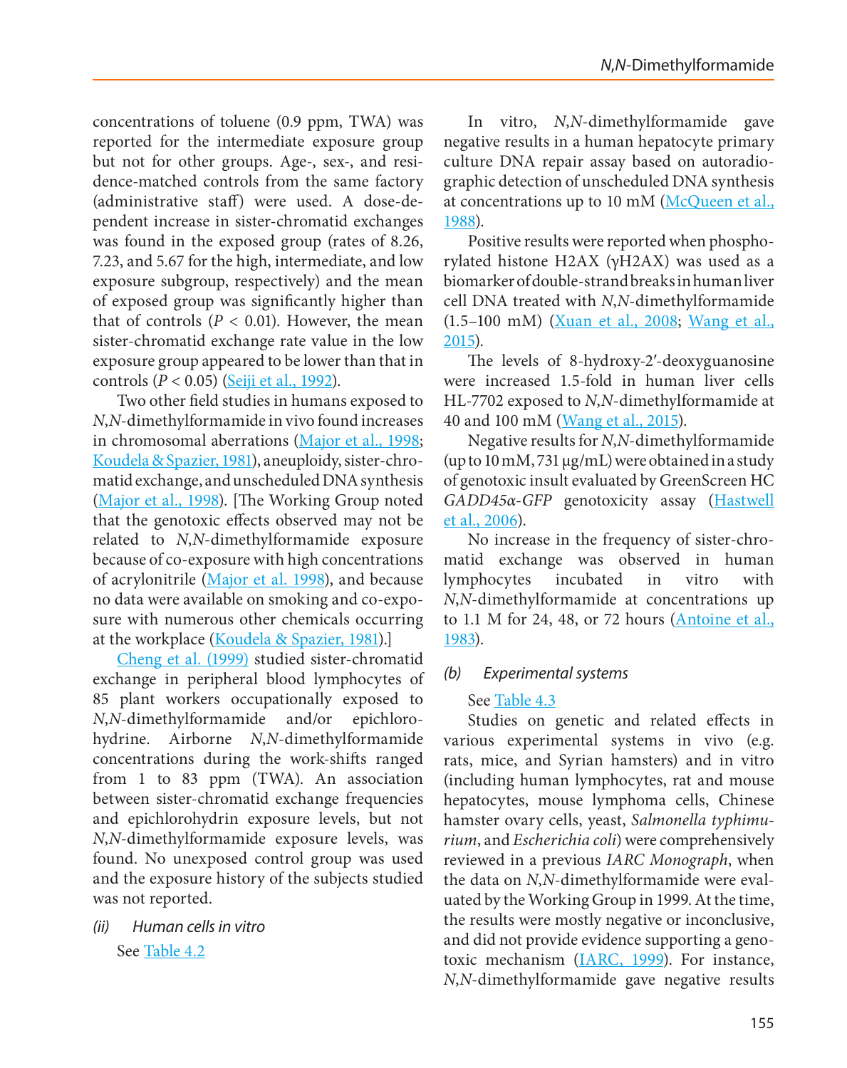concentrations of toluene (0.9 ppm, TWA) was reported for the intermediate exposure group but not for other groups. Age-, sex-, and residence-matched controls from the same factory (administrative staff) were used. A dose-dependent increase in sister-chromatid exchanges was found in the exposed group (rates of 8.26, 7.23, and 5.67 for the high, intermediate, and low exposure subgroup, respectively) and the mean of exposed group was significantly higher than that of controls ($P < 0.01$). However, the mean sister-chromatid exchange rate value in the low exposure group appeared to be lower than that in controls ($P < 0.05$) (Seiji et al., 1992).

Two other field studies in humans exposed to *N*,*N*-dimethylformamide in vivo found increases in chromosomal aberrations (Major et al., 1998; Koudela & Spazier, 1981), aneuploidy, sister-chromatid exchange, and unscheduled DNA synthesis (Major et al., 1998). [The Working Group noted that the genotoxic effects observed may not be related to *N*,*N*-dimethylformamide exposure because of co-exposure with high concentrations of acrylonitrile (Major et al. 1998), and because no data were available on smoking and co-exposure with numerous other chemicals occurring at the workplace (Koudela & Spazier, 1981).]

Cheng et al. (1999) studied sister-chromatid exchange in peripheral blood lymphocytes of 85 plant workers occupationally exposed to *N*,*N*-dimethylformamide and/or epichlorohydrine. Airborne *N*,*N*-dimethylformamide concentrations during the work-shifts ranged from 1 to 83 ppm (TWA). An association between sister-chromatid exchange frequencies and epichlorohydrin exposure levels, but not *N*,*N*-dimethylformamide exposure levels, was found. No unexposed control group was used and the exposure history of the subjects studied was not reported.

*(ii) Human cells in vitro*

See Table 4.2

In vitro, *N*,*N*-dimethylformamide gave negative results in a human hepatocyte primary culture DNA repair assay based on autoradiographic detection of unscheduled DNA synthesis at concentrations up to 10 mM (McQueen et al., 1988).

Positive results were reported when phosphorylated histone H2AX (γH2AX) was used as a biomarker of double-strand breaks in human liver cell DNA treated with *N*,*N*-dimethylformamide (1.5–100 mM) (Xuan et al., 2008; Wang et al., 2015).

The levels of 8-hydroxy-2′-deoxyguanosine were increased 1.5-fold in human liver cells HL-7702 exposed to *N*,*N*-dimethylformamide at 40 and 100 mM (Wang et al., 2015).

Negative results for *N*,*N*-dimethylformamide (up to 10 mM, 731 μg/mL) were obtained in a study of genotoxic insult evaluated by GreenScreen HC *GADD45α-GFP* genotoxicity assay (Hastwell et al., 2006).

No increase in the frequency of sister-chromatid exchange was observed in human lymphocytes incubated in vitro with *N*,*N*-dimethylformamide at concentrations up to 1.1 M for 24, 48, or 72 hours (Antoine et al., 1983).

*(b) Experimental systems*

See Table 4.3

Studies on genetic and related effects in various experimental systems in vivo (e.g. rats, mice, and Syrian hamsters) and in vitro (including human lymphocytes, rat and mouse hepatocytes, mouse lymphoma cells, Chinese hamster ovary cells, yeast, *Salmonella typhimurium*, and *Escherichia coli*) were comprehensively reviewed in a previous *IARC Monograph*, when the data on *N*,*N*-dimethylformamide were evaluated by the Working Group in 1999. At the time, the results were mostly negative or inconclusive, and did not provide evidence supporting a genotoxic mechanism (IARC, 1999). For instance, *N*,*N*-dimethylformamide gave negative results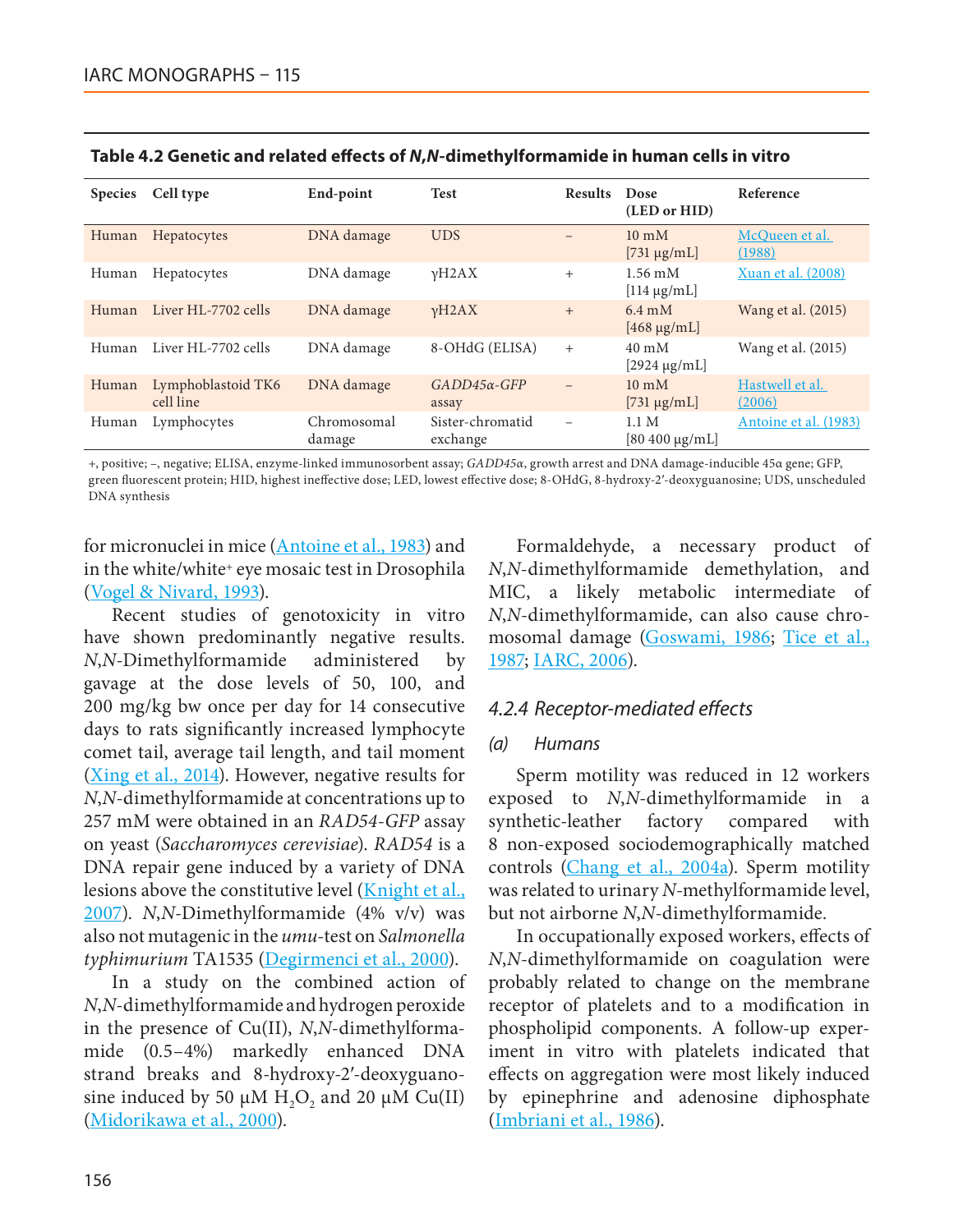**Table 4.2 Genetic and related effects of *N*,*N*-dimethylformamide in human cells in vitro**

| Species | Cell type | End-point | Test | Results | Dose (LED or HID) | Reference |
|---|---|---|---|---|---|---|
| Human | Hepatocytes | DNA damage | UDS | – | 10 mM [731 μg/mL] | McQueen et al. (1988) |
| Human | Hepatocytes | DNA damage | γH2AX | + | 1.56 mM [114 μg/mL] | Xuan et al. (2008) |
| Human | Liver HL-7702 cells | DNA damage | γH2AX | + | 6.4 mM [468 μg/mL] | Wang et al. (2015) |
| Human | Liver HL-7702 cells | DNA damage | 8-OHdG (ELISA) | + | 40 mM [2924 μg/mL] | Wang et al. (2015) |
| Human | Lymphoblastoid TK6 cell line | DNA damage | *GADD45α-GFP* assay | – | 10 mM [731 μg/mL] | Hastwell et al. (2006) |
| Human | Lymphocytes | Chromosomal damage | Sister-chromatid exchange | – | 1.1 M [80 400 μg/mL] | Antoine et al. (1983) |

+, positive; –, negative; ELISA, enzyme-linked immunosorbent assay; *GADD45α*, growth arrest and DNA damage-inducible 45α gene; GFP, green fluorescent protein; HID, highest ineffective dose; LED, lowest effective dose; 8-OHdG, 8-hydroxy-2′-deoxyguanosine; UDS, unscheduled DNA synthesis

for micronuclei in mice (Antoine et al., 1983) and in the white/white+ eye mosaic test in Drosophila (Vogel & Nivard, 1993).

Recent studies of genotoxicity in vitro have shown predominantly negative results. *N*,*N*-Dimethylformamide administered by gavage at the dose levels of 50, 100, and 200 mg/kg bw once per day for 14 consecutive days to rats significantly increased lymphocyte comet tail, average tail length, and tail moment (Xing et al., 2014). However, negative results for *N*,*N*-dimethylformamide at concentrations up to 257 mM were obtained in an *RAD54-GFP* assay on yeast (*Saccharomyces cerevisiae*). *RAD54* is a DNA repair gene induced by a variety of DNA lesions above the constitutive level (Knight et al., 2007). *N*,*N*-Dimethylformamide (4% v/v) was also not mutagenic in the *umu*-test on *Salmonella typhimurium* TA1535 (Degirmenci et al., 2000).

In a study on the combined action of *N*,*N*-dimethylformamide and hydrogen peroxide in the presence of Cu(II), *N*,*N*-dimethylformamide (0.5–4%) markedly enhanced DNA strand breaks and 8-hydroxy-2′-deoxyguanosine induced by 50 μM $H_2O_2$ and 20 μM Cu(II) (Midorikawa et al., 2000).

Formaldehyde, a necessary product of *N*,*N*-dimethylformamide demethylation, and MIC, a likely metabolic intermediate of *N*,*N*-dimethylformamide, can also cause chromosomal damage (Goswami, 1986; Tice et al., 1987; IARC, 2006).

### 4.2.4 Receptor-mediated effects

#### (a) Humans

Sperm motility was reduced in 12 workers exposed to *N*,*N*-dimethylformamide in a synthetic-leather factory compared with 8 non-exposed sociodemographically matched controls (Chang et al., 2004a). Sperm motility was related to urinary *N*-methylformamide level, but not airborne *N*,*N*-dimethylformamide.

In occupationally exposed workers, effects of *N*,*N*-dimethylformamide on coagulation were probably related to change on the membrane receptor of platelets and to a modification in phospholipid components. A follow-up experiment in vitro with platelets indicated that effects on aggregation were most likely induced by epinephrine and adenosine diphosphate (Imbriani et al., 1986).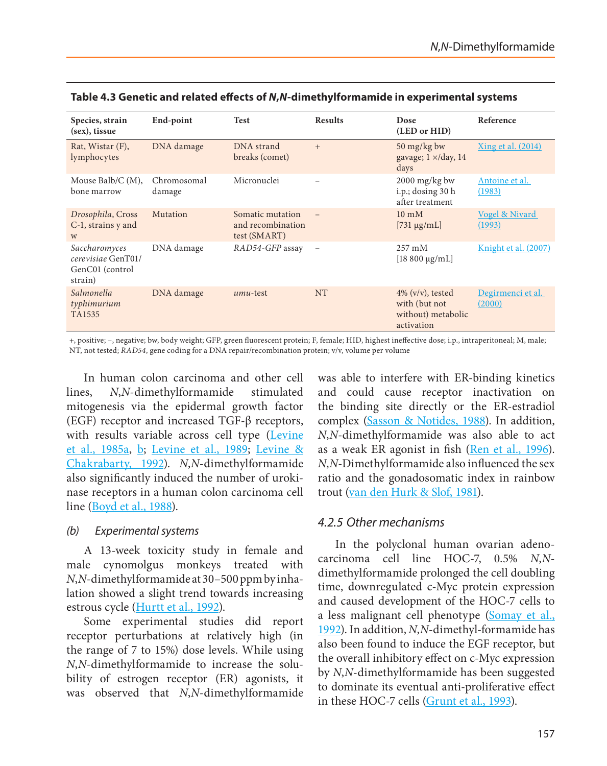**Table 4.3 Genetic and related effects of *N,N*-dimethylformamide in experimental systems**

| Species, strain (sex), tissue | End-point | Test | Results | Dose (LED or HID) | Reference |
|---|---|---|---|---|---|
| Rat, Wistar (F), lymphocytes | DNA damage | DNA strand breaks (comet) | + | 50 mg/kg bw gavage; 1 ×/day, 14 days | Xing et al. (2014) |
| Mouse Balb/C (M), bone marrow | Chromosomal damage | Micronuclei | – | 2000 mg/kg bw i.p.; dosing 30 h after treatment | Antoine et al. (1983) |
| *Drosophila*, Cross C-1, strains y and w | Mutation | Somatic mutation and recombination test (SMART) | – | 10 mM [731 µg/mL] | Vogel & Nivard (1993) |
| *Saccharomyces cerevisiae* GenT01/ GenC01 (control strain) | DNA damage | *RAD54-GFP* assay | – | 257 mM [18 800 µg/mL] | Knight et al. (2007) |
| *Salmonella typhimurium* TA1535 | DNA damage | *umu*-test | NT | 4% (v/v), tested with (but not without) metabolic activation | Degirmenci et al. (2000) |

+, positive; –, negative; bw, body weight; GFP, green fluorescent protein; F, female; HID, highest ineffective dose; i.p., intraperitoneal; M, male; NT, not tested; *RAD54*, gene coding for a DNA repair/recombination protein; v/v, volume per volume

In human colon carcinoma and other cell lines, *N*,*N*-dimethylformamide stimulated mitogenesis via the epidermal growth factor (EGF) receptor and increased TGF-β receptors, with results variable across cell type (Levine et al., 1985a, b; Levine et al., 1989; Levine & Chakrabarty, 1992). *N*,*N*-dimethylformamide also significantly induced the number of urokinase receptors in a human colon carcinoma cell line (Boyd et al., 1988).

*(b) Experimental systems*

A 13-week toxicity study in female and male cynomolgus monkeys treated with *N*,*N*-dimethylformamide at 30–500 ppm by inhalation showed a slight trend towards increasing estrous cycle (Hurtt et al., 1992).

Some experimental studies did report receptor perturbations at relatively high (in the range of 7 to 15%) dose levels. While using *N*,*N*-dimethylformamide to increase the solubility of estrogen receptor (ER) agonists, it was observed that *N*,*N*-dimethylformamide was able to interfere with ER-binding kinetics and could cause receptor inactivation on the binding site directly or the ER-estradiol complex (Sasson & Notides, 1988). In addition, *N*,*N*-dimethylformamide was also able to act as a weak ER agonist in fish (Ren et al., 1996). *N*,*N*-Dimethylformamide also influenced the sex ratio and the gonadosomatic index in rainbow trout (van den Hurk & Slof, 1981).

### 4.2.5 Other mechanisms

In the polyclonal human ovarian adenocarcinoma cell line HOC-7, 0.5% *N*,*N*-dimethylformamide prolonged the cell doubling time, downregulated c-Myc protein expression and caused development of the HOC-7 cells to a less malignant cell phenotype (Somay et al., 1992). In addition, *N*,*N*-dimethyl-formamide has also been found to induce the EGF receptor, but the overall inhibitory effect on c-Myc expression by *N*,*N*-dimethylformamide has been suggested to dominate its eventual anti-proliferative effect in these HOC-7 cells (Grunt et al., 1993).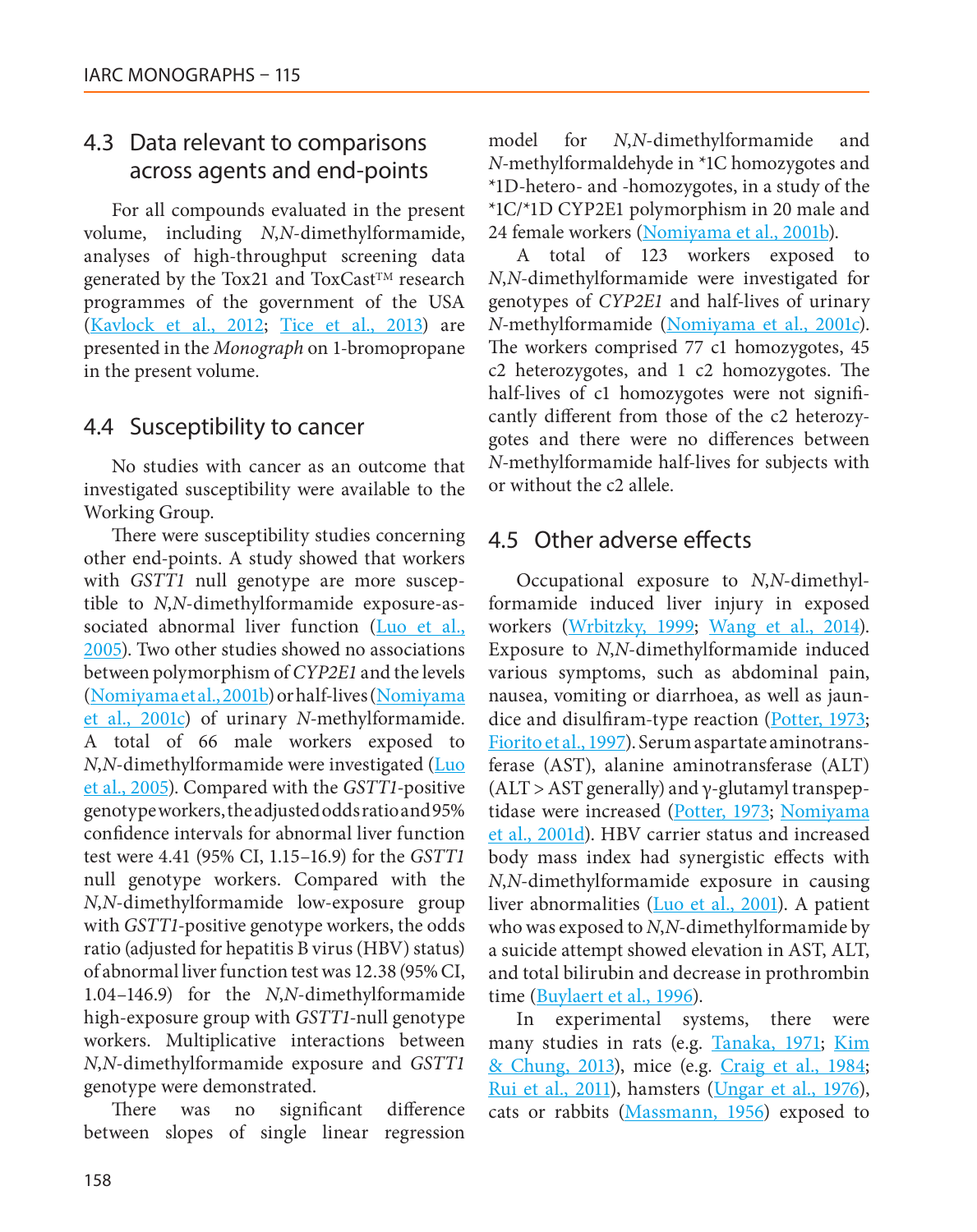## 4.3 Data relevant to comparisons across agents and end-points

For all compounds evaluated in the present volume, including *N*,*N*-dimethylformamide, analyses of high-throughput screening data generated by the Tox21 and ToxCast™ research programmes of the government of the USA (Kavlock et al., 2012; Tice et al., 2013) are presented in the *Monograph* on 1-bromopropane in the present volume.

## 4.4 Susceptibility to cancer

No studies with cancer as an outcome that investigated susceptibility were available to the Working Group.

There were susceptibility studies concerning other end-points. A study showed that workers with *GSTT1* null genotype are more susceptible to *N*,*N*-dimethylformamide exposure-associated abnormal liver function (Luo et al., 2005). Two other studies showed no associations between polymorphism of *CYP2E1* and the levels (Nomiyama et al., 2001b) or half-lives (Nomiyama et al., 2001c) of urinary *N*-methylformamide. A total of 66 male workers exposed to *N*,*N*-dimethylformamide were investigated (Luo et al., 2005). Compared with the *GSTT1*-positive genotype workers, the adjusted odds ratio and 95% confidence intervals for abnormal liver function test were 4.41 (95% CI, 1.15–16.9) for the *GSTT1* null genotype workers. Compared with the *N*,*N*-dimethylformamide low-exposure group with *GSTT1*-positive genotype workers, the odds ratio (adjusted for hepatitis B virus (HBV) status) of abnormal liver function test was 12.38 (95% CI, 1.04–146.9) for the *N*,*N*-dimethylformamide high-exposure group with *GSTT1*-null genotype workers. Multiplicative interactions between *N*,*N*-dimethylformamide exposure and *GSTT1* genotype were demonstrated.

There was no significant difference between slopes of single linear regression model for *N*,*N*-dimethylformamide and *N*-methylformaldehyde in *1C homozygotes and *1D-hetero- and -homozygotes, in a study of the *1C/*1D CYP2E1 polymorphism in 20 male and 24 female workers (Nomiyama et al., 2001b).

A total of 123 workers exposed to *N*,*N*-dimethylformamide were investigated for genotypes of *CYP2E1* and half-lives of urinary *N*-methylformamide (Nomiyama et al., 2001c). The workers comprised 77 c1 homozygotes, 45 c2 heterozygotes, and 1 c2 homozygotes. The half-lives of c1 homozygotes were not significantly different from those of the c2 heterozygotes and there were no differences between *N*-methylformamide half-lives for subjects with or without the c2 allele.

## 4.5 Other adverse effects

Occupational exposure to *N*,*N*-dimethylformamide induced liver injury in exposed workers (Wrbitzky, 1999; Wang et al., 2014). Exposure to *N*,*N*-dimethylformamide induced various symptoms, such as abdominal pain, nausea, vomiting or diarrhoea, as well as jaundice and disulfiram-type reaction (Potter, 1973; Fiorito et al., 1997). Serum aspartate aminotransferase (AST), alanine aminotransferase (ALT) (ALT > AST generally) and γ-glutamyl transpeptidase were increased (Potter, 1973; Nomiyama et al., 2001d). HBV carrier status and increased body mass index had synergistic effects with *N*,*N*-dimethylformamide exposure in causing liver abnormalities (Luo et al., 2001). A patient who was exposed to *N*,*N*-dimethylformamide by a suicide attempt showed elevation in AST, ALT, and total bilirubin and decrease in prothrombin time (Buylaert et al., 1996).

In experimental systems, there were many studies in rats (e.g. Tanaka, 1971; Kim & Chung, 2013), mice (e.g. Craig et al., 1984; Rui et al., 2011), hamsters (Ungar et al., 1976), cats or rabbits (Massmann, 1956) exposed to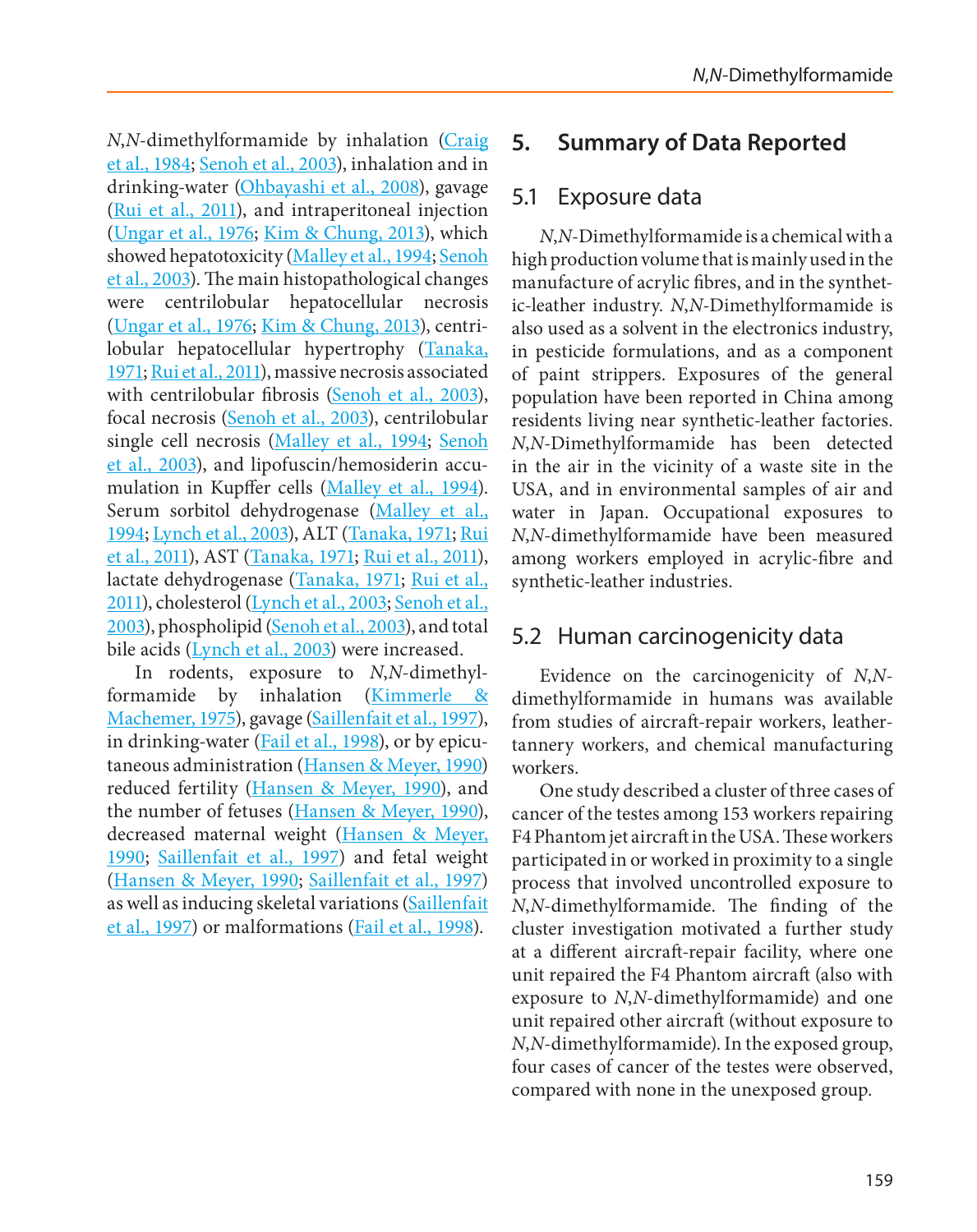*N*,*N*-dimethylformamide by inhalation (Craig et al., 1984; Senoh et al., 2003), inhalation and in drinking-water (Ohbayashi et al., 2008), gavage (Rui et al., 2011), and intraperitoneal injection (Ungar et al., 1976; Kim & Chung, 2013), which showed hepatotoxicity (Malley et al., 1994; Senoh et al., 2003). The main histopathological changes were centrilobular hepatocellular necrosis (Ungar et al., 1976; Kim & Chung, 2013), centrilobular hepatocellular hypertrophy (Tanaka, 1971; Rui et al., 2011), massive necrosis associated with centrilobular fibrosis (Senoh et al., 2003), focal necrosis (Senoh et al., 2003), centrilobular single cell necrosis (Malley et al., 1994; Senoh et al., 2003), and lipofuscin/hemosiderin accumulation in Kupffer cells (Malley et al., 1994). Serum sorbitol dehydrogenase (Malley et al., 1994; Lynch et al., 2003), ALT (Tanaka, 1971; Rui et al., 2011), AST (Tanaka, 1971; Rui et al., 2011), lactate dehydrogenase (Tanaka, 1971; Rui et al., 2011), cholesterol (Lynch et al., 2003; Senoh et al., 2003), phospholipid (Senoh et al., 2003), and total bile acids (Lynch et al., 2003) were increased.

In rodents, exposure to *N*,*N*-dimethylformamide by inhalation (Kimmerle & Machemer, 1975), gavage (Saillenfait et al., 1997), in drinking-water (Fail et al., 1998), or by epicutaneous administration (Hansen & Meyer, 1990) reduced fertility (Hansen & Meyer, 1990), and the number of fetuses (Hansen & Meyer, 1990), decreased maternal weight (Hansen & Meyer, 1990; Saillenfait et al., 1997) and fetal weight (Hansen & Meyer, 1990; Saillenfait et al., 1997) as well as inducing skeletal variations (Saillenfait et al., 1997) or malformations (Fail et al., 1998).

# 5. Summary of Data Reported

## 5.1 Exposure data

*N*,*N*-Dimethylformamide is a chemical with a high production volume that is mainly used in the manufacture of acrylic fibres, and in the synthetic-leather industry. *N*,*N*-Dimethylformamide is also used as a solvent in the electronics industry, in pesticide formulations, and as a component of paint strippers. Exposures of the general population have been reported in China among residents living near synthetic-leather factories. *N*,*N*-Dimethylformamide has been detected in the air in the vicinity of a waste site in the USA, and in environmental samples of air and water in Japan. Occupational exposures to *N*,*N*-dimethylformamide have been measured among workers employed in acrylic-fibre and synthetic-leather industries.

## 5.2 Human carcinogenicity data

Evidence on the carcinogenicity of *N*,*N*-dimethylformamide in humans was available from studies of aircraft-repair workers, leather-tannery workers, and chemical manufacturing workers.

One study described a cluster of three cases of cancer of the testes among 153 workers repairing F4 Phantom jet aircraft in the USA. These workers participated in or worked in proximity to a single process that involved uncontrolled exposure to *N*,*N*-dimethylformamide. The finding of the cluster investigation motivated a further study at a different aircraft-repair facility, where one unit repaired the F4 Phantom aircraft (also with exposure to *N*,*N*-dimethylformamide) and one unit repaired other aircraft (without exposure to *N*,*N*-dimethylformamide). In the exposed group, four cases of cancer of the testes were observed, compared with none in the unexposed group.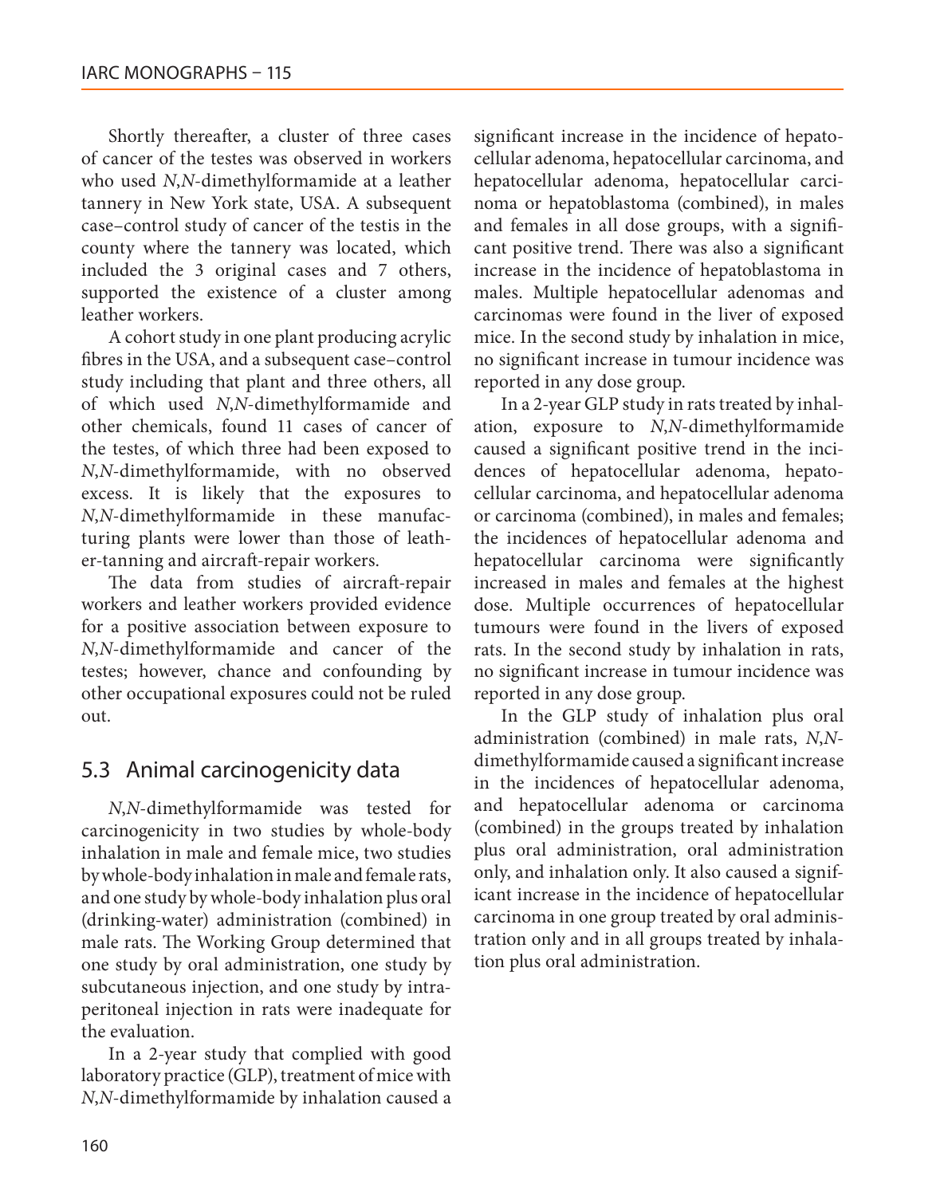Shortly thereafter, a cluster of three cases of cancer of the testes was observed in workers who used *N*,*N*-dimethylformamide at a leather tannery in New York state, USA. A subsequent case–control study of cancer of the testis in the county where the tannery was located, which included the 3 original cases and 7 others, supported the existence of a cluster among leather workers.

A cohort study in one plant producing acrylic fibres in the USA, and a subsequent case–control study including that plant and three others, all of which used *N*,*N*-dimethylformamide and other chemicals, found 11 cases of cancer of the testes, of which three had been exposed to *N*,*N*-dimethylformamide, with no observed excess. It is likely that the exposures to *N*,*N*-dimethylformamide in these manufacturing plants were lower than those of leather-tanning and aircraft-repair workers.

The data from studies of aircraft-repair workers and leather workers provided evidence for a positive association between exposure to *N*,*N*-dimethylformamide and cancer of the testes; however, chance and confounding by other occupational exposures could not be ruled out.

## 5.3 Animal carcinogenicity data

*N*,*N*-dimethylformamide was tested for carcinogenicity in two studies by whole-body inhalation in male and female mice, two studies by whole-body inhalation in male and female rats, and one study by whole-body inhalation plus oral (drinking-water) administration (combined) in male rats. The Working Group determined that one study by oral administration, one study by subcutaneous injection, and one study by intraperitoneal injection in rats were inadequate for the evaluation.

In a 2-year study that complied with good laboratory practice (GLP), treatment of mice with *N*,*N*-dimethylformamide by inhalation caused a significant increase in the incidence of hepatocellular adenoma, hepatocellular carcinoma, and hepatocellular adenoma, hepatocellular carcinoma or hepatoblastoma (combined), in males and females in all dose groups, with a significant positive trend. There was also a significant increase in the incidence of hepatoblastoma in males. Multiple hepatocellular adenomas and carcinomas were found in the liver of exposed mice. In the second study by inhalation in mice, no significant increase in tumour incidence was reported in any dose group.

In a 2-year GLP study in rats treated by inhalation, exposure to *N*,*N*-dimethylformamide caused a significant positive trend in the incidences of hepatocellular adenoma, hepatocellular carcinoma, and hepatocellular adenoma or carcinoma (combined), in males and females; the incidences of hepatocellular adenoma and hepatocellular carcinoma were significantly increased in males and females at the highest dose. Multiple occurrences of hepatocellular tumours were found in the livers of exposed rats. In the second study by inhalation in rats, no significant increase in tumour incidence was reported in any dose group.

In the GLP study of inhalation plus oral administration (combined) in male rats, *N*,*N*-dimethylformamide caused a significant increase in the incidences of hepatocellular adenoma, and hepatocellular adenoma or carcinoma (combined) in the groups treated by inhalation plus oral administration, oral administration only, and inhalation only. It also caused a significant increase in the incidence of hepatocellular carcinoma in one group treated by oral administration only and in all groups treated by inhalation plus oral administration.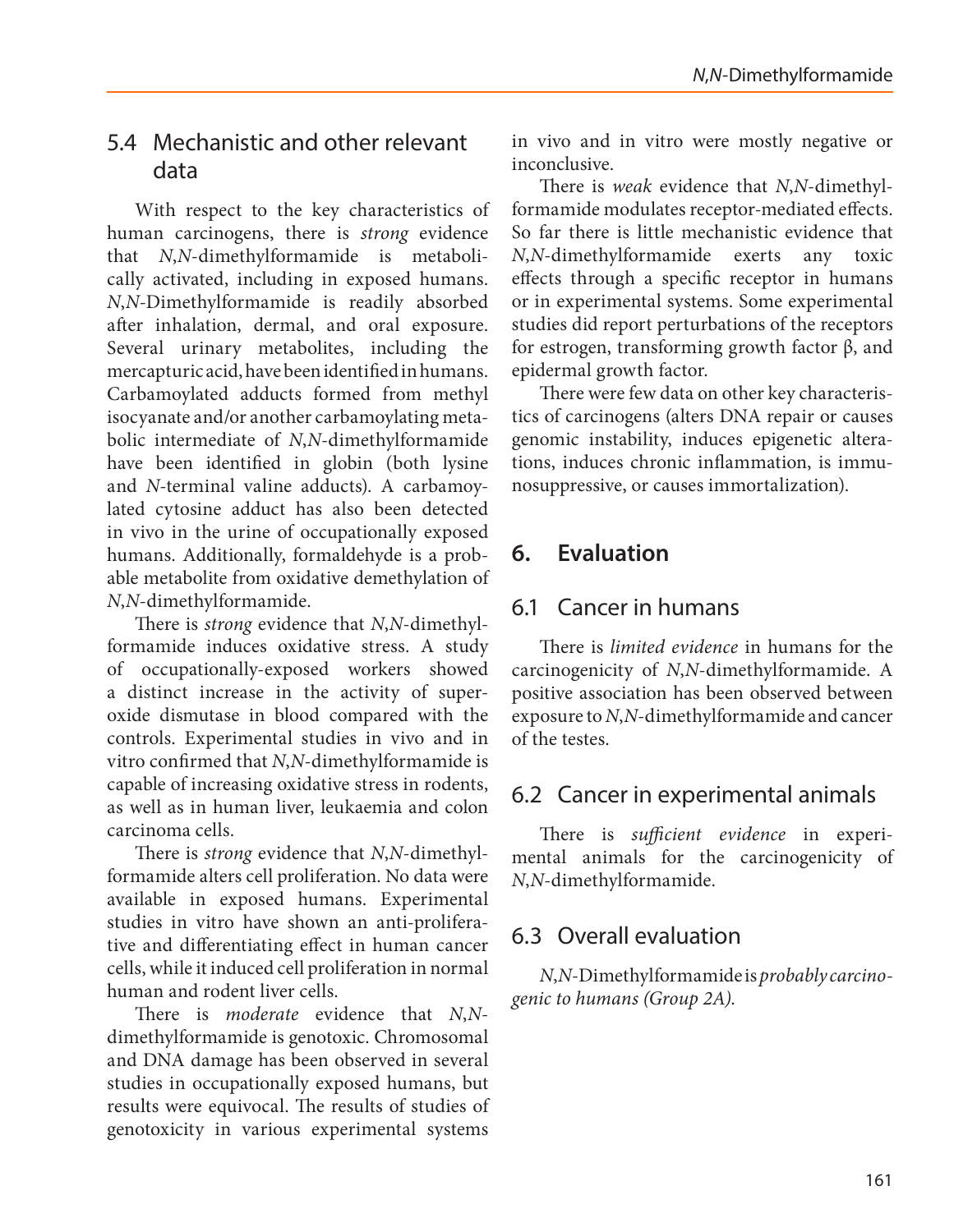## 5.4 Mechanistic and other relevant data

With respect to the key characteristics of human carcinogens, there is *strong* evidence that *N*,*N*-dimethylformamide is metabolically activated, including in exposed humans. *N*,*N*-Dimethylformamide is readily absorbed after inhalation, dermal, and oral exposure. Several urinary metabolites, including the mercapturic acid, have been identified in humans. Carbamoylated adducts formed from methyl isocyanate and/or another carbamoylating metabolic intermediate of *N*,*N*-dimethylformamide have been identified in globin (both lysine and *N*-terminal valine adducts). A carbamoylated cytosine adduct has also been detected in vivo in the urine of occupationally exposed humans. Additionally, formaldehyde is a probable metabolite from oxidative demethylation of *N*,*N*-dimethylformamide.

There is *strong* evidence that *N*,*N*-dimethylformamide induces oxidative stress. A study of occupationally-exposed workers showed a distinct increase in the activity of superoxide dismutase in blood compared with the controls. Experimental studies in vivo and in vitro confirmed that *N*,*N*-dimethylformamide is capable of increasing oxidative stress in rodents, as well as in human liver, leukaemia and colon carcinoma cells.

There is *strong* evidence that *N*,*N*-dimethylformamide alters cell proliferation. No data were available in exposed humans. Experimental studies in vitro have shown an anti-proliferative and differentiating effect in human cancer cells, while it induced cell proliferation in normal human and rodent liver cells.

There is *moderate* evidence that *N*,*N*-dimethylformamide is genotoxic. Chromosomal and DNA damage has been observed in several studies in occupationally exposed humans, but results were equivocal. The results of studies of genotoxicity in various experimental systems in vivo and in vitro were mostly negative or inconclusive.

There is *weak* evidence that *N*,*N*-dimethylformamide modulates receptor-mediated effects. So far there is little mechanistic evidence that *N*,*N*-dimethylformamide exerts any toxic effects through a specific receptor in humans or in experimental systems. Some experimental studies did report perturbations of the receptors for estrogen, transforming growth factor β, and epidermal growth factor.

There were few data on other key characteristics of carcinogens (alters DNA repair or causes genomic instability, induces epigenetic alterations, induces chronic inflammation, is immunosuppressive, or causes immortalization).

# 6. Evaluation

## 6.1 Cancer in humans

There is *limited evidence* in humans for the carcinogenicity of *N*,*N*-dimethylformamide. A positive association has been observed between exposure to *N*,*N*-dimethylformamide and cancer of the testes.

## 6.2 Cancer in experimental animals

There is *sufficient evidence* in experimental animals for the carcinogenicity of *N*,*N*-dimethylformamide.

## 6.3 Overall evaluation

*N*,*N*-Dimethylformamide is *probably carcinogenic to humans (Group 2A)*.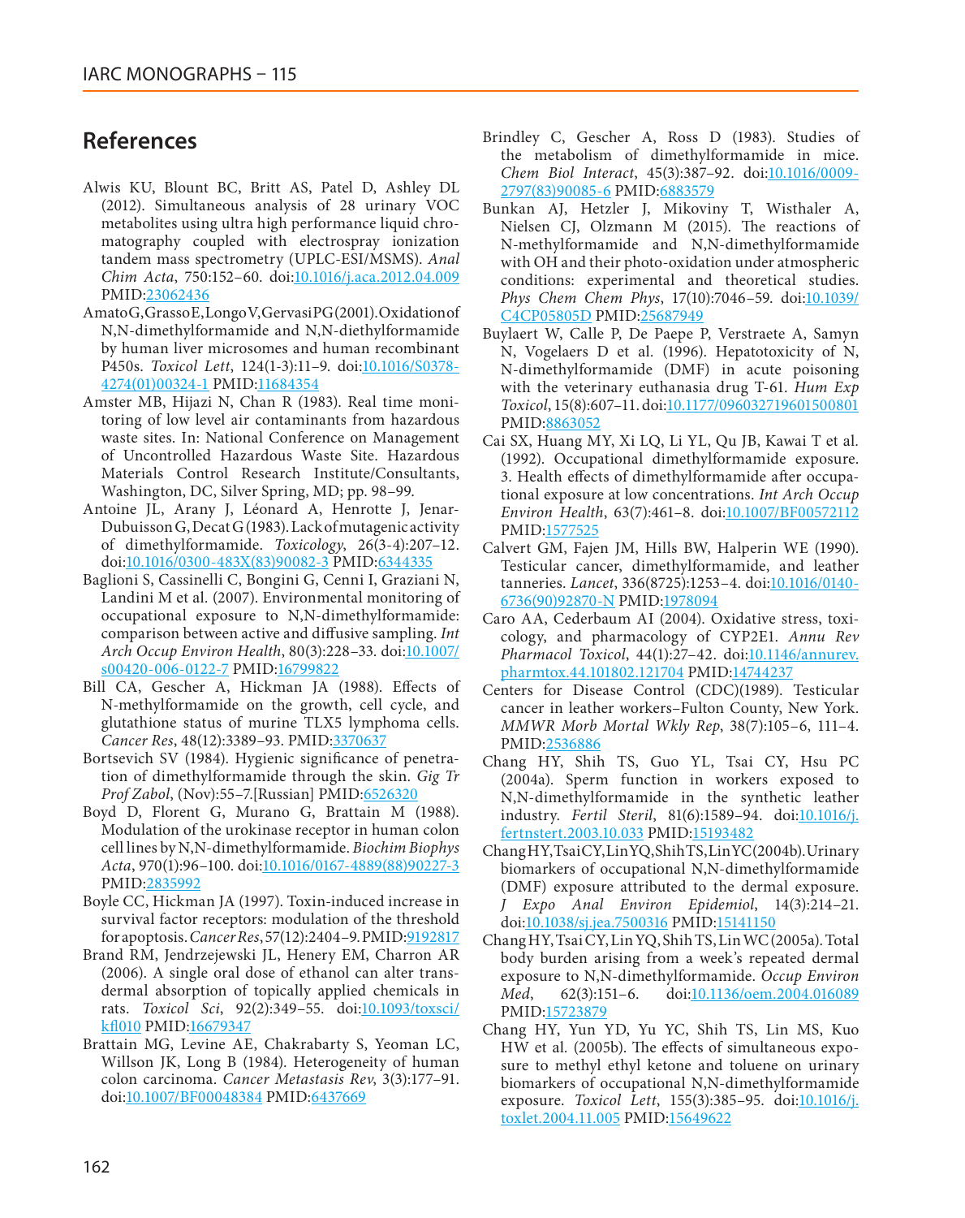## References

Alwis KU, Blount BC, Britt AS, Patel D, Ashley DL (2012). Simultaneous analysis of 28 urinary VOC metabolites using ultra high performance liquid chromatography coupled with electrospray ionization tandem mass spectrometry (UPLC-ESI/MSMS). *Anal Chim Acta*, 750:152–60. doi:10.1016/j.aca.2012.04.009 PMID:23062436

Amato G, Grasso E, Longo V, Gervasi PG (2001). Oxidation of N,N-dimethylformamide and N,N-diethylformamide by human liver microsomes and human recombinant P450s. *Toxicol Lett*, 124(1-3):11–9. doi:10.1016/S0378-4274(01)00324-1 PMID:11684354

Amster MB, Hijazi N, Chan R (1983). Real time monitoring of low level air contaminants from hazardous waste sites. In: National Conference on Management of Uncontrolled Hazardous Waste Site. Hazardous Materials Control Research Institute/Consultants, Washington, DC, Silver Spring, MD; pp. 98–99.

Antoine JL, Arany J, Léonard A, Henrotte J, Jenar-Dubuisson G, Decat G (1983). Lack of mutagenic activity of dimethylformamide. *Toxicology*, 26(3-4):207–12. doi:10.1016/0300-483X(83)90082-3 PMID:6344335

Baglioni S, Cassinelli C, Bongini G, Cenni I, Graziani N, Landini M et al. (2007). Environmental monitoring of occupational exposure to N,N-dimethylformamide: comparison between active and diffusive sampling. *Int Arch Occup Environ Health*, 80(3):228–33. doi:10.1007/s00420-006-0122-7 PMID:16799822

Bill CA, Gescher A, Hickman JA (1988). Effects of N-methylformamide on the growth, cell cycle, and glutathione status of murine TLX5 lymphoma cells. *Cancer Res*, 48(12):3389–93. PMID:3370637

Bortsevich SV (1984). Hygienic significance of penetration of dimethylformamide through the skin. *Gig Tr Prof Zabol*, (Nov):55–7.[Russian] PMID:6526320

Boyd D, Florent G, Murano G, Brattain M (1988). Modulation of the urokinase receptor in human colon cell lines by N,N-dimethylformamide. *Biochim Biophys Acta*, 970(1):96–100. doi:10.1016/0167-4889(88)90227-3 PMID:2835992

Boyle CC, Hickman JA (1997). Toxin-induced increase in survival factor receptors: modulation of the threshold for apoptosis. *Cancer Res*, 57(12):2404–9. PMID:9192817

Brand RM, Jendrzejewski JL, Henery EM, Charron AR (2006). A single oral dose of ethanol can alter transdermal absorption of topically applied chemicals in rats. *Toxicol Sci*, 92(2):349–55. doi:10.1093/toxsci/kfl010 PMID:16679347

Brattain MG, Levine AE, Chakrabarty S, Yeoman LC, Willson JK, Long B (1984). Heterogeneity of human colon carcinoma. *Cancer Metastasis Rev*, 3(3):177–91. doi:10.1007/BF00048384 PMID:6437669

Brindley C, Gescher A, Ross D (1983). Studies of the metabolism of dimethylformamide in mice. *Chem Biol Interact*, 45(3):387–92. doi:10.1016/0009-2797(83)90085-6 PMID:6883579

Bunkan AJ, Hetzler J, Mikoviny T, Wisthaler A, Nielsen CJ, Olzmann M (2015). The reactions of N-methylformamide and N,N-dimethylformamide with OH and their photo-oxidation under atmospheric conditions: experimental and theoretical studies. *Phys Chem Chem Phys*, 17(10):7046–59. doi:10.1039/C4CP05805D PMID:25687949

Buylaert W, Calle P, De Paepe P, Verstraete A, Samyn N, Vogelaers D et al. (1996). Hepatotoxicity of N, N-dimethylformamide (DMF) in acute poisoning with the veterinary euthanasia drug T-61. *Hum Exp Toxicol*, 15(8):607–11. doi:10.1177/096032719601500801 PMID:8863052

Cai SX, Huang MY, Xi LQ, Li YL, Qu JB, Kawai T et al. (1992). Occupational dimethylformamide exposure. 3. Health effects of dimethylformamide after occupational exposure at low concentrations. *Int Arch Occup Environ Health*, 63(7):461–8. doi:10.1007/BF00572112 PMID:1577525

Calvert GM, Fajen JM, Hills BW, Halperin WE (1990). Testicular cancer, dimethylformamide, and leather tanneries. *Lancet*, 336(8725):1253–4. doi:10.1016/0140-6736(90)92870-N PMID:1978094

Caro AA, Cederbaum AI (2004). Oxidative stress, toxicology, and pharmacology of CYP2E1. *Annu Rev Pharmacol Toxicol*, 44(1):27–42. doi:10.1146/annurev.pharmtox.44.101802.121704 PMID:14744237

Centers for Disease Control (CDC)(1989). Testicular cancer in leather workers–Fulton County, New York. *MMWR Morb Mortal Wkly Rep*, 38(7):105–6, 111–4. PMID:2536886

Chang HY, Shih TS, Guo YL, Tsai CY, Hsu PC (2004a). Sperm function in workers exposed to N,N-dimethylformamide in the synthetic leather industry. *Fertil Steril*, 81(6):1589–94. doi:10.1016/j.fertnstert.2003.10.033 PMID:15193482

Chang HY, Tsai CY, Lin YQ, Shih TS, Lin YC (2004b). Urinary biomarkers of occupational N,N-dimethylformamide (DMF) exposure attributed to the dermal exposure. *J Expo Anal Environ Epidemiol*, 14(3):214–21. doi:10.1038/sj.jea.7500316 PMID:15141150

Chang HY, Tsai CY, Lin YQ, Shih TS, Lin WC (2005a). Total body burden arising from a week's repeated dermal exposure to N,N-dimethylformamide. *Occup Environ Med*, 62(3):151–6. doi:10.1136/oem.2004.016089 PMID:15723879

Chang HY, Yun YD, Yu YC, Shih TS, Lin MS, Kuo HW et al. (2005b). The effects of simultaneous exposure to methyl ethyl ketone and toluene on urinary biomarkers of occupational N,N-dimethylformamide exposure. *Toxicol Lett*, 155(3):385–95. doi:10.1016/j.toxlet.2004.11.005 PMID:15649622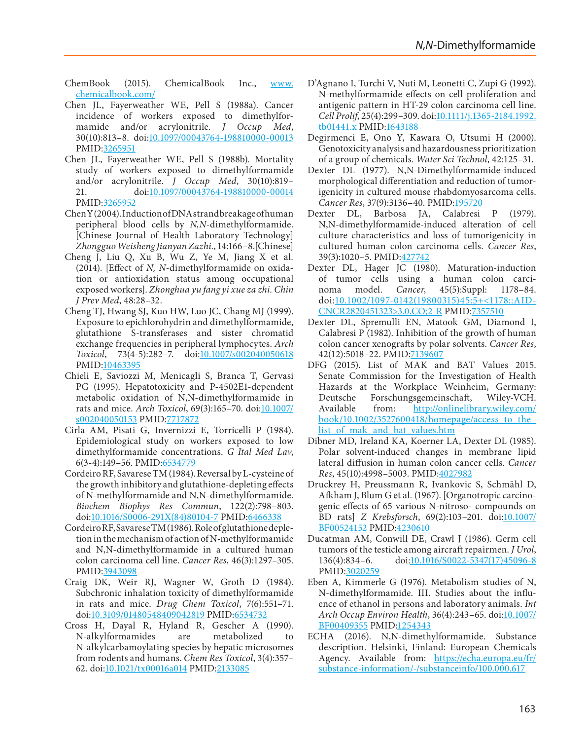ChemBook (2015). ChemicalBook Inc., www.chemicalbook.com/

Chen JL, Fayerweather WE, Pell S (1988a). Cancer incidence of workers exposed to dimethylformamide and/or acrylonitrile. *J Occup Med*, 30(10):813–8. doi:10.1097/00043764-198810000-00013 PMID:3265951

Chen JL, Fayerweather WE, Pell S (1988b). Mortality study of workers exposed to dimethylformamide and/or acrylonitrile. *J Occup Med*, 30(10):819–21. doi:10.1097/00043764-198810000-00014 PMID:3265952

Chen Y (2004). Induction of DNA strand breakage of human peripheral blood cells by *N,N*-dimethylformamide. [Chinese Journal of Health Laboratory Technology] *Zhongguo Weisheng Jianyan Zazhi.*, 14:166–8.[Chinese]

Cheng J, Liu Q, Xu B, Wu Z, Ye M, Jiang X et al. (2014). [Effect of *N, N*-dimethylformamide on oxidation or antioxidation status among occupational exposed workers]. *Zhonghua yu fang yi xue za zhi. Chin J Prev Med*, 48:28–32.

Cheng TJ, Hwang SJ, Kuo HW, Luo JC, Chang MJ (1999). Exposure to epichlorohydrin and dimethylformamide, glutathione S-transferases and sister chromatid exchange frequencies in peripheral lymphocytes. *Arch Toxicol*, 73(4-5):282–7. doi:10.1007/s002040050618 PMID:10463395

Chieli E, Saviozzi M, Menicagli S, Branca T, Gervasi PG (1995). Hepatotoxicity and P-4502E1-dependent metabolic oxidation of N,N-dimethylformamide in rats and mice. *Arch Toxicol*, 69(3):165–70. doi:10.1007/s002040050153 PMID:7717872

Cirla AM, Pisati G, Invernizzi E, Torricelli P (1984). Epidemiological study on workers exposed to low dimethylformamide concentrations. *G Ital Med Lav*, 6(3-4):149–56. PMID:6534779

Cordeiro RF, Savarese TM (1984). Reversal by L-cysteine of the growth inhibitory and glutathione-depleting effects of N-methylformamide and N,N-dimethylformamide. *Biochem Biophys Res Commun*, 122(2):798–803. doi:10.1016/S0006-291X(84)80104-7 PMID:6466338

Cordeiro RF, Savarese TM (1986). Role of glutathione depletion in the mechanism of action of N-methylformamide and N,N-dimethylformamide in a cultured human colon carcinoma cell line. *Cancer Res*, 46(3):1297–305. PMID:3943098

Craig DK, Weir RJ, Wagner W, Groth D (1984). Subchronic inhalation toxicity of dimethylformamide in rats and mice. *Drug Chem Toxicol*, 7(6):551–71. doi:10.3109/01480548409042819 PMID:6534732

Cross H, Dayal R, Hyland R, Gescher A (1990). N-alkylformamides are metabolized to N-alkylcarbamoylating species by hepatic microsomes from rodents and humans. *Chem Res Toxicol*, 3(4):357–62. doi:10.1021/tx00016a014 PMID:2133085

D'Agnano I, Turchi V, Nuti M, Leonetti C, Zupi G (1992). N-methylformamide effects on cell proliferation and antigenic pattern in HT-29 colon carcinoma cell line. *Cell Prolif*, 25(4):299–309. doi:10.1111/j.1365-2184.1992.tb01441.x PMID:1643188

Degirmenci E, Ono Y, Kawara O, Utsumi H (2000). Genotoxicity analysis and hazardousness prioritization of a group of chemicals. *Water Sci Technol*, 42:125–31.

Dexter DL (1977). N,N-Dimethylformamide-induced morphological differentiation and reduction of tumorigenicity in cultured mouse rhabdomyosarcoma cells. *Cancer Res*, 37(9):3136–40. PMID:195720

Dexter DL, Barbosa JA, Calabresi P (1979). N,N-dimethylformamide-induced alteration of cell culture characteristics and loss of tumorigenicity in cultured human colon carcinoma cells. *Cancer Res*, 39(3):1020–5. PMID:427742

Dexter DL, Hager JC (1980). Maturation-induction of tumor cells using a human colon carcinoma model. *Cancer*, 45(5):Suppl: 1178–84. doi:10.1002/1097-0142(19800315)45:5+<1178::AID-CNCR2820451323>3.0.CO;2-R PMID:7357510

Dexter DL, Spremulli EN, Matook GM, Diamond I, Calabresi P (1982). Inhibition of the growth of human colon cancer xenografts by polar solvents. *Cancer Res*, 42(12):5018–22. PMID:7139607

DFG (2015). List of MAK and BAT Values 2015. Senate Commission for the Investigation of Health Hazards at the Workplace Weinheim, Germany: Deutsche Forschungsgemeinschaft, Wiley-VCH. Available from: http://onlinelibrary.wiley.com/book/10.1002/3527600418/homepage/access_to_the_list_of_mak_and_bat_values.htm

Dibner MD, Ireland KA, Koerner LA, Dexter DL (1985). Polar solvent-induced changes in membrane lipid lateral diffusion in human colon cancer cells. *Cancer Res*, 45(10):4998–5003. PMID:4027982

Druckrey H, Preussmann R, Ivankovic S, Schmähl D, Afkham J, Blum G et al. (1967). [Organotropic carcinogenic effects of 65 various N-nitroso- compounds on BD rats] *Z Krebsforsch*, 69(2):103–201. doi:10.1007/BF00524152 PMID:4230610

Ducatman AM, Conwill DE, Crawl J (1986). Germ cell tumors of the testicle among aircraft repairmen. *J Urol*, 136(4):834–6. doi:10.1016/S0022-5347(17)45096-8 PMID:3020259

Eben A, Kimmerle G (1976). Metabolism studies of N, N-dimethylformamide. III. Studies about the influence of ethanol in persons and laboratory animals. *Int Arch Occup Environ Health*, 36(4):243–65. doi:10.1007/BF00409355 PMID:1254343

ECHA (2016). N,N-dimethylformamide. Substance description. Helsinki, Finland: European Chemicals Agency. Available from: https://echa.europa.eu/fr/substance-information/-/substanceinfo/100.000.617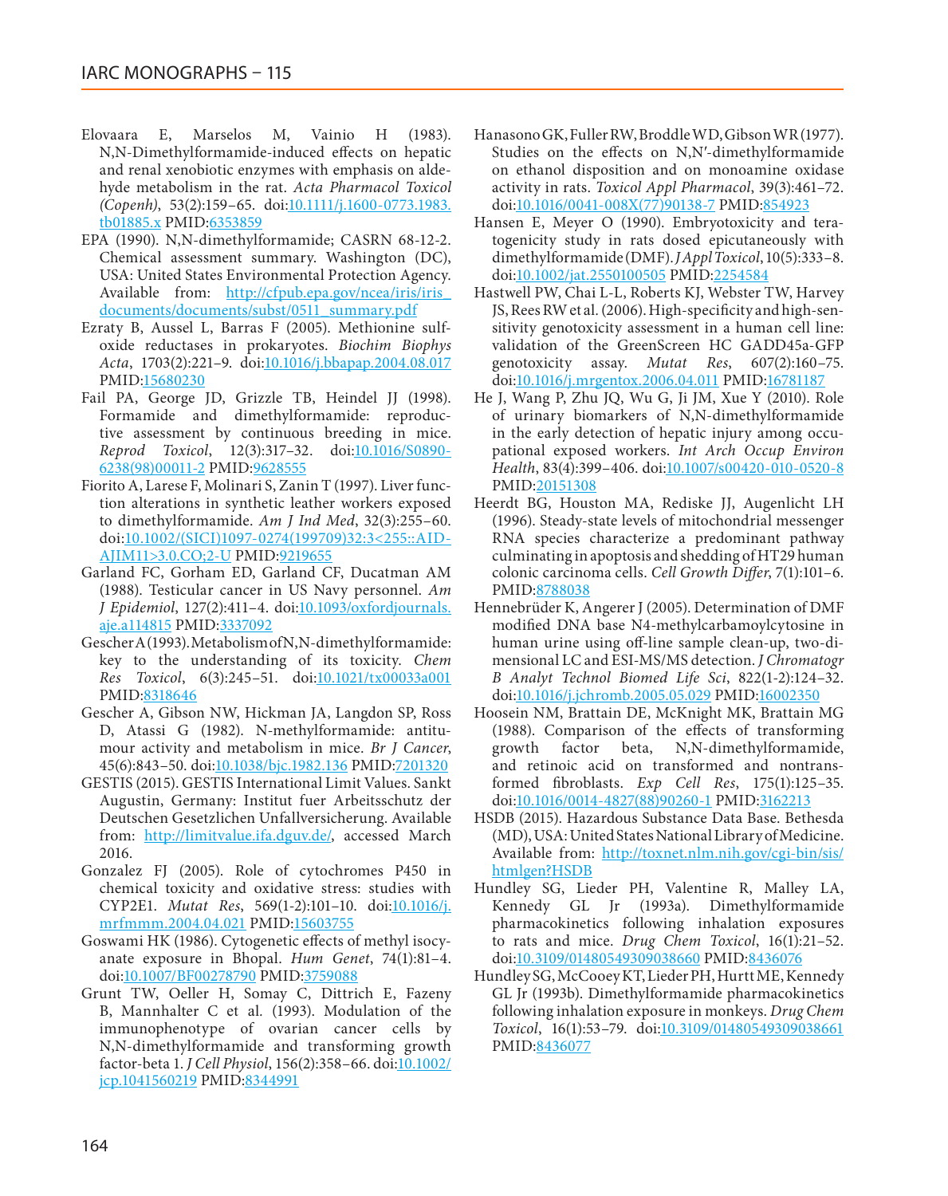Elovaara E, Marselos M, Vainio H (1983). N,N-Dimethylformamide-induced effects on hepatic and renal xenobiotic enzymes with emphasis on aldehyde metabolism in the rat. *Acta Pharmacol Toxicol (Copenh)*, 53(2):159–65. doi:10.1111/j.1600-0773.1983.tb01885.x PMID:6353859

EPA (1990). N,N-dimethylformamide; CASRN 68-12-2. Chemical assessment summary. Washington (DC), USA: United States Environmental Protection Agency. Available from: http://cfpub.epa.gov/ncea/iris/iris_documents/documents/subst/0511_summary.pdf

Ezraty B, Aussel L, Barras F (2005). Methionine sulfoxide reductases in prokaryotes. *Biochim Biophys Acta*, 1703(2):221–9. doi:10.1016/j.bbapap.2004.08.017 PMID:15680230

Fail PA, George JD, Grizzle TB, Heindel JJ (1998). Formamide and dimethylformamide: reproductive assessment by continuous breeding in mice. *Reprod Toxicol*, 12(3):317–32. doi:10.1016/S0890-6238(98)00011-2 PMID:9628555

Fiorito A, Larese F, Molinari S, Zanin T (1997). Liver function alterations in synthetic leather workers exposed to dimethylformamide. *Am J Ind Med*, 32(3):255–60. doi:10.1002/(SICI)1097-0274(199709)32:3<255::AID-AJIM11>3.0.CO;2-U PMID:9219655

Garland FC, Gorham ED, Garland CF, Ducatman AM (1988). Testicular cancer in US Navy personnel. *Am J Epidemiol*, 127(2):411–4. doi:10.1093/oxfordjournals.aje.a114815 PMID:3337092

Gescher A (1993). Metabolism of N,N-dimethylformamide: key to the understanding of its toxicity. *Chem Res Toxicol*, 6(3):245–51. doi:10.1021/tx00033a001 PMID:8318646

Gescher A, Gibson NW, Hickman JA, Langdon SP, Ross D, Atassi G (1982). N-methylformamide: antitumour activity and metabolism in mice. *Br J Cancer*, 45(6):843–50. doi:10.1038/bjc.1982.136 PMID:7201320

GESTIS (2015). GESTIS International Limit Values. Sankt Augustin, Germany: Institut fuer Arbeitsschutz der Deutschen Gesetzlichen Unfallversicherung. Available from: http://limitvalue.ifa.dguv.de/, accessed March 2016.

Gonzalez FJ (2005). Role of cytochromes P450 in chemical toxicity and oxidative stress: studies with CYP2E1. *Mutat Res*, 569(1-2):101–10. doi:10.1016/j.mrfmmm.2004.04.021 PMID:15603755

Goswami HK (1986). Cytogenetic effects of methyl isocyanate exposure in Bhopal. *Hum Genet*, 74(1):81–4. doi:10.1007/BF00278790 PMID:3759088

Grunt TW, Oeller H, Somay C, Dittrich E, Fazeny B, Mannhalter C et al. (1993). Modulation of the immunophenotype of ovarian cancer cells by N,N-dimethylformamide and transforming growth factor-beta 1. *J Cell Physiol*, 156(2):358–66. doi:10.1002/jcp.1041560219 PMID:8344991

Hanasono GK, Fuller RW, Broddle WD, Gibson WR (1977). Studies on the effects on N,N′-dimethylformamide on ethanol disposition and on monoamine oxidase activity in rats. *Toxicol Appl Pharmacol*, 39(3):461–72. doi:10.1016/0041-008X(77)90138-7 PMID:854923

Hansen E, Meyer O (1990). Embryotoxicity and teratogenicity study in rats dosed epicutaneously with dimethylformamide (DMF). *J Appl Toxicol*, 10(5):333–8. doi:10.1002/jat.2550100505 PMID:2254584

Hastwell PW, Chai L-L, Roberts KJ, Webster TW, Harvey JS, Rees RW et al. (2006). High-specificity and high-sensitivity genotoxicity assessment in a human cell line: validation of the GreenScreen HC GADD45a-GFP genotoxicity assay. *Mutat Res*, 607(2):160–75. doi:10.1016/j.mrgentox.2006.04.011 PMID:16781187

He J, Wang P, Zhu JQ, Wu G, Ji JM, Xue Y (2010). Role of urinary biomarkers of N,N-dimethylformamide in the early detection of hepatic injury among occupational exposed workers. *Int Arch Occup Environ Health*, 83(4):399–406. doi:10.1007/s00420-010-0520-8 PMID:20151308

Heerdt BG, Houston MA, Rediske JJ, Augenlicht LH (1996). Steady-state levels of mitochondrial messenger RNA species characterize a predominant pathway culminating in apoptosis and shedding of HT29 human colonic carcinoma cells. *Cell Growth Differ*, 7(1):101–6. PMID:8788038

Hennebrüder K, Angerer J (2005). Determination of DMF modified DNA base N4-methylcarbamoylcytosine in human urine using off-line sample clean-up, two-dimensional LC and ESI-MS/MS detection. *J Chromatogr B Analyt Technol Biomed Life Sci*, 822(1-2):124–32. doi:10.1016/j.jchromb.2005.05.029 PMID:16002350

Hoosein NM, Brattain DE, McKnight MK, Brattain MG (1988). Comparison of the effects of transforming growth factor beta, N,N-dimethylformamide, and retinoic acid on transformed and nontransformed fibroblasts. *Exp Cell Res*, 175(1):125–35. doi:10.1016/0014-4827(88)90260-1 PMID:3162213

HSDB (2015). Hazardous Substance Data Base. Bethesda (MD), USA: United States National Library of Medicine. Available from: http://toxnet.nlm.nih.gov/cgi-bin/sis/htmlgen?HSDB

Hundley SG, Lieder PH, Valentine R, Malley LA, Kennedy GL Jr (1993a). Dimethylformamide pharmacokinetics following inhalation exposures to rats and mice. *Drug Chem Toxicol*, 16(1):21–52. doi:10.3109/01480549309038660 PMID:8436076

Hundley SG, McCooey KT, Lieder PH, Hurtt ME, Kennedy GL Jr (1993b). Dimethylformamide pharmacokinetics following inhalation exposure in monkeys. *Drug Chem Toxicol*, 16(1):53–79. doi:10.3109/01480549309038661 PMID:8436077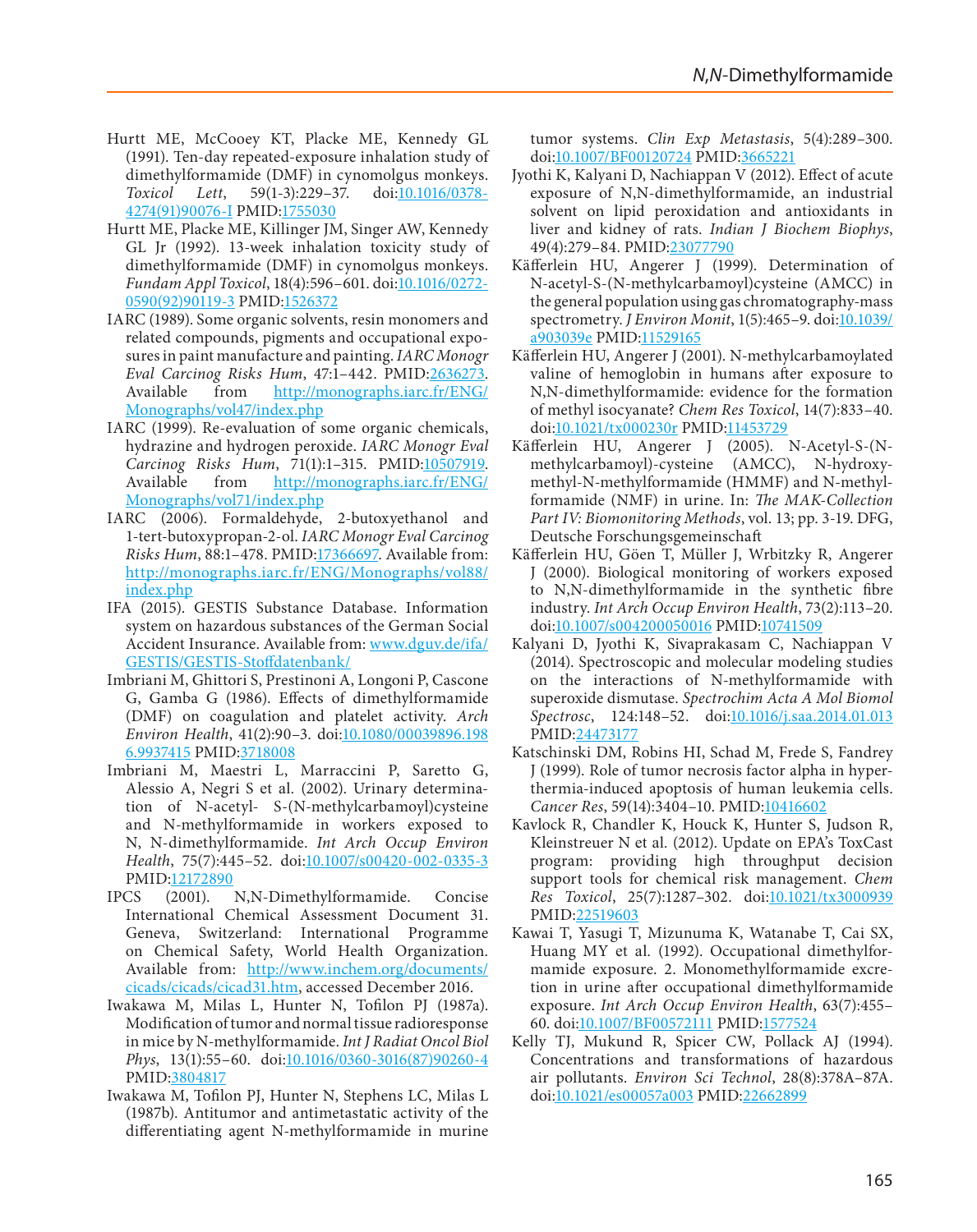Hurtt ME, McCooey KT, Placke ME, Kennedy GL (1991). Ten-day repeated-exposure inhalation study of dimethylformamide (DMF) in cynomolgus monkeys. *Toxicol Lett*, 59(1-3):229–37. doi:10.1016/0378-4274(91)90076-I PMID:1755030

Hurtt ME, Placke ME, Killinger JM, Singer AW, Kennedy GL Jr (1992). 13-week inhalation toxicity study of dimethylformamide (DMF) in cynomolgus monkeys. *Fundam Appl Toxicol*, 18(4):596–601. doi:10.1016/0272-0590(92)90119-3 PMID:1526372

IARC (1989). Some organic solvents, resin monomers and related compounds, pigments and occupational exposures in paint manufacture and painting. *IARC Monogr Eval Carcinog Risks Hum*, 47:1–442. PMID:2636273. Available from http://monographs.iarc.fr/ENG/Monographs/vol47/index.php

IARC (1999). Re-evaluation of some organic chemicals, hydrazine and hydrogen peroxide. *IARC Monogr Eval Carcinog Risks Hum*, 71(1):1–315. PMID:10507919. Available from http://monographs.iarc.fr/ENG/Monographs/vol71/index.php

IARC (2006). Formaldehyde, 2-butoxyethanol and 1-tert-butoxypropan-2-ol. *IARC Monogr Eval Carcinog Risks Hum*, 88:1–478. PMID:17366697. Available from: http://monographs.iarc.fr/ENG/Monographs/vol88/index.php

IFA (2015). GESTIS Substance Database. Information system on hazardous substances of the German Social Accident Insurance. Available from: www.dguv.de/ifa/GESTIS/GESTIS-Stoffdatenbank/

Imbriani M, Ghittori S, Prestinoni A, Longoni P, Cascone G, Gamba G (1986). Effects of dimethylformamide (DMF) on coagulation and platelet activity. *Arch Environ Health*, 41(2):90–3. doi:10.1080/00039896.1986.9937415 PMID:3718008

Imbriani M, Maestri L, Marraccini P, Saretto G, Alessio A, Negri S et al. (2002). Urinary determination of N-acetyl- S-(N-methylcarbamoyl)cysteine and N-methylformamide in workers exposed to N, N-dimethylformamide. *Int Arch Occup Environ Health*, 75(7):445–52. doi:10.1007/s00420-002-0335-3 PMID:12172890

IPCS (2001). N,N-Dimethylformamide. Concise International Chemical Assessment Document 31. Geneva, Switzerland: International Programme on Chemical Safety, World Health Organization. Available from: http://www.inchem.org/documents/cicads/cicads/cicad31.htm, accessed December 2016.

Iwakawa M, Milas L, Hunter N, Tofilon PJ (1987a). Modification of tumor and normal tissue radioresponse in mice by N-methylformamide. *Int J Radiat Oncol Biol Phys*, 13(1):55–60. doi:10.1016/0360-3016(87)90260-4 PMID:3804817

Iwakawa M, Tofilon PJ, Hunter N, Stephens LC, Milas L (1987b). Antitumor and antimetastatic activity of the differentiating agent N-methylformamide in murine tumor systems. *Clin Exp Metastasis*, 5(4):289–300. doi:10.1007/BF00120724 PMID:3665221

Jyothi K, Kalyani D, Nachiappan V (2012). Effect of acute exposure of N,N-dimethylformamide, an industrial solvent on lipid peroxidation and antioxidants in liver and kidney of rats. *Indian J Biochem Biophys*, 49(4):279–84. PMID:23077790

Käfferlein HU, Angerer J (1999). Determination of N-acetyl-S-(N-methylcarbamoyl)cysteine (AMCC) in the general population using gas chromatography-mass spectrometry. *J Environ Monit*, 1(5):465–9. doi:10.1039/a903039e PMID:11529165

Käfferlein HU, Angerer J (2001). N-methylcarbamoylated valine of hemoglobin in humans after exposure to N,N-dimethylformamide: evidence for the formation of methyl isocyanate? *Chem Res Toxicol*, 14(7):833–40. doi:10.1021/tx000230r PMID:11453729

Käfferlein HU, Angerer J (2005). N-Acetyl-S-(N-methylcarbamoyl)-cysteine (AMCC), N-hydroxymethyl-N-methylformamide (HMMF) and N-methylformamide (NMF) in urine. In: *The MAK-Collection Part IV: Biomonitoring Methods*, vol. 13; pp. 3-19. DFG, Deutsche Forschungsgemeinschaft

Käfferlein HU, Göen T, Müller J, Wrbitzky R, Angerer J (2000). Biological monitoring of workers exposed to N,N-dimethylformamide in the synthetic fibre industry. *Int Arch Occup Environ Health*, 73(2):113–20. doi:10.1007/s004200050016 PMID:10741509

Kalyani D, Jyothi K, Sivaprakasam C, Nachiappan V (2014). Spectroscopic and molecular modeling studies on the interactions of N-methylformamide with superoxide dismutase. *Spectrochim Acta A Mol Biomol Spectrosc*, 124:148–52. doi:10.1016/j.saa.2014.01.013 PMID:24473177

Katschinski DM, Robins HI, Schad M, Frede S, Fandrey J (1999). Role of tumor necrosis factor alpha in hyperthermia-induced apoptosis of human leukemia cells. *Cancer Res*, 59(14):3404–10. PMID:10416602

Kavlock R, Chandler K, Houck K, Hunter S, Judson R, Kleinstreuer N et al. (2012). Update on EPA's ToxCast program: providing high throughput decision support tools for chemical risk management. *Chem Res Toxicol*, 25(7):1287–302. doi:10.1021/tx3000939 PMID:22519603

Kawai T, Yasugi T, Mizunuma K, Watanabe T, Cai SX, Huang MY et al. (1992). Occupational dimethylformamide exposure. 2. Monomethylformamide excretion in urine after occupational dimethylformamide exposure. *Int Arch Occup Environ Health*, 63(7):455–60. doi:10.1007/BF00572111 PMID:1577524

Kelly TJ, Mukund R, Spicer CW, Pollack AJ (1994). Concentrations and transformations of hazardous air pollutants. *Environ Sci Technol*, 28(8):378A–87A. doi:10.1021/es00057a003 PMID:22662899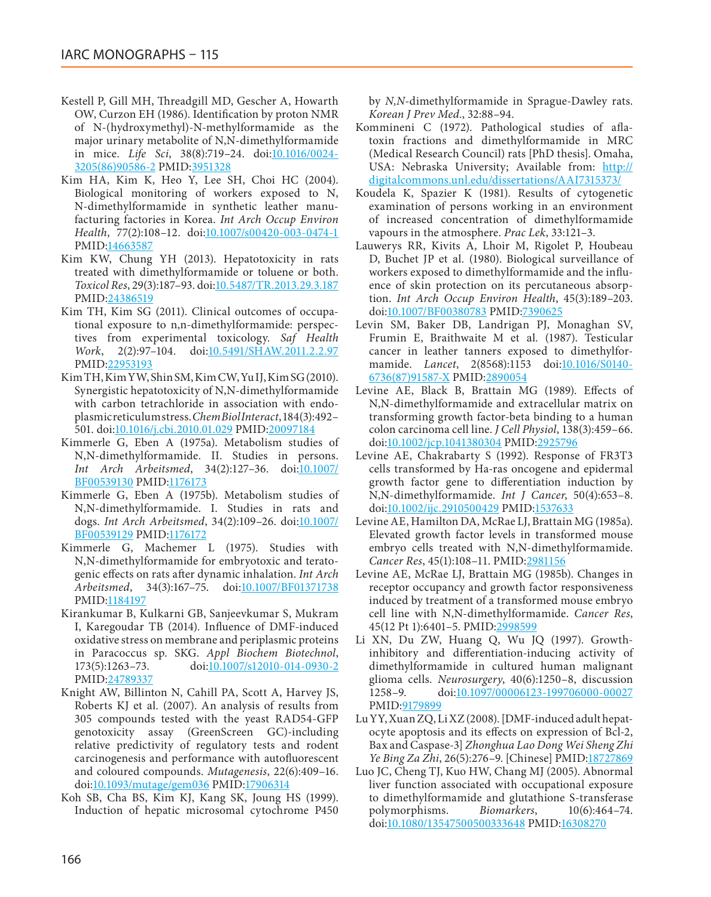Kestell P, Gill MH, Threadgill MD, Gescher A, Howarth OW, Curzon EH (1986). Identification by proton NMR of N-(hydroxymethyl)-N-methylformamide as the major urinary metabolite of N,N-dimethylformamide in mice. *Life Sci*, 38(8):719–24. doi:10.1016/0024-3205(86)90586-2 PMID:3951328

Kim HA, Kim K, Heo Y, Lee SH, Choi HC (2004). Biological monitoring of workers exposed to N, N-dimethylformamide in synthetic leather manufacturing factories in Korea. *Int Arch Occup Environ Health*, 77(2):108–12. doi:10.1007/s00420-003-0474-1 PMID:14663587

Kim KW, Chung YH (2013). Hepatotoxicity in rats treated with dimethylformamide or toluene or both. *Toxicol Res*, 29(3):187–93. doi:10.5487/TR.2013.29.3.187 PMID:24386519

Kim TH, Kim SG (2011). Clinical outcomes of occupational exposure to n,n-dimethylformamide: perspectives from experimental toxicology. *Saf Health Work*, 2(2):97–104. doi:10.5491/SHAW.2011.2.2.97 PMID:22953193

Kim TH, Kim YW, Shin SM, Kim CW, Yu IJ, Kim SG (2010). Synergistic hepatotoxicity of N,N-dimethylformamide with carbon tetrachloride in association with endoplasmic reticulum stress. *Chem Biol Interact*, 184(3):492–501. doi:10.1016/j.cbi.2010.01.029 PMID:20097184

Kimmerle G, Eben A (1975a). Metabolism studies of N,N-dimethylformamide. II. Studies in persons. *Int Arch Arbeitsmed*, 34(2):127–36. doi:10.1007/BF00539130 PMID:1176173

Kimmerle G, Eben A (1975b). Metabolism studies of N,N-dimethylformamide. I. Studies in rats and dogs. *Int Arch Arbeitsmed*, 34(2):109–26. doi:10.1007/BF00539129 PMID:1176172

Kimmerle G, Machemer L (1975). Studies with N,N-dimethylformamide for embryotoxic and teratogenic effects on rats after dynamic inhalation. *Int Arch Arbeitsmed*, 34(3):167–75. doi:10.1007/BF01371738 PMID:1184197

Kirankumar B, Kulkarni GB, Sanjeevkumar S, Mukram I, Karegoudar TB (2014). Influence of DMF-induced oxidative stress on membrane and periplasmic proteins in Paracoccus sp. SKG. *Appl Biochem Biotechnol*, 173(5):1263–73. doi:10.1007/s12010-014-0930-2 PMID:24789337

Knight AW, Billinton N, Cahill PA, Scott A, Harvey JS, Roberts KJ et al. (2007). An analysis of results from 305 compounds tested with the yeast RAD54-GFP genotoxicity assay (GreenScreen GC)-including relative predictivity of regulatory tests and rodent carcinogenesis and performance with autofluorescent and coloured compounds. *Mutagenesis*, 22(6):409–16. doi:10.1093/mutage/gem036 PMID:17906314

Koh SB, Cha BS, Kim KJ, Kang SK, Joung HS (1999). Induction of hepatic microsomal cytochrome P450 by *N,N*-dimethylformamide in Sprague-Dawley rats. *Korean J Prev Med.*, 32:88–94.

Kommineni C (1972). Pathological studies of aflatoxin fractions and dimethylformamide in MRC (Medical Research Council) rats [PhD thesis]. Omaha, USA: Nebraska University; Available from: http://digitalcommons.unl.edu/dissertations/AAI7315373/

Koudela K, Spazier K (1981). Results of cytogenetic examination of persons working in an environment of increased concentration of dimethylformamide vapours in the atmosphere. *Prac Lek*, 33:121–3.

Lauwerys RR, Kivits A, Lhoir M, Rigolet P, Houbeau D, Buchet JP et al. (1980). Biological surveillance of workers exposed to dimethylformamide and the influence of skin protection on its percutaneous absorption. *Int Arch Occup Environ Health*, 45(3):189–203. doi:10.1007/BF00380783 PMID:7390625

Levin SM, Baker DB, Landrigan PJ, Monaghan SV, Frumin E, Braithwaite M et al. (1987). Testicular cancer in leather tanners exposed to dimethylformamide. *Lancet*, 2(8568):1153 doi:10.1016/S0140-6736(87)91587-X PMID:2890054

Levine AE, Black B, Brattain MG (1989). Effects of N,N-dimethylformamide and extracellular matrix on transforming growth factor-beta binding to a human colon carcinoma cell line. *J Cell Physiol*, 138(3):459–66. doi:10.1002/jcp.1041380304 PMID:2925796

Levine AE, Chakrabarty S (1992). Response of FR3T3 cells transformed by Ha-ras oncogene and epidermal growth factor gene to differentiation induction by N,N-dimethylformamide. *Int J Cancer*, 50(4):653–8. doi:10.1002/ijc.2910500429 PMID:1537633

Levine AE, Hamilton DA, McRae LJ, Brattain MG (1985a). Elevated growth factor levels in transformed mouse embryo cells treated with N,N-dimethylformamide. *Cancer Res*, 45(1):108–11. PMID:2981156

Levine AE, McRae LJ, Brattain MG (1985b). Changes in receptor occupancy and growth factor responsiveness induced by treatment of a transformed mouse embryo cell line with N,N-dimethylformamide. *Cancer Res*, 45(12 Pt 1):6401–5. PMID:2998599

Li XN, Du ZW, Huang Q, Wu JQ (1997). Growth-inhibitory and differentiation-inducing activity of dimethylformamide in cultured human malignant glioma cells. *Neurosurgery*, 40(6):1250–8, discussion 1258–9. doi:10.1097/00006123-199706000-00027 PMID:9179899

Lu YY, Xuan ZQ, Li XZ (2008). [DMF-induced adult hepatocyte apoptosis and its effects on expression of Bcl-2, Bax and Caspase-3] *Zhonghua Lao Dong Wei Sheng Zhi Ye Bing Za Zhi*, 26(5):276–9. [Chinese] PMID:18727869

Luo JC, Cheng TJ, Kuo HW, Chang MJ (2005). Abnormal liver function associated with occupational exposure to dimethylformamide and glutathione S-transferase polymorphisms. *Biomarkers*, 10(6):464–74. doi:10.1080/13547500500333648 PMID:16308270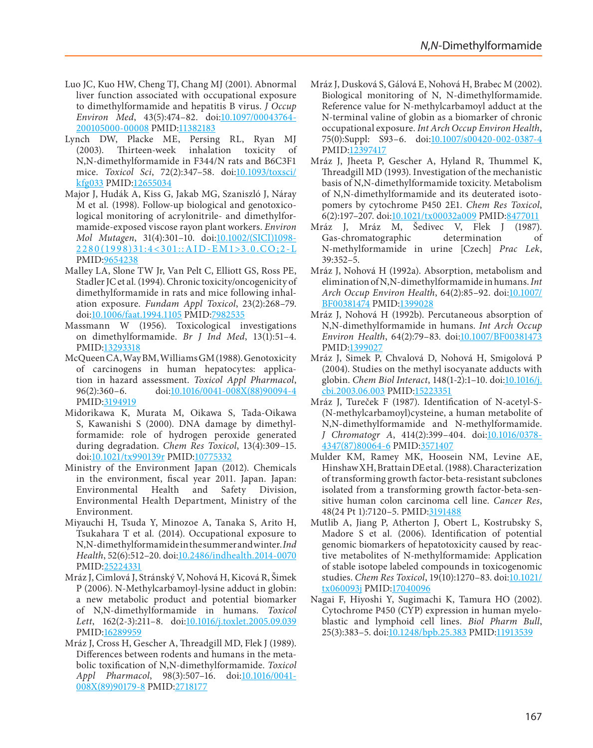Luo JC, Kuo HW, Cheng TJ, Chang MJ (2001). Abnormal liver function associated with occupational exposure to dimethylformamide and hepatitis B virus. *J Occup Environ Med*, 43(5):474–82. doi:10.1097/00043764-200105000-00008 PMID:11382183

Lynch DW, Placke ME, Persing RL, Ryan MJ (2003). Thirteen-week inhalation toxicity of N,N-dimethylformamide in F344/N rats and B6C3F1 mice. *Toxicol Sci*, 72(2):347–58. doi:10.1093/toxsci/kfg033 PMID:12655034

Major J, Hudák A, Kiss G, Jakab MG, Szaniszló J, Náray M et al. (1998). Follow-up biological and genotoxicological monitoring of acrylonitrile- and dimethylformamide-exposed viscose rayon plant workers. *Environ Mol Mutagen*, 31(4):301–10. doi:10.1002/(SICI)1098-2280(1998)31:4<301::AID-EM1>3.0.CO;2-L PMID:9654238

Malley LA, Slone TW Jr, Van Pelt C, Elliott GS, Ross PE, Stadler JC et al. (1994). Chronic toxicity/oncogenicity of dimethylformamide in rats and mice following inhalation exposure. *Fundam Appl Toxicol*, 23(2):268–79. doi:10.1006/faat.1994.1105 PMID:7982535

Massmann W (1956). Toxicological investigations on dimethylformamide. *Br J Ind Med*, 13(1):51–4. PMID:13293318

McQueen CA, Way BM, Williams GM (1988). Genotoxicity of carcinogens in human hepatocytes: application in hazard assessment. *Toxicol Appl Pharmacol*, 96(2):360–6. doi:10.1016/0041-008X(88)90094-4 PMID:3194919

Midorikawa K, Murata M, Oikawa S, Tada-Oikawa S, Kawanishi S (2000). DNA damage by dimethylformamide: role of hydrogen peroxide generated during degradation. *Chem Res Toxicol*, 13(4):309–15. doi:10.1021/tx990139r PMID:10775332

Ministry of the Environment Japan (2012). Chemicals in the environment, fiscal year 2011. Japan. Japan: Environmental Health and Safety Division, Environmental Health Department, Ministry of the Environment.

Miyauchi H, Tsuda Y, Minozoe A, Tanaka S, Arito H, Tsukahara T et al. (2014). Occupational exposure to N,N-dimethylformamide in the summer and winter. *Ind Health*, 52(6):512–20. doi:10.2486/indhealth.2014-0070 PMID:25224331

Mráz J, Cimlová J, Stránský V, Nohová H, Kicová R, Šimek P (2006). N-Methylcarbamoyl-lysine adduct in globin: a new metabolic product and potential biomarker of N,N-dimethylformamide in humans. *Toxicol Lett*, 162(2-3):211–8. doi:10.1016/j.toxlet.2005.09.039 PMID:16289959

Mráz J, Cross H, Gescher A, Threadgill MD, Flek J (1989). Differences between rodents and humans in the metabolic toxification of N,N-dimethylformamide. *Toxicol Appl Pharmacol*, 98(3):507–16. doi:10.1016/0041-008X(89)90179-8 PMID:2718177

Mráz J, Dusková S, Gálová E, Nohová H, Brabec M (2002). Biological monitoring of N, N-dimethylformamide. Reference value for N-methylcarbamoyl adduct at the N-terminal valine of globin as a biomarker of chronic occupational exposure. *Int Arch Occup Environ Health*, 75(0):Suppl: S93–6. doi:10.1007/s00420-002-0387-4 PMID:12397417

Mráz J, Jheeta P, Gescher A, Hyland R, Thummel K, Threadgill MD (1993). Investigation of the mechanistic basis of N,N-dimethylformamide toxicity. Metabolism of N,N-dimethylformamide and its deuterated isotopomers by cytochrome P450 2E1. *Chem Res Toxicol*, 6(2):197–207. doi:10.1021/tx00032a009 PMID:8477011

Mráz J, Mráz M, Šedivec V, Flek J (1987). Gas-chromatographic determination of N-methylformamide in urine [Czech] *Prac Lek*, 39:352–5.

Mráz J, Nohová H (1992a). Absorption, metabolism and elimination of N,N-dimethylformamide in humans. *Int Arch Occup Environ Health*, 64(2):85–92. doi:10.1007/BF00381474 PMID:1399028

Mráz J, Nohová H (1992b). Percutaneous absorption of N,N-dimethylformamide in humans. *Int Arch Occup Environ Health*, 64(2):79–83. doi:10.1007/BF00381473 PMID:1399027

Mráz J, Simek P, Chvalová D, Nohová H, Smigolová P (2004). Studies on the methyl isocyanate adducts with globin. *Chem Biol Interact*, 148(1-2):1–10. doi:10.1016/j.cbi.2003.06.003 PMID:15223351

Mráz J, Tureček F (1987). Identification of N-acetyl-S-(N-methylcarbamoyl)cysteine, a human metabolite of N,N-dimethylformamide and N-methylformamide. *J Chromatogr A*, 414(2):399–404. doi:10.1016/0378-4347(87)80064-6 PMID:3571407

Mulder KM, Ramey MK, Hoosein NM, Levine AE, Hinshaw XH, Brattain DE et al. (1988). Characterization of transforming growth factor-beta-resistant subclones isolated from a transforming growth factor-beta-sensitive human colon carcinoma cell line. *Cancer Res*, 48(24 Pt 1):7120–5. PMID:3191488

Mutlib A, Jiang P, Atherton J, Obert L, Kostrubsky S, Madore S et al. (2006). Identification of potential genomic biomarkers of hepatotoxicity caused by reactive metabolites of N-methylformamide: Application of stable isotope labeled compounds in toxicogenomic studies. *Chem Res Toxicol*, 19(10):1270–83. doi:10.1021/tx060093j PMID:17040096

Nagai F, Hiyoshi Y, Sugimachi K, Tamura HO (2002). Cytochrome P450 (CYP) expression in human myeloblastic and lymphoid cell lines. *Biol Pharm Bull*, 25(3):383–5. doi:10.1248/bpb.25.383 PMID:11913539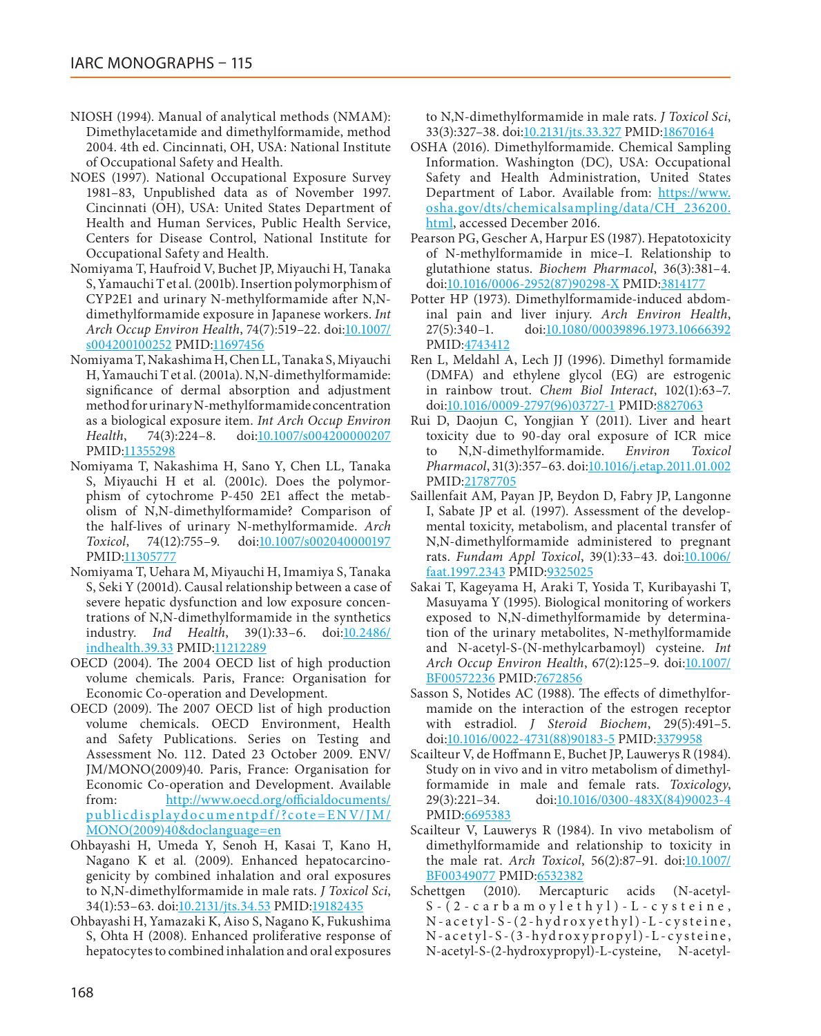NIOSH (1994). Manual of analytical methods (NMAM): Dimethylacetamide and dimethylformamide, method 2004. 4th ed. Cincinnati, OH, USA: National Institute of Occupational Safety and Health.

NOES (1997). National Occupational Exposure Survey 1981–83, Unpublished data as of November 1997. Cincinnati (OH), USA: United States Department of Health and Human Services, Public Health Service, Centers for Disease Control, National Institute for Occupational Safety and Health.

Nomiyama T, Haufroid V, Buchet JP, Miyauchi H, Tanaka S, Yamauchi T et al. (2001b). Insertion polymorphism of CYP2E1 and urinary N-methylformamide after N,N-dimethylformamide exposure in Japanese workers. *Int Arch Occup Environ Health*, 74(7):519–22. doi:10.1007/s004200100252 PMID:11697456

Nomiyama T, Nakashima H, Chen LL, Tanaka S, Miyauchi H, Yamauchi T et al. (2001a). N,N-dimethylformamide: significance of dermal absorption and adjustment method for urinary N-methylformamide concentration as a biological exposure item. *Int Arch Occup Environ Health*, 74(3):224–8. doi:10.1007/s004200000207 PMID:11355298

Nomiyama T, Nakashima H, Sano Y, Chen LL, Tanaka S, Miyauchi H et al. (2001c). Does the polymorphism of cytochrome P-450 2E1 affect the metabolism of N,N-dimethylformamide? Comparison of the half-lives of urinary N-methylformamide. *Arch Toxicol*, 74(12):755–9. doi:10.1007/s002040000197 PMID:11305777

Nomiyama T, Uehara M, Miyauchi H, Imamiya S, Tanaka S, Seki Y (2001d). Causal relationship between a case of severe hepatic dysfunction and low exposure concentrations of N,N-dimethylformamide in the synthetics industry. *Ind Health*, 39(1):33–6. doi:10.2486/indhealth.39.33 PMID:11212289

OECD (2004). The 2004 OECD list of high production volume chemicals. Paris, France: Organisation for Economic Co-operation and Development.

OECD (2009). The 2007 OECD list of high production volume chemicals. OECD Environment, Health and Safety Publications. Series on Testing and Assessment No. 112. Dated 23 October 2009. ENV/JM/MONO(2009)40. Paris, France: Organisation for Economic Co-operation and Development. Available from: http://www.oecd.org/officialdocuments/publicdisplaydocumentpdf/?cote=ENV/JM/MONO(2009)40&doclanguage=en

Ohbayashi H, Umeda Y, Senoh H, Kasai T, Kano H, Nagano K et al. (2009). Enhanced hepatocarcinogenicity by combined inhalation and oral exposures to N,N-dimethylformamide in male rats. *J Toxicol Sci*, 34(1):53–63. doi:10.2131/jts.34.53 PMID:19182435

Ohbayashi H, Yamazaki K, Aiso S, Nagano K, Fukushima S, Ohta H (2008). Enhanced proliferative response of hepatocytes to combined inhalation and oral exposures to N,N-dimethylformamide in male rats. *J Toxicol Sci*, 33(3):327–38. doi:10.2131/jts.33.327 PMID:18670164

OSHA (2016). Dimethylformamide. Chemical Sampling Information. Washington (DC), USA: Occupational Safety and Health Administration, United States Department of Labor. Available from: https://www.osha.gov/dts/chemicalsampling/data/CH_236200.html, accessed December 2016.

Pearson PG, Gescher A, Harpur ES (1987). Hepatotoxicity of N-methylformamide in mice–I. Relationship to glutathione status. *Biochem Pharmacol*, 36(3):381–4. doi:10.1016/0006-2952(87)90298-X PMID:3814177

Potter HP (1973). Dimethylformamide-induced abdominal pain and liver injury. *Arch Environ Health*, 27(5):340–1. doi:10.1080/00039896.1973.10666392 PMID:4743412

Ren L, Meldahl A, Lech JJ (1996). Dimethyl formamide (DMFA) and ethylene glycol (EG) are estrogenic in rainbow trout. *Chem Biol Interact*, 102(1):63–7. doi:10.1016/0009-2797(96)03727-1 PMID:8827063

Rui D, Daojun C, Yongjian Y (2011). Liver and heart toxicity due to 90-day oral exposure of ICR mice to N,N-dimethylformamide. *Environ Toxicol Pharmacol*, 31(3):357–63. doi:10.1016/j.etap.2011.01.002 PMID:21787705

Saillenfait AM, Payan JP, Beydon D, Fabry JP, Langonne I, Sabate JP et al. (1997). Assessment of the developmental toxicity, metabolism, and placental transfer of N,N-dimethylformamide administered to pregnant rats. *Fundam Appl Toxicol*, 39(1):33–43. doi:10.1006/faat.1997.2343 PMID:9325025

Sakai T, Kageyama H, Araki T, Yosida T, Kuribayashi T, Masuyama Y (1995). Biological monitoring of workers exposed to N,N-dimethylformamide by determination of the urinary metabolites, N-methylformamide and N-acetyl-S-(N-methylcarbamoyl) cysteine. *Int Arch Occup Environ Health*, 67(2):125–9. doi:10.1007/BF00572236 PMID:7672856

Sasson S, Notides AC (1988). The effects of dimethylformamide on the interaction of the estrogen receptor with estradiol. *J Steroid Biochem*, 29(5):491–5. doi:10.1016/0022-4731(88)90183-5 PMID:3379958

Scailteur V, de Hoffmann E, Buchet JP, Lauwerys R (1984). Study on in vivo and in vitro metabolism of dimethylformamide in male and female rats. *Toxicology*, 29(3):221–34. doi:10.1016/0300-483X(84)90023-4 PMID:6695383

Scailteur V, Lauwerys R (1984). In vivo metabolism of dimethylformamide and relationship to toxicity in the male rat. *Arch Toxicol*, 56(2):87–91. doi:10.1007/BF00349077 PMID:6532382

Schettgen (2010). Mercapturic acids (N-acetyl-S-(2-carbamoylethyl)-L-cysteine, N-acetyl-S-(2-hydroxyethyl)-L-cysteine, N-acetyl-S-(3-hydroxypropyl)-L-cysteine, N-acetyl-S-(2-hydroxypropyl)-L-cysteine, N-acetyl-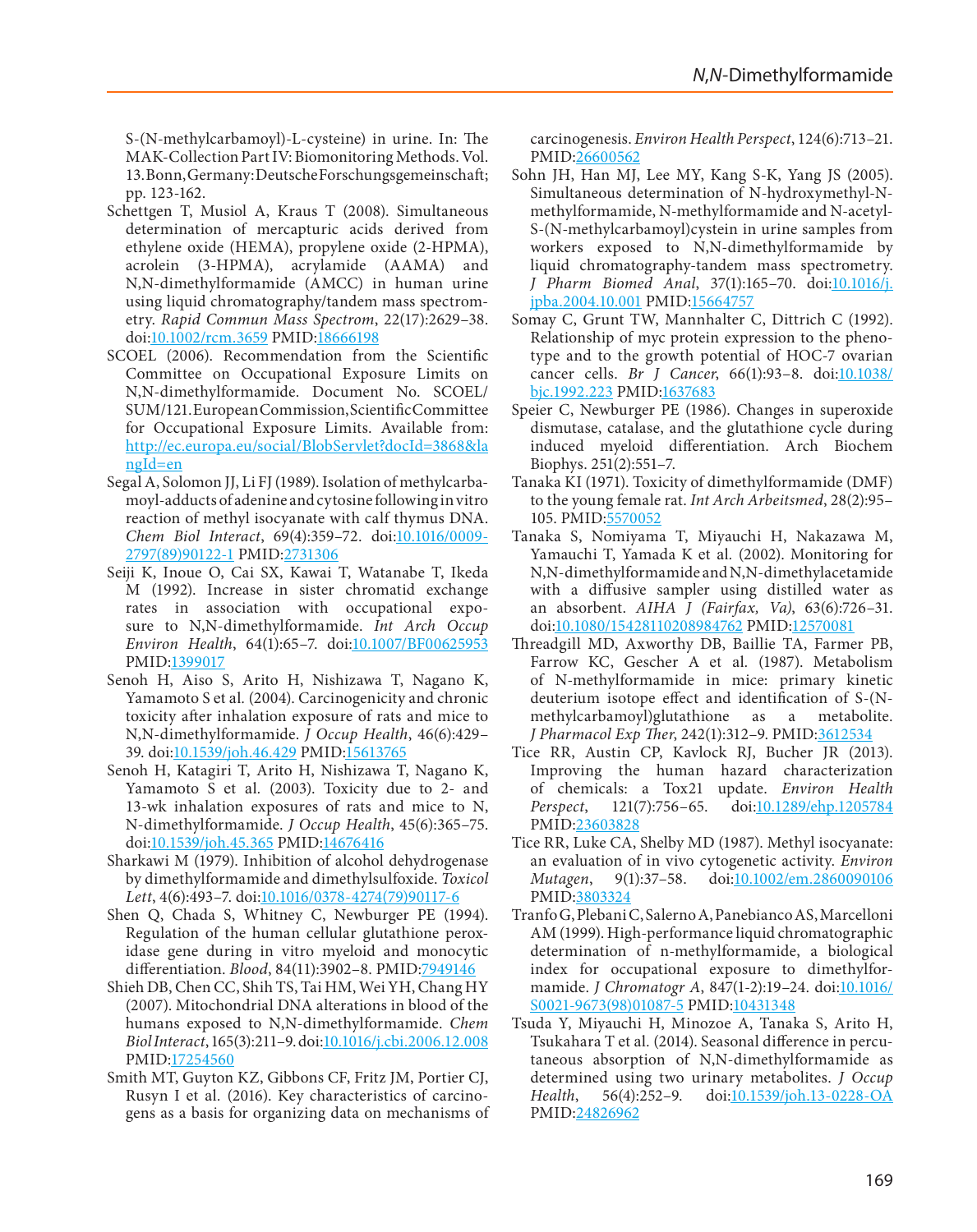S-(N-methylcarbamoyl)-L-cysteine) in urine. In: The MAK-Collection Part IV: Biomonitoring Methods. Vol. 13. Bonn, Germany: Deutsche Forschungsgemeinschaft; pp. 123-162.

Schettgen T, Musiol A, Kraus T (2008). Simultaneous determination of mercapturic acids derived from ethylene oxide (HEMA), propylene oxide (2-HPMA), acrolein (3-HPMA), acrylamide (AAMA) and N,N-dimethylformamide (AMCC) in human urine using liquid chromatography/tandem mass spectrometry. *Rapid Commun Mass Spectrom*, 22(17):2629–38. doi:10.1002/rcm.3659 PMID:18666198

SCOEL (2006). Recommendation from the Scientific Committee on Occupational Exposure Limits on N,N-dimethylformamide. Document No. SCOEL/SUM/121. European Commission, Scientific Committee for Occupational Exposure Limits. Available from: http://ec.europa.eu/social/BlobServlet?docId=3868&langId=en

Segal A, Solomon JJ, Li FJ (1989). Isolation of methylcarbamoyl-adducts of adenine and cytosine following in vitro reaction of methyl isocyanate with calf thymus DNA. *Chem Biol Interact*, 69(4):359–72. doi:10.1016/0009-2797(89)90122-1 PMID:2731306

Seiji K, Inoue O, Cai SX, Kawai T, Watanabe T, Ikeda M (1992). Increase in sister chromatid exchange rates in association with occupational exposure to N,N-dimethylformamide. *Int Arch Occup Environ Health*, 64(1):65–7. doi:10.1007/BF00625953 PMID:1399017

Senoh H, Aiso S, Arito H, Nishizawa T, Nagano K, Yamamoto S et al. (2004). Carcinogenicity and chronic toxicity after inhalation exposure of rats and mice to N,N-dimethylformamide. *J Occup Health*, 46(6):429–39. doi:10.1539/joh.46.429 PMID:15613765

Senoh H, Katagiri T, Arito H, Nishizawa T, Nagano K, Yamamoto S et al. (2003). Toxicity due to 2- and 13-wk inhalation exposures of rats and mice to N, N-dimethylformamide. *J Occup Health*, 45(6):365–75. doi:10.1539/joh.45.365 PMID:14676416

Sharkawi M (1979). Inhibition of alcohol dehydrogenase by dimethylformamide and dimethylsulfoxide. *Toxicol Lett*, 4(6):493–7. doi:10.1016/0378-4274(79)90117-6

Shen Q, Chada S, Whitney C, Newburger PE (1994). Regulation of the human cellular glutathione peroxidase gene during in vitro myeloid and monocytic differentiation. *Blood*, 84(11):3902–8. PMID:7949146

Shieh DB, Chen CC, Shih TS, Tai HM, Wei YH, Chang HY (2007). Mitochondrial DNA alterations in blood of the humans exposed to N,N-dimethylformamide. *Chem Biol Interact*, 165(3):211–9. doi:10.1016/j.cbi.2006.12.008 PMID:17254560

Smith MT, Guyton KZ, Gibbons CF, Fritz JM, Portier CJ, Rusyn I et al. (2016). Key characteristics of carcinogens as a basis for organizing data on mechanisms of carcinogenesis. *Environ Health Perspect*, 124(6):713–21. PMID:26600562

Sohn JH, Han MJ, Lee MY, Kang S-K, Yang JS (2005). Simultaneous determination of N-hydroxymethyl-N-methylformamide, N-methylformamide and N-acetyl-S-(N-methylcarbamoyl)cystein in urine samples from workers exposed to N,N-dimethylformamide by liquid chromatography-tandem mass spectrometry. *J Pharm Biomed Anal*, 37(1):165–70. doi:10.1016/j.jpba.2004.10.001 PMID:15664757

Somay C, Grunt TW, Mannhalter C, Dittrich C (1992). Relationship of myc protein expression to the phenotype and to the growth potential of HOC-7 ovarian cancer cells. *Br J Cancer*, 66(1):93–8. doi:10.1038/bjc.1992.223 PMID:1637683

Speier C, Newburger PE (1986). Changes in superoxide dismutase, catalase, and the glutathione cycle during induced myeloid differentiation. Arch Biochem Biophys. 251(2):551–7.

Tanaka KI (1971). Toxicity of dimethylformamide (DMF) to the young female rat. *Int Arch Arbeitsmed*, 28(2):95–105. PMID:5570052

Tanaka S, Nomiyama T, Miyauchi H, Nakazawa M, Yamauchi T, Yamada K et al. (2002). Monitoring for N,N-dimethylformamide and N,N-dimethylacetamide with a diffusive sampler using distilled water as an absorbent. *AIHA J (Fairfax, Va)*, 63(6):726–31. doi:10.1080/15428110208984762 PMID:12570081

Threadgill MD, Axworthy DB, Baillie TA, Farmer PB, Farrow KC, Gescher A et al. (1987). Metabolism of N-methylformamide in mice: primary kinetic deuterium isotope effect and identification of S-(N-methylcarbamoyl)glutathione as a metabolite. *J Pharmacol Exp Ther*, 242(1):312–9. PMID:3612534

Tice RR, Austin CP, Kavlock RJ, Bucher JR (2013). Improving the human hazard characterization of chemicals: a Tox21 update. *Environ Health Perspect*, 121(7):756–65. doi:10.1289/ehp.1205784 PMID:23603828

Tice RR, Luke CA, Shelby MD (1987). Methyl isocyanate: an evaluation of in vivo cytogenetic activity. *Environ Mutagen*, 9(1):37–58. doi:10.1002/em.2860090106 PMID:3803324

Tranfo G, Plebani C, Salerno A, Panebianco AS, Marcelloni AM (1999). High-performance liquid chromatographic determination of n-methylformamide, a biological index for occupational exposure to dimethylformamide. *J Chromatogr A*, 847(1-2):19–24. doi:10.1016/S0021-9673(98)01087-5 PMID:10431348

Tsuda Y, Miyauchi H, Minozoe A, Tanaka S, Arito H, Tsukahara T et al. (2014). Seasonal difference in percutaneous absorption of N,N-dimethylformamide as determined using two urinary metabolites. *J Occup Health*, 56(4):252–9. doi:10.1539/joh.13-0228-OA PMID:24826962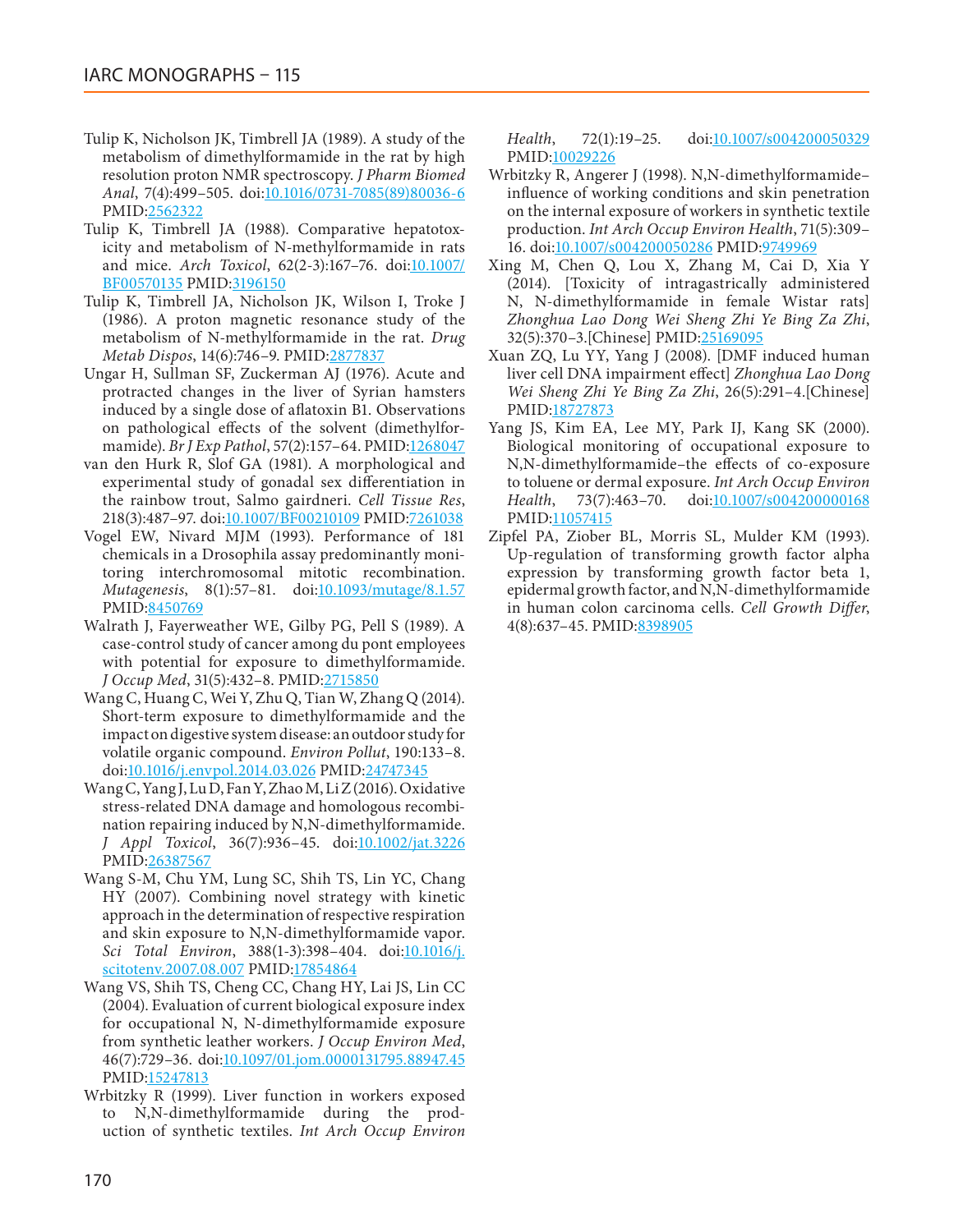Tulip K, Nicholson JK, Timbrell JA (1989). A study of the metabolism of dimethylformamide in the rat by high resolution proton NMR spectroscopy. *J Pharm Biomed Anal*, 7(4):499–505. doi:10.1016/0731-7085(89)80036-6 PMID:2562322

Tulip K, Timbrell JA (1988). Comparative hepatotoxicity and metabolism of N-methylformamide in rats and mice. *Arch Toxicol*, 62(2-3):167–76. doi:10.1007/BF00570135 PMID:3196150

Tulip K, Timbrell JA, Nicholson JK, Wilson I, Troke J (1986). A proton magnetic resonance study of the metabolism of N-methylformamide in the rat. *Drug Metab Dispos*, 14(6):746–9. PMID:2877837

Ungar H, Sullman SF, Zuckerman AJ (1976). Acute and protracted changes in the liver of Syrian hamsters induced by a single dose of aflatoxin B1. Observations on pathological effects of the solvent (dimethylformamide). *Br J Exp Pathol*, 57(2):157–64. PMID:1268047

van den Hurk R, Slof GA (1981). A morphological and experimental study of gonadal sex differentiation in the rainbow trout, Salmo gairdneri. *Cell Tissue Res*, 218(3):487–97. doi:10.1007/BF00210109 PMID:7261038

Vogel EW, Nivard MJM (1993). Performance of 181 chemicals in a Drosophila assay predominantly monitoring interchromosomal mitotic recombination. *Mutagenesis*, 8(1):57–81. doi:10.1093/mutage/8.1.57 PMID:8450769

Walrath J, Fayerweather WE, Gilby PG, Pell S (1989). A case-control study of cancer among du pont employees with potential for exposure to dimethylformamide. *J Occup Med*, 31(5):432–8. PMID:2715850

Wang C, Huang C, Wei Y, Zhu Q, Tian W, Zhang Q (2014). Short-term exposure to dimethylformamide and the impact on digestive system disease: an outdoor study for volatile organic compound. *Environ Pollut*, 190:133–8. doi:10.1016/j.envpol.2014.03.026 PMID:24747345

Wang C, Yang J, Lu D, Fan Y, Zhao M, Li Z (2016). Oxidative stress-related DNA damage and homologous recombination repairing induced by N,N-dimethylformamide. *J Appl Toxicol*, 36(7):936–45. doi:10.1002/jat.3226 PMID:26387567

Wang S-M, Chu YM, Lung SC, Shih TS, Lin YC, Chang HY (2007). Combining novel strategy with kinetic approach in the determination of respective respiration and skin exposure to N,N-dimethylformamide vapor. *Sci Total Environ*, 388(1-3):398–404. doi:10.1016/j.scitotenv.2007.08.007 PMID:17854864

Wang VS, Shih TS, Cheng CC, Chang HY, Lai JS, Lin CC (2004). Evaluation of current biological exposure index for occupational N, N-dimethylformamide exposure from synthetic leather workers. *J Occup Environ Med*, 46(7):729–36. doi:10.1097/01.jom.0000131795.88947.45 PMID:15247813

Wrbitzky R (1999). Liver function in workers exposed to N,N-dimethylformamide during the production of synthetic textiles. *Int Arch Occup Environ Health*, 72(1):19–25. doi:10.1007/s004200050329 PMID:10029226

Wrbitzky R, Angerer J (1998). N,N-dimethylformamide–influence of working conditions and skin penetration on the internal exposure of workers in synthetic textile production. *Int Arch Occup Environ Health*, 71(5):309–16. doi:10.1007/s004200050286 PMID:9749969

Xing M, Chen Q, Lou X, Zhang M, Cai D, Xia Y (2014). [Toxicity of intragastrically administered N, N-dimethylformamide in female Wistar rats] *Zhonghua Lao Dong Wei Sheng Zhi Ye Bing Za Zhi*, 32(5):370–3.[Chinese] PMID:25169095

Xuan ZQ, Lu YY, Yang J (2008). [DMF induced human liver cell DNA impairment effect] *Zhonghua Lao Dong Wei Sheng Zhi Ye Bing Za Zhi*, 26(5):291–4.[Chinese] PMID:18727873

Yang JS, Kim EA, Lee MY, Park IJ, Kang SK (2000). Biological monitoring of occupational exposure to N,N-dimethylformamide–the effects of co-exposure to toluene or dermal exposure. *Int Arch Occup Environ Health*, 73(7):463–70. doi:10.1007/s004200000168 PMID:11057415

Zipfel PA, Ziober BL, Morris SL, Mulder KM (1993). Up-regulation of transforming growth factor alpha expression by transforming growth factor beta 1, epidermal growth factor, and N,N-dimethylformamide in human colon carcinoma cells. *Cell Growth Differ*, 4(8):637–45. PMID:8398905